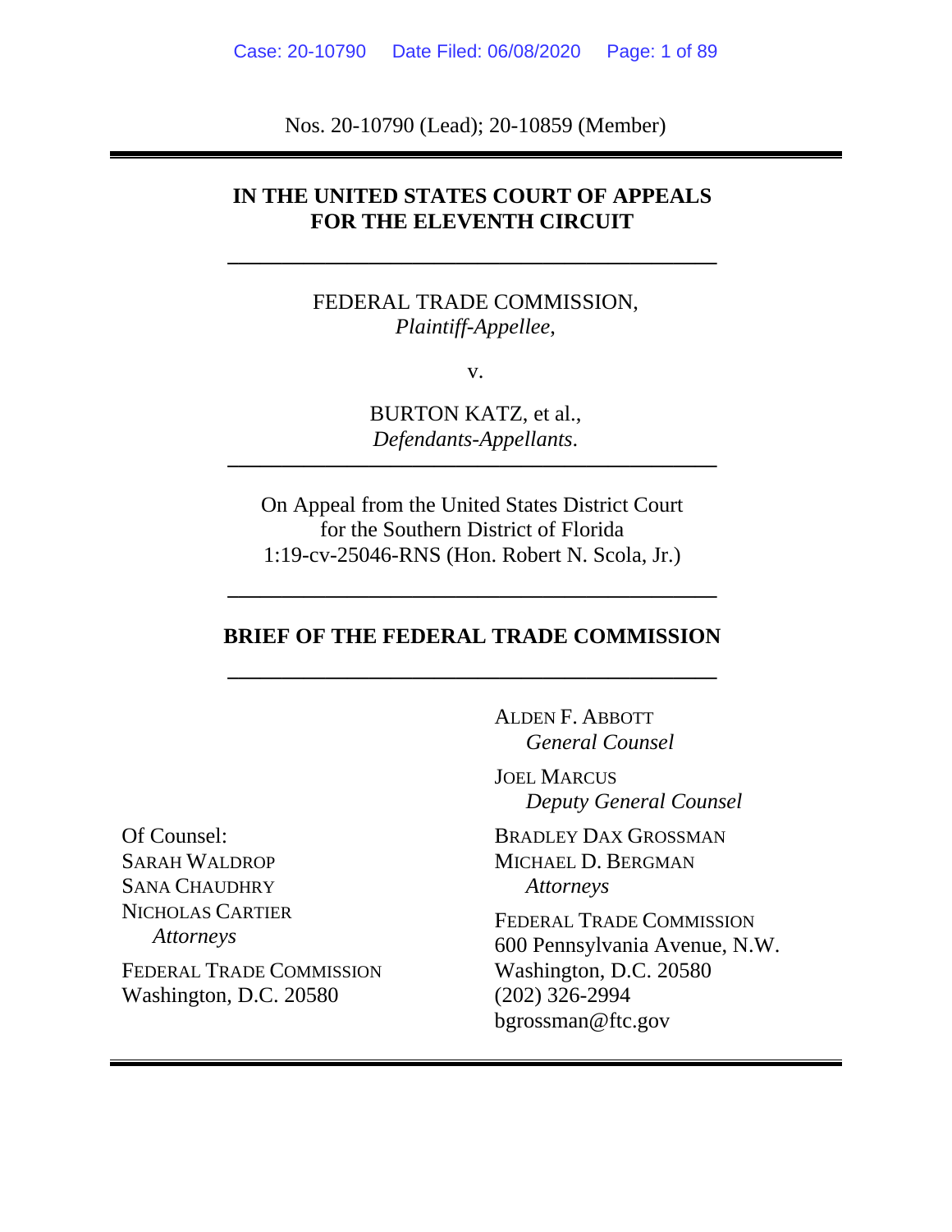Nos. 20-10790 (Lead); 20-10859 (Member)

**IN THE UNITED STATES COURT OF APPEALS**
**FOR THE ELEVENTH CIRCUIT**

---

FEDERAL TRADE COMMISSION,
*Plaintiff-Appellee*,

v.

BURTON KATZ, et al.,
*Defendants-Appellants*.

---

On Appeal from the United States District Court
for the Southern District of Florida
1:19-cv-25046-RNS (Hon. Robert N. Scola, Jr.)

---

**BRIEF OF THE FEDERAL TRADE COMMISSION**

---

ALDEN F. ABBOTT
*General Counsel*

JOEL MARCUS
*Deputy General Counsel*

BRADLEY DAX GROSSMAN
MICHAEL D. BERGMAN
*Attorneys*

FEDERAL TRADE COMMISSION
600 Pennsylvania Avenue, N.W.
Washington, D.C. 20580
(202) 326-2994
bgrossman@ftc.gov

Of Counsel:
SARAH WALDROP
SANA CHAUDHRY
NICHOLAS CARTIER
*Attorneys*

FEDERAL TRADE COMMISSION
Washington, D.C. 20580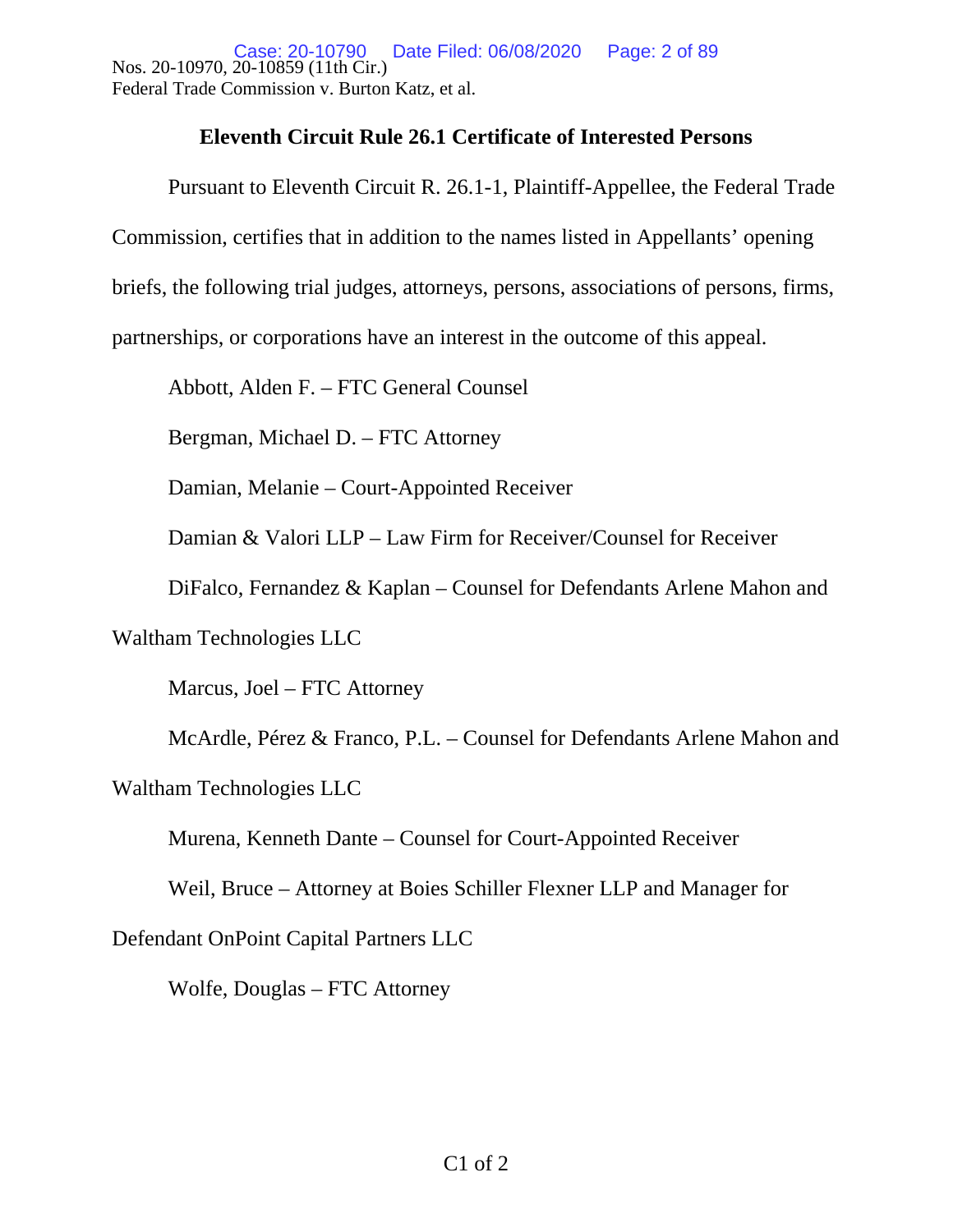## Eleventh Circuit Rule 26.1 Certificate of Interested Persons

Pursuant to Eleventh Circuit R. 26.1-1, Plaintiff-Appellee, the Federal Trade Commission, certifies that in addition to the names listed in Appellants' opening briefs, the following trial judges, attorneys, persons, associations of persons, firms, partnerships, or corporations have an interest in the outcome of this appeal.

Abbott, Alden F. – FTC General Counsel

Bergman, Michael D. – FTC Attorney

Damian, Melanie – Court-Appointed Receiver

Damian & Valori LLP – Law Firm for Receiver/Counsel for Receiver

DiFalco, Fernandez & Kaplan – Counsel for Defendants Arlene Mahon and Waltham Technologies LLC

Marcus, Joel – FTC Attorney

McArdle, Pérez & Franco, P.L. – Counsel for Defendants Arlene Mahon and Waltham Technologies LLC

Murena, Kenneth Dante – Counsel for Court-Appointed Receiver

Weil, Bruce – Attorney at Boies Schiller Flexner LLP and Manager for Defendant OnPoint Capital Partners LLC

Wolfe, Douglas – FTC Attorney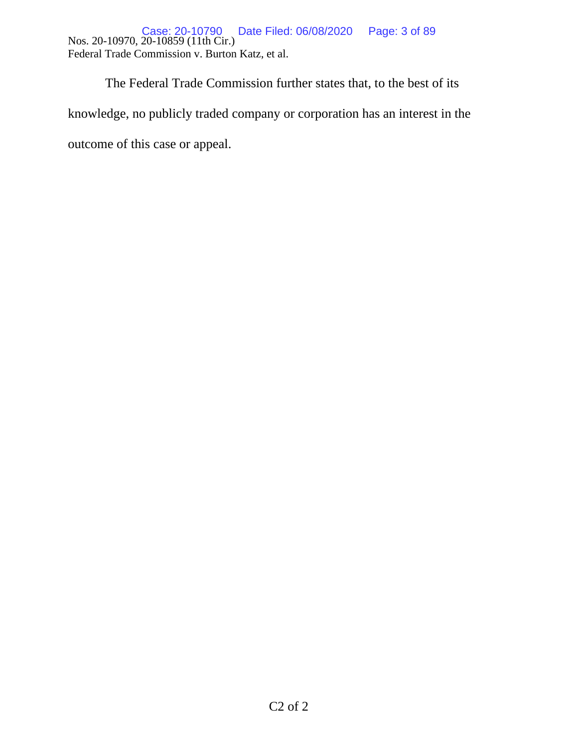The Federal Trade Commission further states that, to the best of its knowledge, no publicly traded company or corporation has an interest in the outcome of this case or appeal.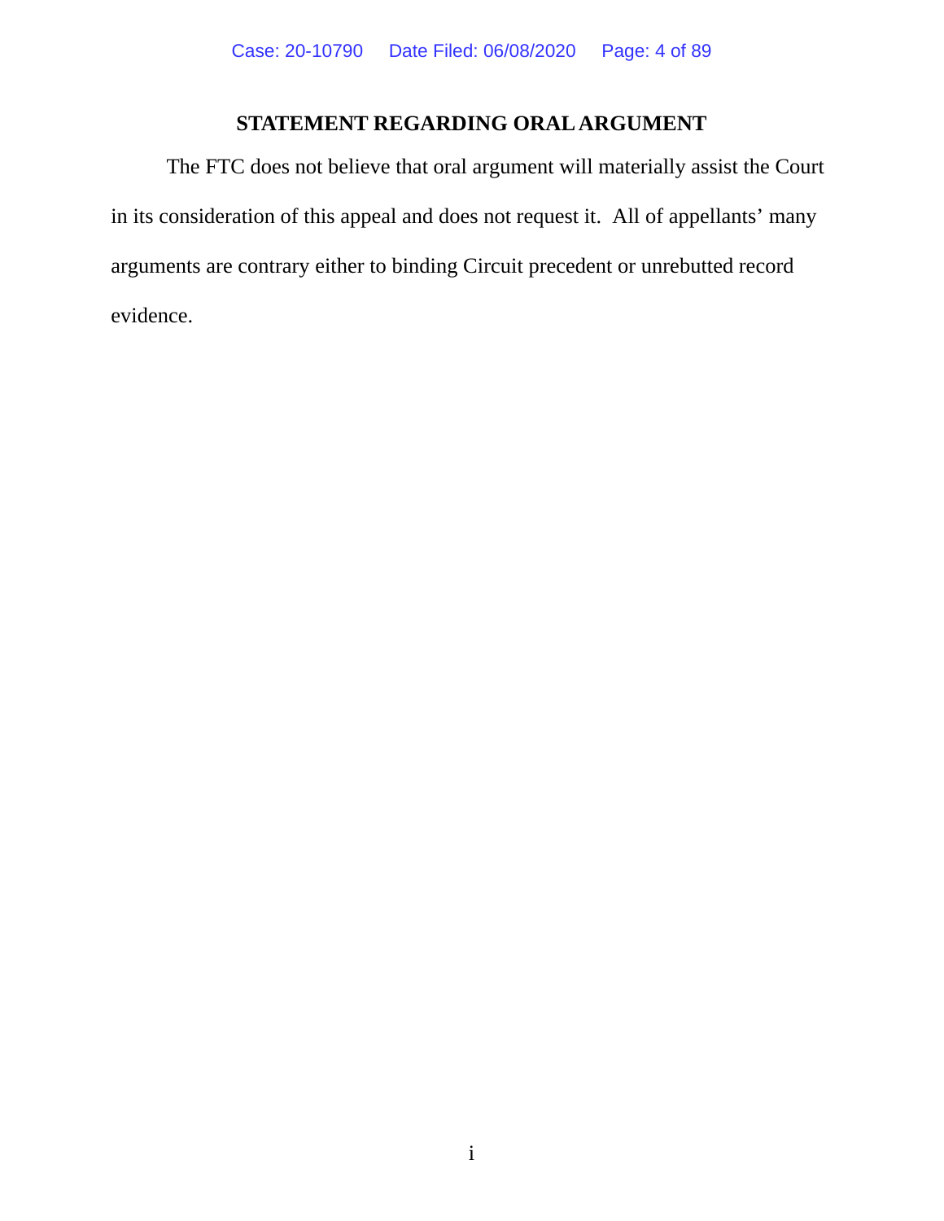## STATEMENT REGARDING ORAL ARGUMENT

The FTC does not believe that oral argument will materially assist the Court in its consideration of this appeal and does not request it. All of appellants' many arguments are contrary either to binding Circuit precedent or unrebutted record evidence.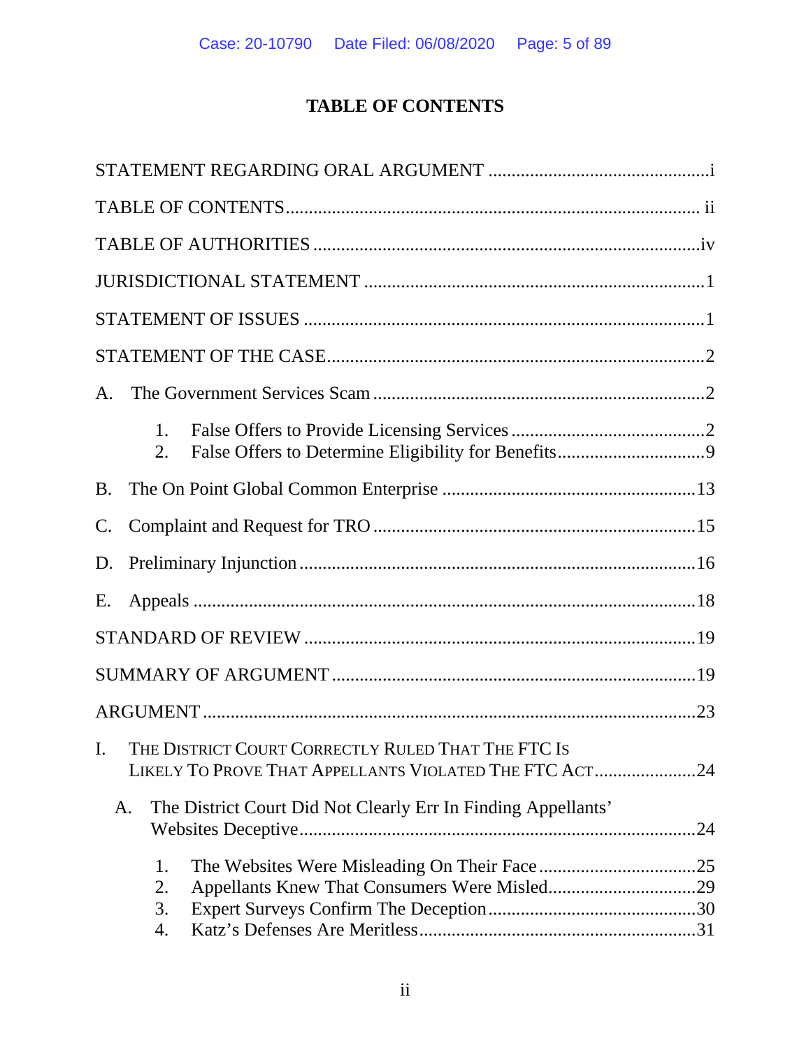# TABLE OF CONTENTS

STATEMENT REGARDING ORAL ARGUMENT ................................................i

TABLE OF CONTENTS ........................................................................ ii

TABLE OF AUTHORITIES ..................................................................iv

JURISDICTIONAL STATEMENT ..........................................................1

STATEMENT OF ISSUES .....................................................................1

STATEMENT OF THE CASE ..................................................................2

A. The Government Services Scam .......................................................2

1. False Offers to Provide Licensing Services ..........................................2
2. False Offers to Determine Eligibility for Benefits ................................9

B. The On Point Global Common Enterprise ......................................13

C. Complaint and Request for TRO ....................................................15

D. Preliminary Injunction ....................................................................16

E. Appeals ............................................................................................18

STANDARD OF REVIEW ....................................................................19

SUMMARY OF ARGUMENT ..............................................................19

ARGUMENT ........................................................................................23

I. THE DISTRICT COURT CORRECTLY RULED THAT THE FTC IS LIKELY TO PROVE THAT APPELLANTS VIOLATED THE FTC ACT ......................24

A. The District Court Did Not Clearly Err In Finding Appellants' Websites Deceptive .................................................................24

1. The Websites Were Misleading On Their Face ..................................25
2. Appellants Knew That Consumers Were Misled ................................29
3. Expert Surveys Confirm The Deception .............................................30
4. Katz's Defenses Are Meritless ...........................................................31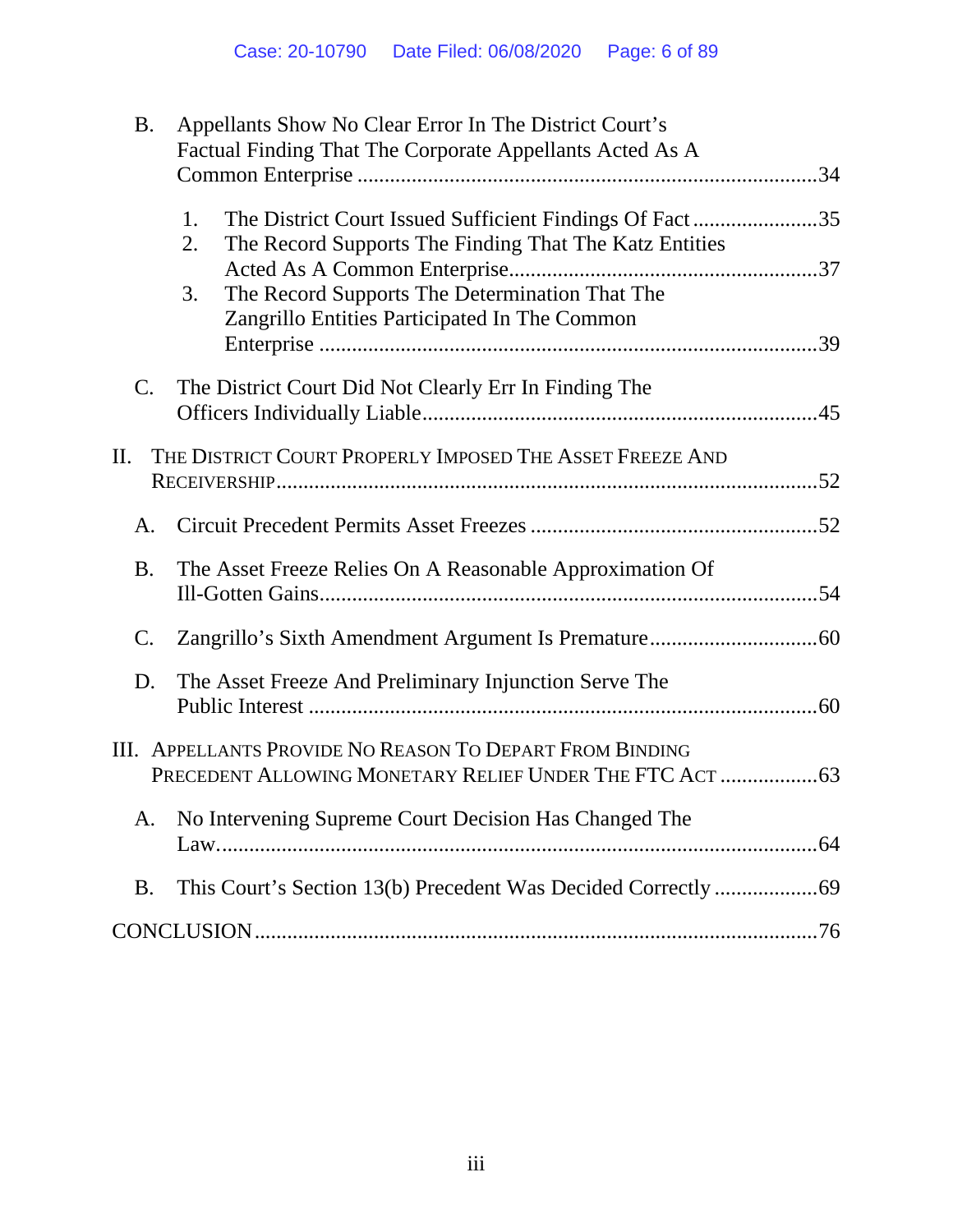B. Appellants Show No Clear Error In The District Court's Factual Finding That The Corporate Appellants Acted As A Common Enterprise ....................................................................................34

1. The District Court Issued Sufficient Findings Of Fact .......................35
2. The Record Supports The Finding That The Katz Entities Acted As A Common Enterprise........................................................37
3. The Record Supports The Determination That The Zangrillo Entities Participated In The Common Enterprise ...........................................................................................39

C. The District Court Did Not Clearly Err In Finding The Officers Individually Liable.......................................................................45

II. THE DISTRICT COURT PROPERLY IMPOSED THE ASSET FREEZE AND RECEIVERSHIP...................................................................................................52

A. Circuit Precedent Permits Asset Freezes ....................................................52

B. The Asset Freeze Relies On A Reasonable Approximation Of Ill-Gotten Gains.............................................................................................54

C. Zangrillo's Sixth Amendment Argument Is Premature...............................60

D. The Asset Freeze And Preliminary Injunction Serve The Public Interest ..............................................................................................60

III. APPELLANTS PROVIDE NO REASON TO DEPART FROM BINDING PRECEDENT ALLOWING MONETARY RELIEF UNDER THE FTC ACT ..................63

A. No Intervening Supreme Court Decision Has Changed The Law.................................................................................................................64

B. This Court's Section 13(b) Precedent Was Decided Correctly ...................69

CONCLUSION.......................................................................................................76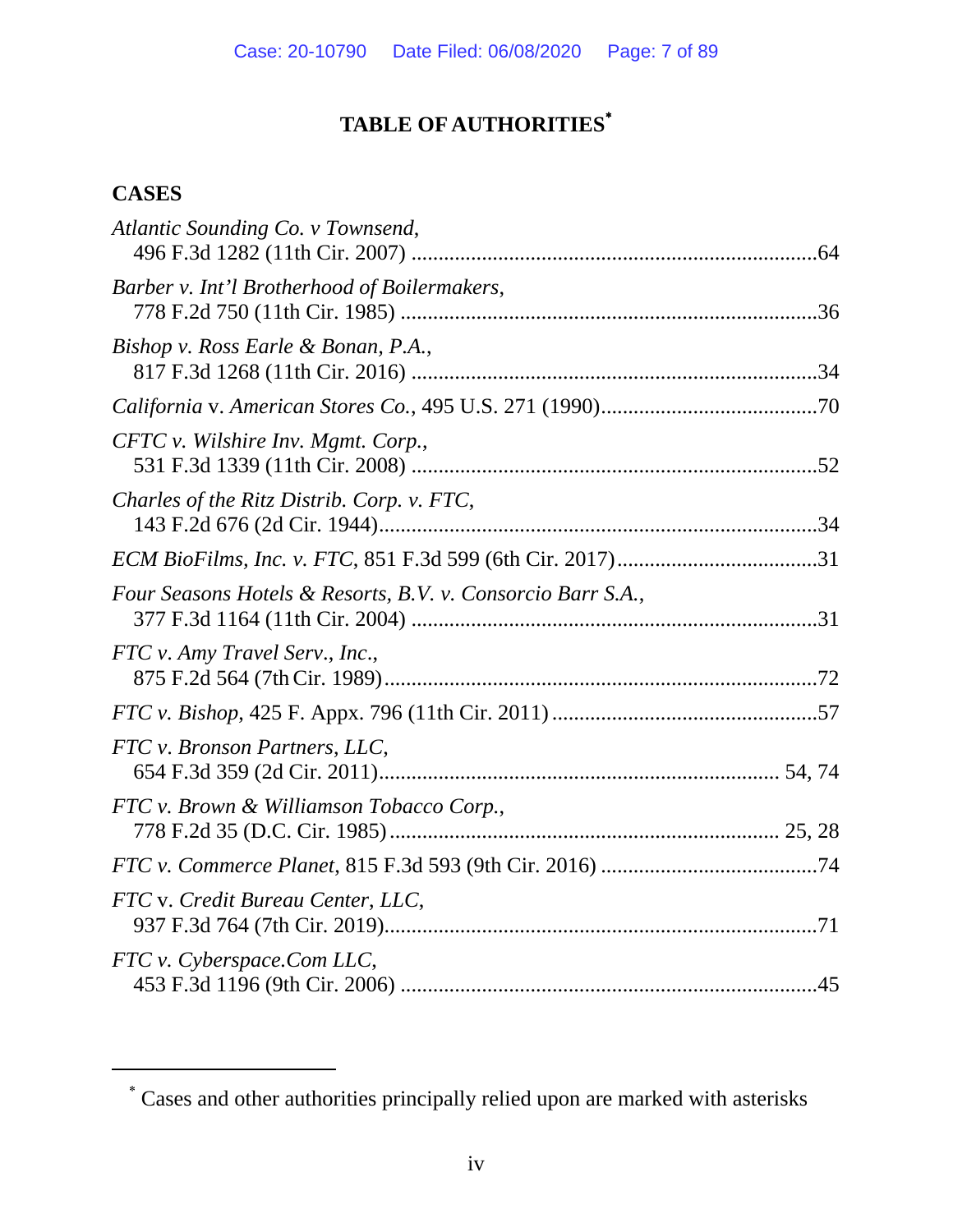# TABLE OF AUTHORITIES*

## CASES

*Atlantic Sounding Co. v Townsend*,
496 F.3d 1282 (11th Cir. 2007) ..........................................................................64

*Barber v. Int'l Brotherhood of Boilermakers*,
778 F.2d 750 (11th Cir. 1985) ............................................................................36

*Bishop v. Ross Earle & Bonan, P.A.*,
817 F.3d 1268 (11th Cir. 2016) ..........................................................................34

*California* v. *American Stores Co.*, 495 U.S. 271 (1990)........................................70

*CFTC v. Wilshire Inv. Mgmt. Corp.*,
531 F.3d 1339 (11th Cir. 2008) ..........................................................................52

*Charles of the Ritz Distrib. Corp. v. FTC*,
143 F.2d 676 (2d Cir. 1944)................................................................................34

*ECM BioFilms, Inc. v. FTC*, 851 F.3d 599 (6th Cir. 2017).....................................31

*Four Seasons Hotels & Resorts, B.V. v. Consorcio Barr S.A.*,
377 F.3d 1164 (11th Cir. 2004) ..........................................................................31

*FTC v. Amy Travel Serv., Inc.*,
875 F.2d 564 (7th Cir. 1989)...............................................................................72

*FTC v. Bishop*, 425 F. Appx. 796 (11th Cir. 2011) ................................................57

*FTC v. Bronson Partners, LLC*,
654 F.3d 359 (2d Cir. 2011)......................................................................... 54, 74

*FTC v. Brown & Williamson Tobacco Corp.*,
778 F.2d 35 (D.C. Cir. 1985)....................................................................... 25, 28

*FTC v. Commerce Planet*, 815 F.3d 593 (9th Cir. 2016) .......................................74

*FTC* v. *Credit Bureau Center, LLC*,
937 F.3d 764 (7th Cir. 2019)...............................................................................71

*FTC v. Cyberspace.Com LLC*,
453 F.3d 1196 (9th Cir. 2006) ............................................................................45

---

* Cases and other authorities principally relied upon are marked with asterisks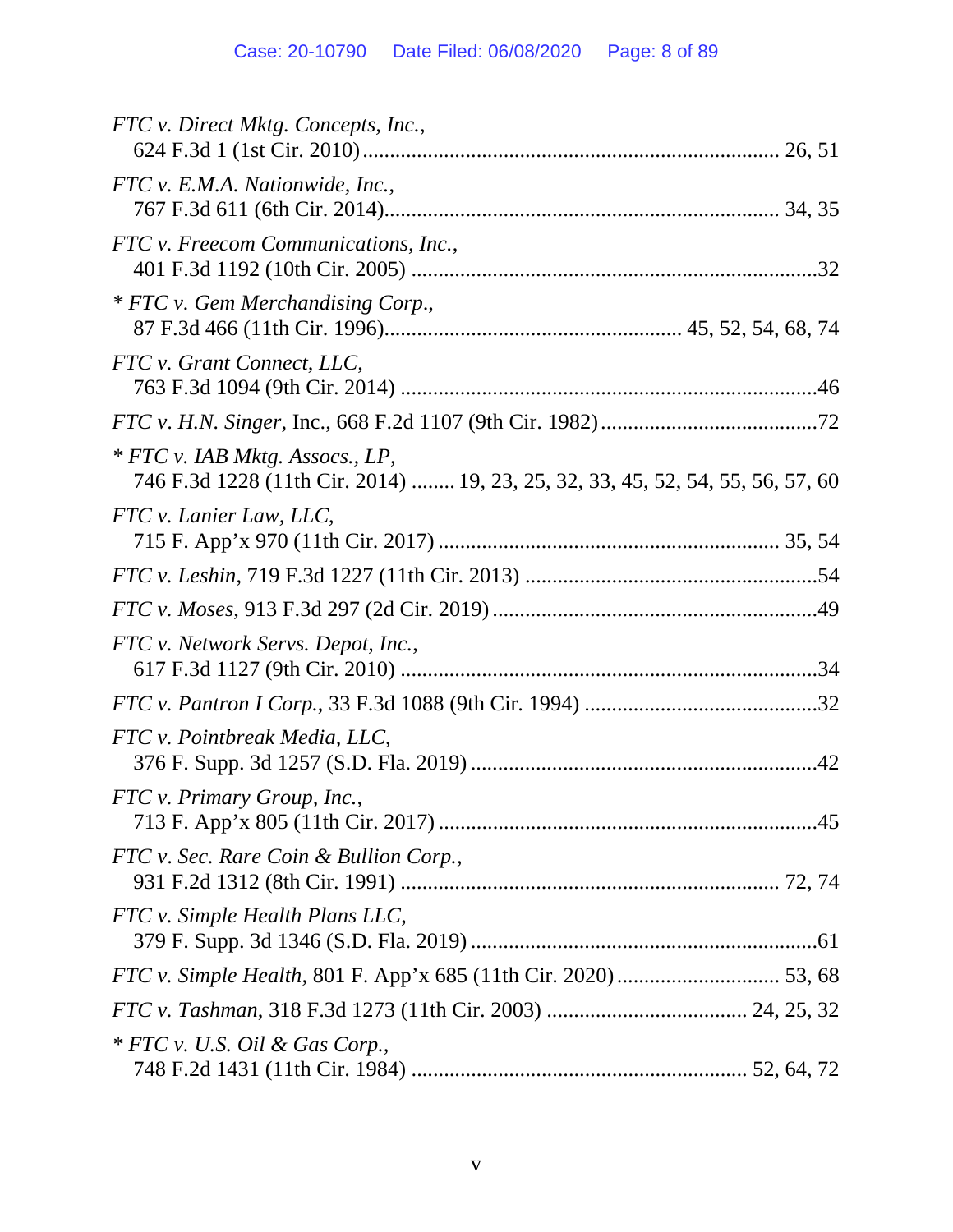*FTC v. Direct Mktg. Concepts, Inc.*,
624 F.3d 1 (1st Cir. 2010) .......................................................................... 26, 51

*FTC v. E.M.A. Nationwide, Inc.*,
767 F.3d 611 (6th Cir. 2014)...................................................................... 34, 35

*FTC v. Freecom Communications, Inc.*,
401 F.3d 1192 (10th Cir. 2005) .........................................................................32

* *FTC v. Gem Merchandising Corp*.,
87 F.3d 466 (11th Cir. 1996)..................................................... 45, 52, 54, 68, 74

*FTC v. Grant Connect, LLC*,
763 F.3d 1094 (9th Cir. 2014) ...........................................................................46

*FTC v. H.N. Singer*, Inc., 668 F.2d 1107 (9th Cir. 1982).......................................72

* *FTC v. IAB Mktg. Assocs., LP*,
746 F.3d 1228 (11th Cir. 2014) ........ 19, 23, 25, 32, 33, 45, 52, 54, 55, 56, 57, 60

*FTC v. Lanier Law, LLC*,
715 F. App'x 970 (11th Cir. 2017) ............................................................. 35, 54

*FTC v. Leshin*, 719 F.3d 1227 (11th Cir. 2013) .....................................................54

*FTC v. Moses*, 913 F.3d 297 (2d Cir. 2019) ...........................................................49

*FTC v. Network Servs. Depot, Inc.*,
617 F.3d 1127 (9th Cir. 2010) ...........................................................................34

*FTC v. Pantron I Corp.*, 33 F.3d 1088 (9th Cir. 1994) ..........................................32

*FTC v. Pointbreak Media, LLC*,
376 F. Supp. 3d 1257 (S.D. Fla. 2019) ...............................................................42

*FTC v. Primary Group, Inc.*,
713 F. App'x 805 (11th Cir. 2017) .....................................................................45

*FTC v. Sec. Rare Coin & Bullion Corp.*,
931 F.2d 1312 (8th Cir. 1991) .................................................................... 72, 74

*FTC v. Simple Health Plans LLC*,
379 F. Supp. 3d 1346 (S.D. Fla. 2019) ...............................................................61

*FTC v. Simple Health*, 801 F. App'x 685 (11th Cir. 2020) ............................. 53, 68

*FTC v. Tashman*, 318 F.3d 1273 (11th Cir. 2003) .................................... 24, 25, 32

* *FTC v. U.S. Oil & Gas Corp.*,
748 F.2d 1431 (11th Cir. 1984) ............................................................ 52, 64, 72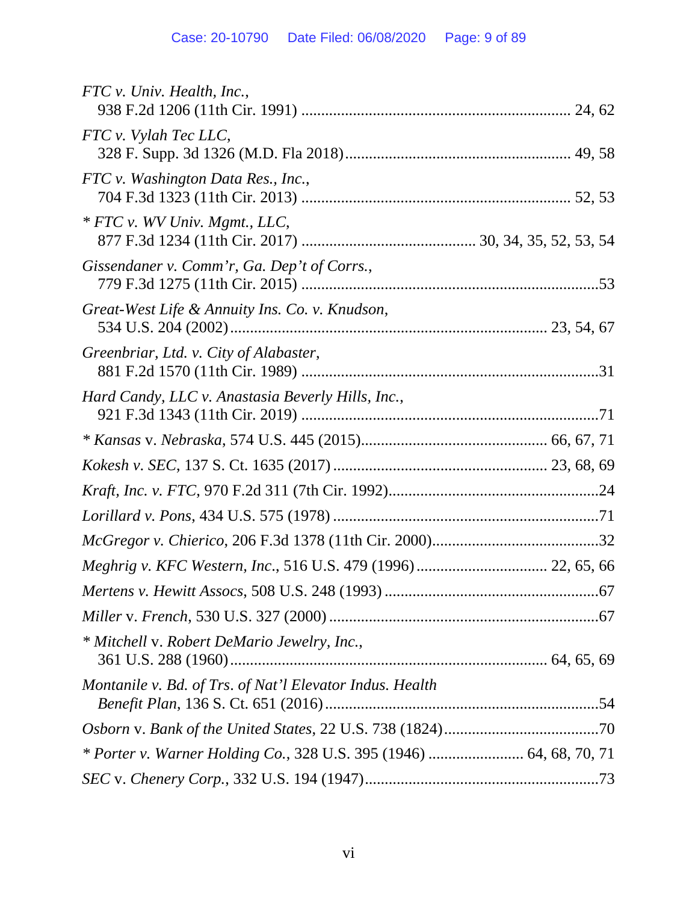*FTC v. Univ. Health, Inc.*,
938 F.2d 1206 (11th Cir. 1991) .................................................................... 24, 62

*FTC v. Vylah Tec LLC*,
328 F. Supp. 3d 1326 (M.D. Fla 2018)......................................................... 49, 58

*FTC v. Washington Data Res., Inc.*,
704 F.3d 1323 (11th Cir. 2013) .................................................................... 52, 53

\* *FTC v. WV Univ. Mgmt., LLC*,
877 F.3d 1234 (11th Cir. 2017) ............................................ 30, 34, 35, 52, 53, 54

*Gissendaner v. Comm'r, Ga. Dep't of Corrs.*,
779 F.3d 1275 (11th Cir. 2015) ...........................................................................53

*Great-West Life & Annuity Ins. Co. v. Knudson*,
534 U.S. 204 (2002)............................................................................. 23, 54, 67

*Greenbriar, Ltd. v. City of Alabaster*,
881 F.2d 1570 (11th Cir. 1989) ...........................................................................31

*Hard Candy, LLC v. Anastasia Beverly Hills, Inc.*,
921 F.3d 1343 (11th Cir. 2019) ...........................................................................71

\* *Kansas* v. *Nebraska*, 574 U.S. 445 (2015)............................................... 66, 67, 71

*Kokesh v. SEC*, 137 S. Ct. 1635 (2017) ..................................................... 23, 68, 69

*Kraft, Inc. v. FTC*, 970 F.2d 311 (7th Cir. 1992).....................................................24

*Lorillard v. Pons*, 434 U.S. 575 (1978) ...................................................................71

*McGregor v. Chierico*, 206 F.3d 1378 (11th Cir. 2000)...........................................32

*Meghrig v. KFC Western, Inc.*, 516 U.S. 479 (1996) ................................. 22, 65, 66

*Mertens v. Hewitt Assocs*, 508 U.S. 248 (1993) ......................................................67

*Miller* v. *French*, 530 U.S. 327 (2000) ....................................................................67

\* *Mitchell* v. *Robert DeMario Jewelry, Inc.*,
361 U.S. 288 (1960)............................................................................... 64, 65, 69

*Montanile v. Bd. of Trs. of Nat'l Elevator Indus. Health Benefit Plan*, 136 S. Ct. 651 (2016).....................................................................54

*Osborn* v. *Bank of the United States*, 22 U.S. 738 (1824).......................................70

\* *Porter v. Warner Holding Co.*, 328 U.S. 395 (1946) ........................ 64, 68, 70, 71

*SEC* v. *Chenery Corp.*, 332 U.S. 194 (1947)...........................................................73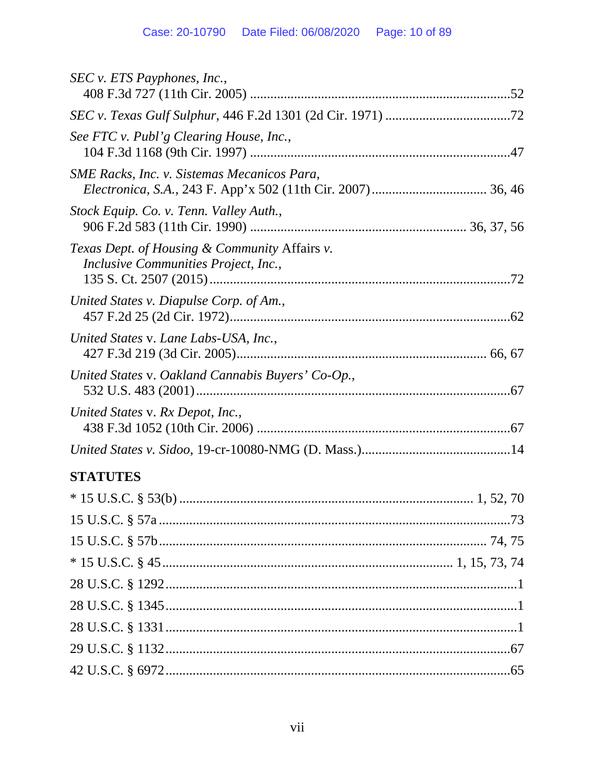*SEC v. ETS Payphones, Inc.*,
408 F.3d 727 (11th Cir. 2005) ..........................................................................52

*SEC v. Texas Gulf Sulphur*, 446 F.2d 1301 (2d Cir. 1971) ....................................72

*See FTC v. Publ'g Clearing House, Inc.*,
104 F.3d 1168 (9th Cir. 1997) ..........................................................................47

*SME Racks, Inc. v. Sistemas Mecanicos Para, Electronica, S.A.*, 243 F. App'x 502 (11th Cir. 2007) ................................. 36, 46

*Stock Equip. Co. v. Tenn. Valley Auth.*,
906 F.2d 583 (11th Cir. 1990) ............................................................... 36, 37, 56

*Texas Dept. of Housing & Community* Affairs *v. Inclusive Communities Project, Inc.*,
135 S. Ct. 2507 (2015) ......................................................................................72

*United States v. Diapulse Corp. of Am.*,
457 F.2d 25 (2d Cir. 1972)..................................................................................62

*United States* v. *Lane Labs-USA, Inc.*,
427 F.3d 219 (3d Cir. 2005)........................................................................ 66, 67

*United States* v. *Oakland Cannabis Buyers' Co-Op.*,
532 U.S. 483 (2001)...........................................................................................67

*United States* v. *Rx Depot, Inc.*,
438 F.3d 1052 (10th Cir. 2006) ..........................................................................67

*United States v. Sidoo*, 19-cr-10080-NMG (D. Mass.)............................................14

**STATUTES**

* 15 U.S.C. § 53(b) .................................................................................... 1, 52, 70

15 U.S.C. § 57a .......................................................................................................73

15 U.S.C. § 57b ............................................................................................... 74, 75

* 15 U.S.C. § 45 ..................................................................................... 1, 15, 73, 74

28 U.S.C. § 1292 .......................................................................................................1

28 U.S.C. § 1345 .......................................................................................................1

28 U.S.C. § 1331 .......................................................................................................1

29 U.S.C. § 1132 .....................................................................................................67

42 U.S.C. § 6972 .....................................................................................................65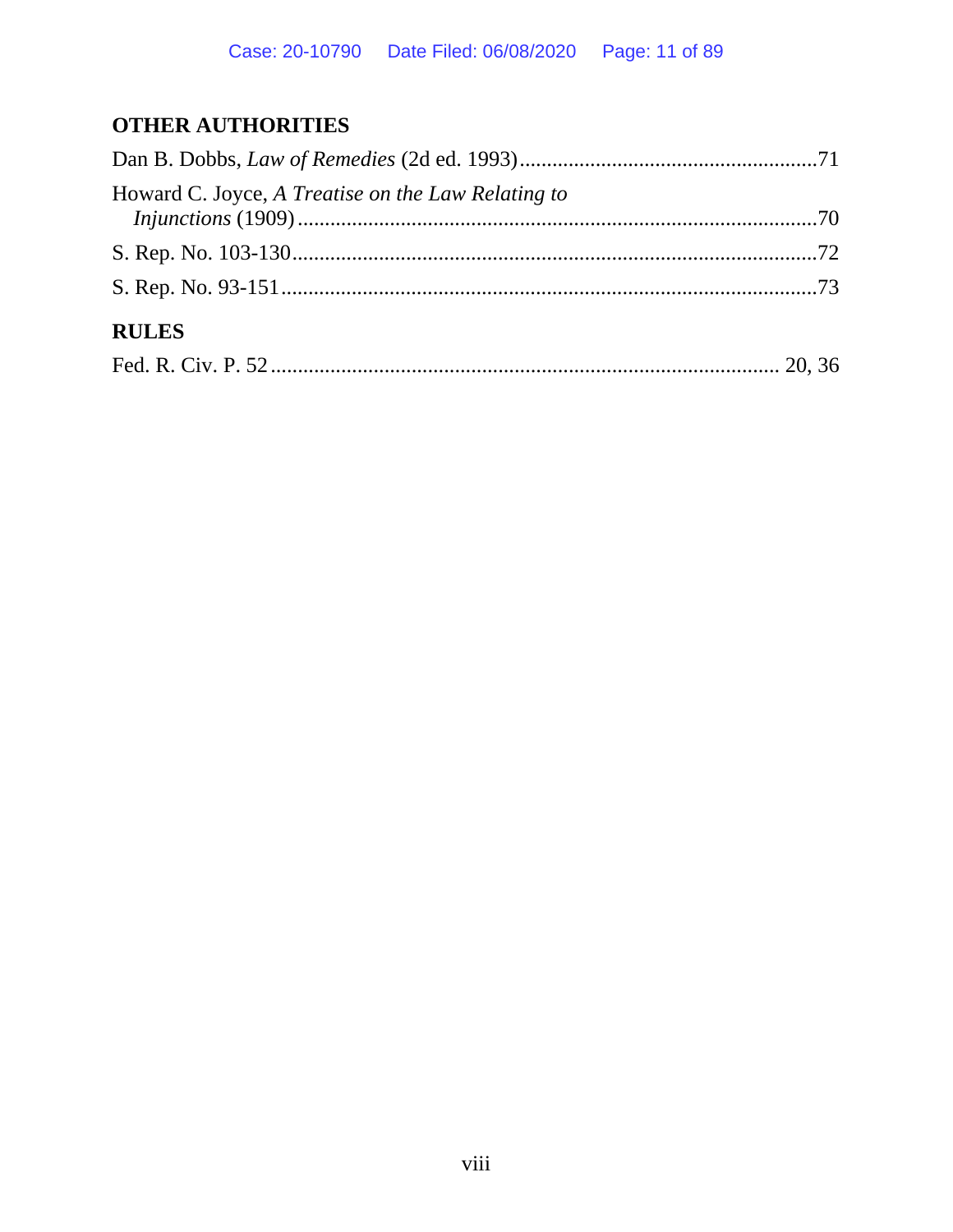## OTHER AUTHORITIES

Dan B. Dobbs, *Law of Remedies* (2d ed. 1993)......................................................71

Howard C. Joyce, *A Treatise on the Law Relating to Injunctions* (1909)..............................................................................................70

S. Rep. No. 103-130...............................................................................................72

S. Rep. No. 93-151.................................................................................................73

## RULES

Fed. R. Civ. P. 52 .......................................................................................... 20, 36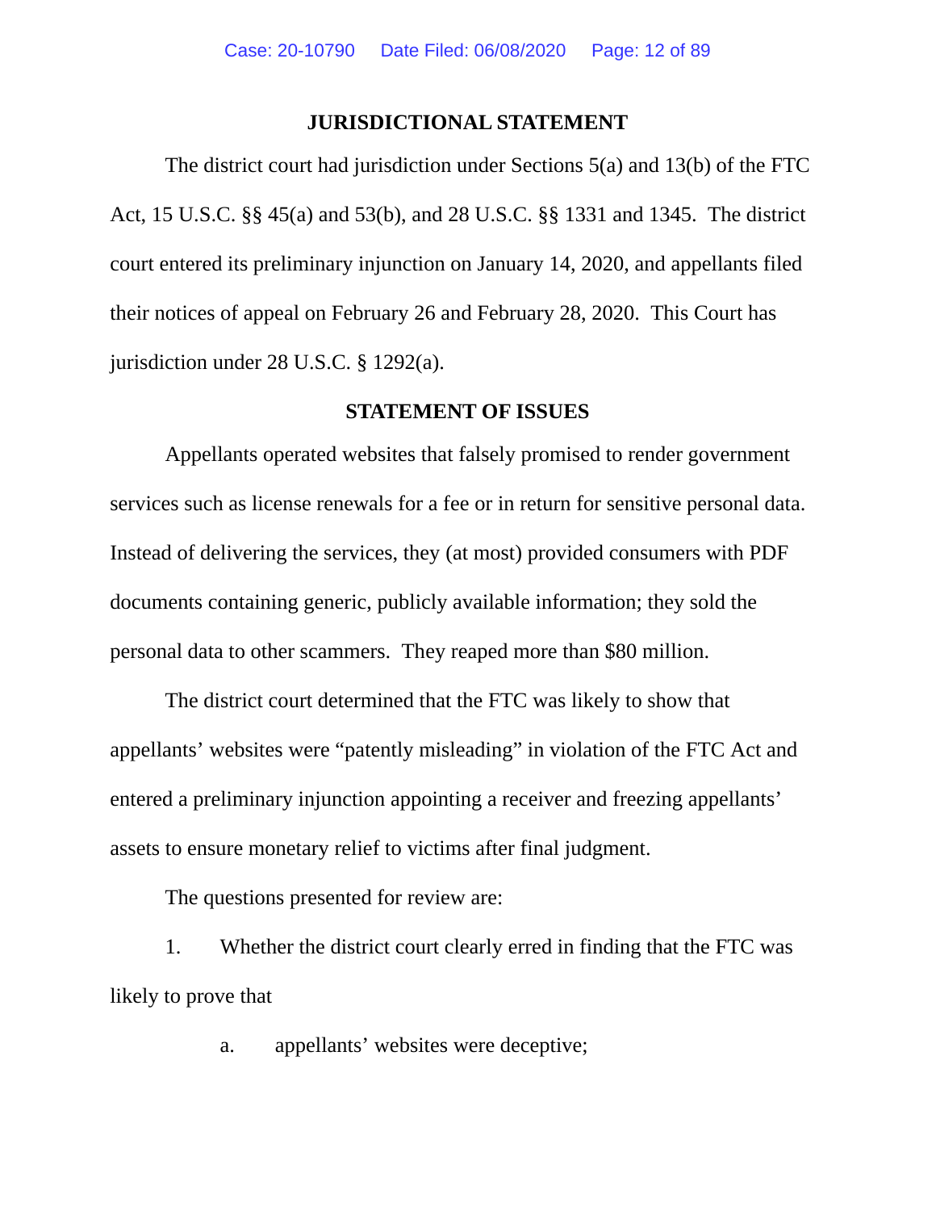## JURISDICTIONAL STATEMENT

The district court had jurisdiction under Sections 5(a) and 13(b) of the FTC Act, 15 U.S.C. §§ 45(a) and 53(b), and 28 U.S.C. §§ 1331 and 1345. The district court entered its preliminary injunction on January 14, 2020, and appellants filed their notices of appeal on February 26 and February 28, 2020. This Court has jurisdiction under 28 U.S.C. § 1292(a).

## STATEMENT OF ISSUES

Appellants operated websites that falsely promised to render government services such as license renewals for a fee or in return for sensitive personal data. Instead of delivering the services, they (at most) provided consumers with PDF documents containing generic, publicly available information; they sold the personal data to other scammers. They reaped more than $80 million.

The district court determined that the FTC was likely to show that appellants' websites were "patently misleading" in violation of the FTC Act and entered a preliminary injunction appointing a receiver and freezing appellants' assets to ensure monetary relief to victims after final judgment.

The questions presented for review are:

1. Whether the district court clearly erred in finding that the FTC was likely to prove that

   a. appellants' websites were deceptive;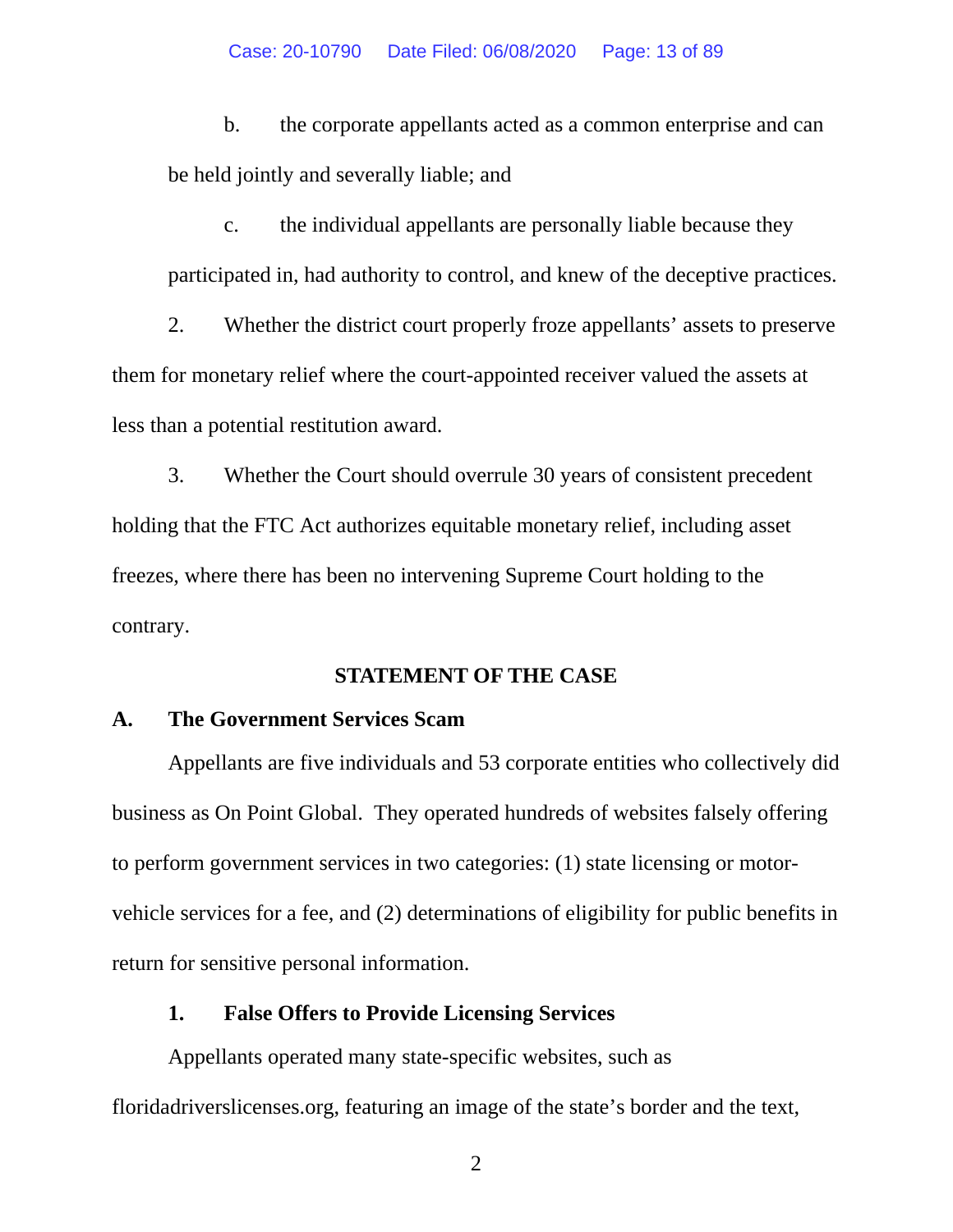b. the corporate appellants acted as a common enterprise and can be held jointly and severally liable; and

c. the individual appellants are personally liable because they participated in, had authority to control, and knew of the deceptive practices.

2. Whether the district court properly froze appellants' assets to preserve them for monetary relief where the court-appointed receiver valued the assets at less than a potential restitution award.

3. Whether the Court should overrule 30 years of consistent precedent holding that the FTC Act authorizes equitable monetary relief, including asset freezes, where there has been no intervening Supreme Court holding to the contrary.

## STATEMENT OF THE CASE

### A. The Government Services Scam

Appellants are five individuals and 53 corporate entities who collectively did business as On Point Global. They operated hundreds of websites falsely offering to perform government services in two categories: (1) state licensing or motor-vehicle services for a fee, and (2) determinations of eligibility for public benefits in return for sensitive personal information.

#### 1. False Offers to Provide Licensing Services

Appellants operated many state-specific websites, such as floridadriverslicenses.org, featuring an image of the state's border and the text,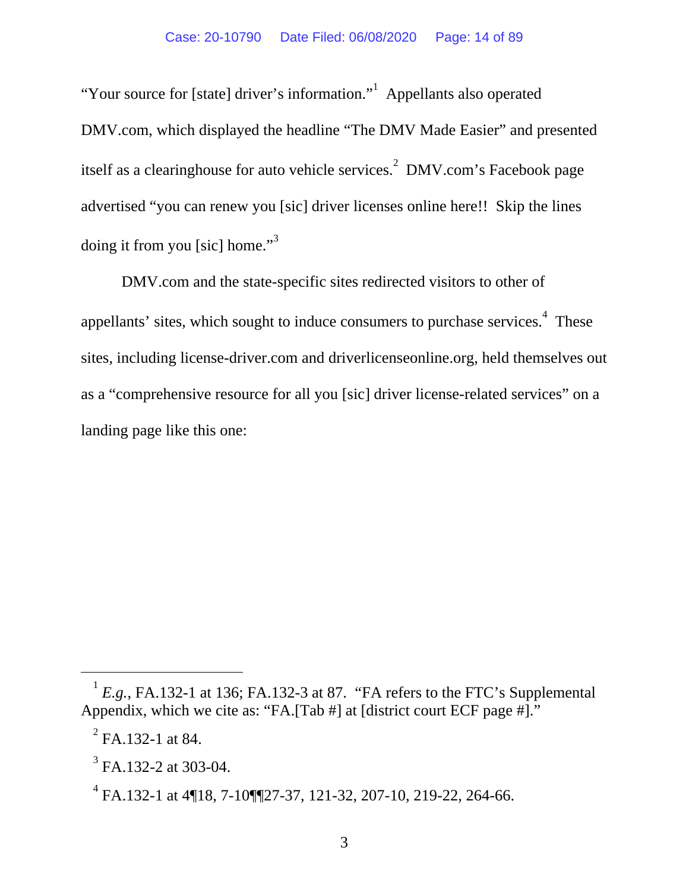"Your source for [state] driver's information."[1] Appellants also operated DMV.com, which displayed the headline "The DMV Made Easier" and presented itself as a clearinghouse for auto vehicle services.[2] DMV.com's Facebook page advertised "you can renew you [sic] driver licenses online here!! Skip the lines doing it from you [sic] home."[3]

DMV.com and the state-specific sites redirected visitors to other of appellants' sites, which sought to induce consumers to purchase services.[4] These sites, including license-driver.com and driverlicenseonline.org, held themselves out as a "comprehensive resource for all you [sic] driver license-related services" on a landing page like this one:

---

[1] *E.g.*, FA.132-1 at 136; FA.132-3 at 87. "FA refers to the FTC's Supplemental Appendix, which we cite as: "FA.[Tab #] at [district court ECF page #]."

[2] FA.132-1 at 84.

[3] FA.132-2 at 303-04.

[4] FA.132-1 at 4¶18, 7-10¶¶27-37, 121-32, 207-10, 219-22, 264-66.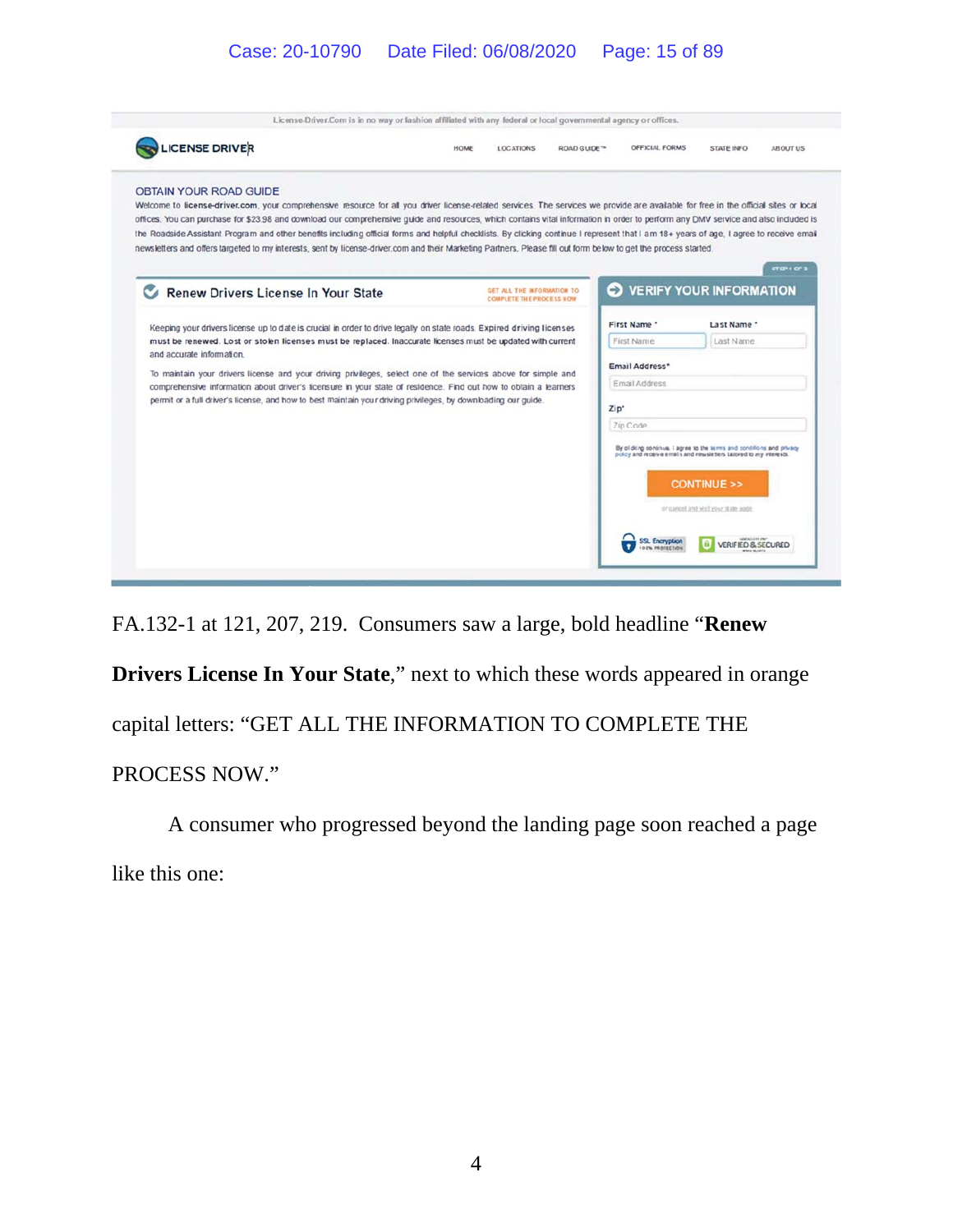License-Driver.Com is in no way or fashion affiliated with any federal or local governmental agency or offices.

LICENSE DRIVER — HOME | LOCATIONS | ROAD GUIDE™ | OFFICIAL FORMS | STATE INFO | ABOUT US

OBTAIN YOUR ROAD GUIDE

Welcome to license-driver.com, your comprehensive resource for all you driver license-related services. The services we provide are available for free in the official sites or local offices. You can purchase for $23.98 and download our comprehensive guide and resources, which contains vital information in order to perform any DMV service and also included is the Roadside Assistant Program and other benefits including official forms and helpful checklists. By clicking continue I represent that I am 18+ years of age, I agree to receive email newsletters and offers targeted to my interests, sent by license-driver.com and their Marketing Partners. Please fill out form below to get the process started.

**Renew Drivers License In Your State** — GET ALL THE INFORMATION TO COMPLETE THE PROCESS NOW

Keeping your drivers license up to date is crucial in order to drive legally on state roads. Expired driving licenses must be renewed. Lost or stolen licenses must be replaced. Inaccurate licenses must be updated with current and accurate information.

To maintain your drivers license and your driving privileges, select one of the services above for simple and comprehensive information about driver's licensure in your state of residence. Find out how to obtain a learners permit or a full driver's license, and how to best maintain your driving privileges, by downloading our guide.

STEP 1 OF 3

VERIFY YOUR INFORMATION

First Name * | Last Name *

Email Address*

Zip*

By clicking continue, I agree to the terms and conditions and privacy policy and receive emails and newsletters tailored to my interests.

CONTINUE >>

or cancel and visit your state page

SSL Encryption 100% PROTECTION | VERIFIED & SECURED

FA.132-1 at 121, 207, 219. Consumers saw a large, bold headline "**Renew Drivers License In Your State**," next to which these words appeared in orange capital letters: "GET ALL THE INFORMATION TO COMPLETE THE PROCESS NOW."

A consumer who progressed beyond the landing page soon reached a page like this one: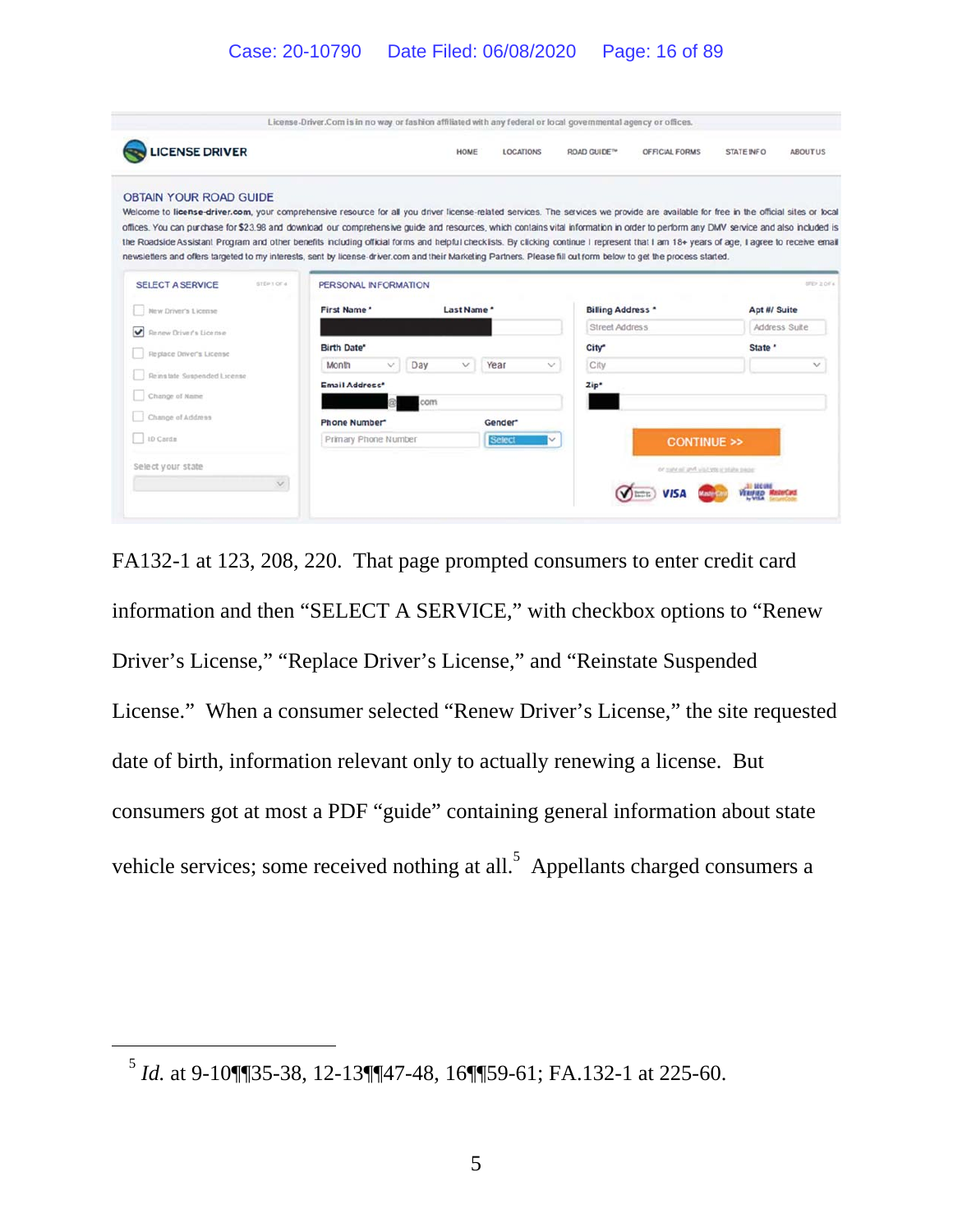FA132-1 at 123, 208, 220. That page prompted consumers to enter credit card information and then "SELECT A SERVICE," with checkbox options to "Renew Driver's License," "Replace Driver's License," and "Reinstate Suspended License." When a consumer selected "Renew Driver's License," the site requested date of birth, information relevant only to actually renewing a license. But consumers got at most a PDF "guide" containing general information about state vehicle services; some received nothing at all.[5] Appellants charged consumers a

---

[5] *Id.* at 9-10¶¶35-38, 12-13¶¶47-48, 16¶¶59-61; FA.132-1 at 225-60.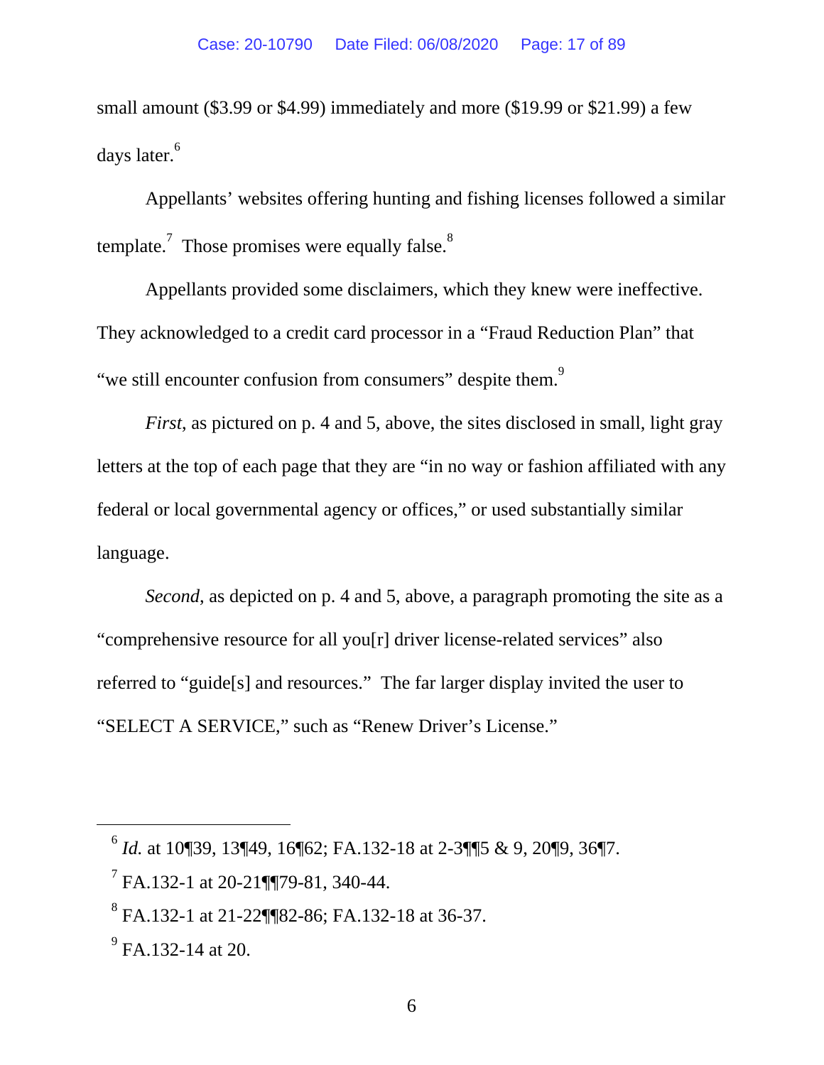small amount ($3.99 or $4.99) immediately and more ($19.99 or $21.99) a few days later.[6]

Appellants' websites offering hunting and fishing licenses followed a similar template.[7] Those promises were equally false.[8]

Appellants provided some disclaimers, which they knew were ineffective. They acknowledged to a credit card processor in a "Fraud Reduction Plan" that "we still encounter confusion from consumers" despite them.[9]

*First*, as pictured on p. 4 and 5, above, the sites disclosed in small, light gray letters at the top of each page that they are "in no way or fashion affiliated with any federal or local governmental agency or offices," or used substantially similar language.

*Second*, as depicted on p. 4 and 5, above, a paragraph promoting the site as a "comprehensive resource for all you[r] driver license-related services" also referred to "guide[s] and resources." The far larger display invited the user to "SELECT A SERVICE," such as "Renew Driver's License."

---

[6] *Id.* at 10¶39, 13¶49, 16¶62; FA.132-18 at 2-3¶¶5 & 9, 20¶9, 36¶7.

[7] FA.132-1 at 20-21¶¶79-81, 340-44.

[8] FA.132-1 at 21-22¶¶82-86; FA.132-18 at 36-37.

[9] FA.132-14 at 20.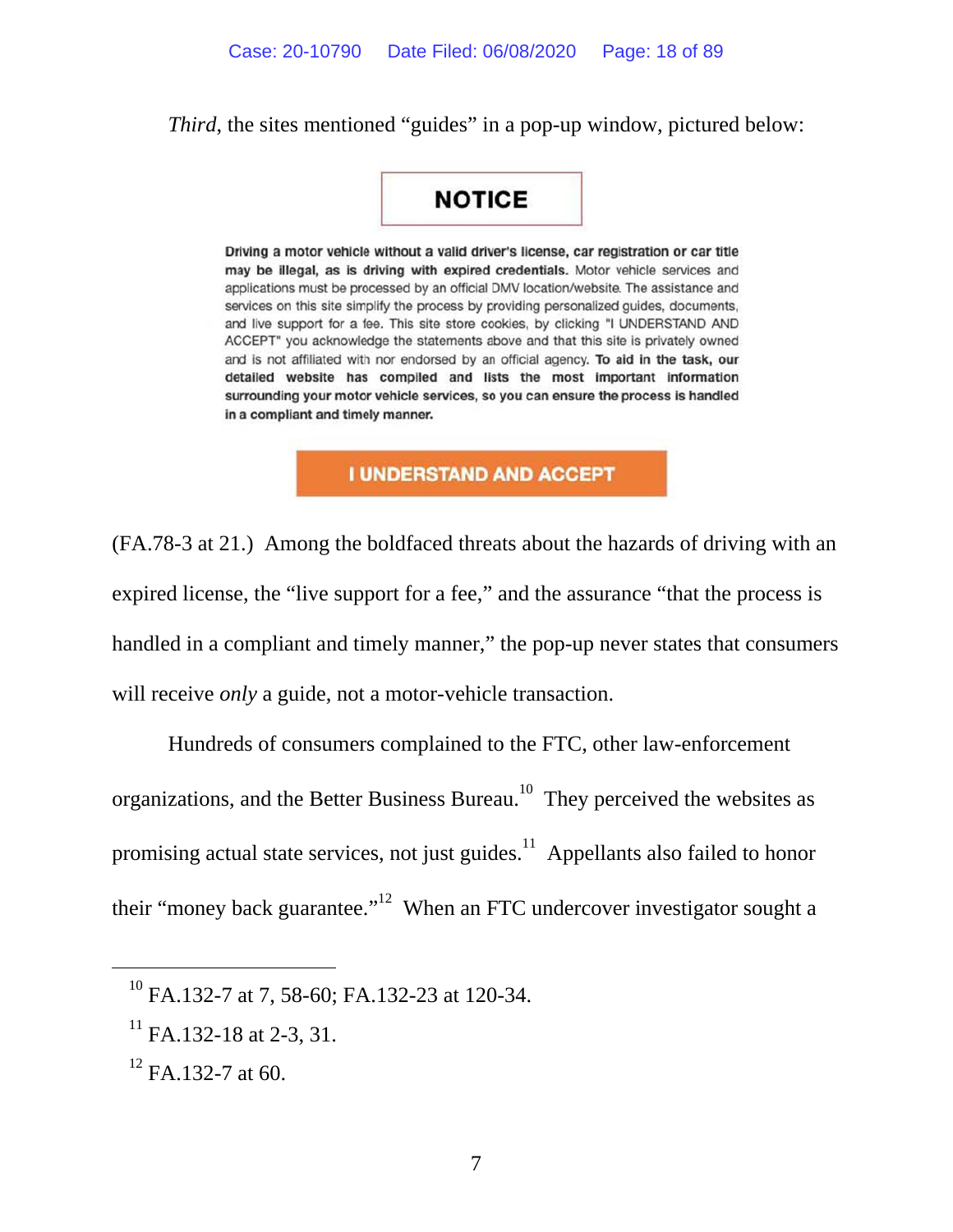*Third*, the sites mentioned "guides" in a pop-up window, pictured below:

> **NOTICE**
>
> **Driving a motor vehicle without a valid driver's license, car registration or car title may be illegal, as is driving with expired credentials.** Motor vehicle services and applications must be processed by an official DMV location/website. The assistance and services on this site simplify the process by providing personalized guides, documents, and live support for a fee. This site store cookies, by clicking "I UNDERSTAND AND ACCEPT" you acknowledge the statements above and that this site is privately owned and is not affiliated with nor endorsed by an official agency. **To aid in the task, our detailed website has compiled and lists the most important information surrounding your motor vehicle services, so you can ensure the process is handled in a compliant and timely manner.**
>
> **I UNDERSTAND AND ACCEPT**

(FA.78-3 at 21.) Among the boldfaced threats about the hazards of driving with an expired license, the "live support for a fee," and the assurance "that the process is handled in a compliant and timely manner," the pop-up never states that consumers will receive *only* a guide, not a motor-vehicle transaction.

Hundreds of consumers complained to the FTC, other law-enforcement organizations, and the Better Business Bureau.[10] They perceived the websites as promising actual state services, not just guides.[11] Appellants also failed to honor their "money back guarantee."[12] When an FTC undercover investigator sought a

---

[10] FA.132-7 at 7, 58-60; FA.132-23 at 120-34.

[11] FA.132-18 at 2-3, 31.

[12] FA.132-7 at 60.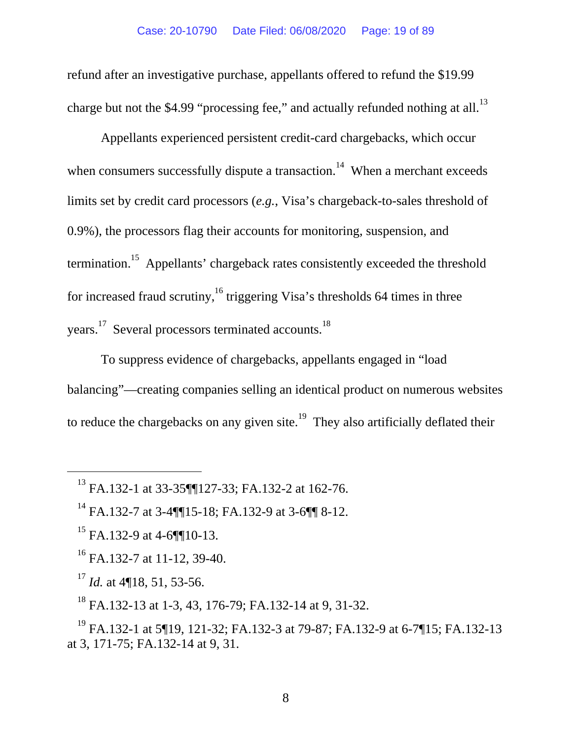refund after an investigative purchase, appellants offered to refund the $19.99 charge but not the $4.99 "processing fee," and actually refunded nothing at all.[13]

Appellants experienced persistent credit-card chargebacks, which occur when consumers successfully dispute a transaction.[14] When a merchant exceeds limits set by credit card processors (*e.g.*, Visa's chargeback-to-sales threshold of 0.9%), the processors flag their accounts for monitoring, suspension, and termination.[15] Appellants' chargeback rates consistently exceeded the threshold for increased fraud scrutiny,[16] triggering Visa's thresholds 64 times in three years.[17] Several processors terminated accounts.[18]

To suppress evidence of chargebacks, appellants engaged in "load balancing"—creating companies selling an identical product on numerous websites to reduce the chargebacks on any given site.[19] They also artificially deflated their

---

[13] FA.132-1 at 33-35¶¶127-33; FA.132-2 at 162-76.

[14] FA.132-7 at 3-4¶¶15-18; FA.132-9 at 3-6¶¶ 8-12.

[15] FA.132-9 at 4-6¶¶10-13.

[16] FA.132-7 at 11-12, 39-40.

[17] *Id.* at 4¶18, 51, 53-56.

[18] FA.132-13 at 1-3, 43, 176-79; FA.132-14 at 9, 31-32.

[19] FA.132-1 at 5¶19, 121-32; FA.132-3 at 79-87; FA.132-9 at 6-7¶15; FA.132-13 at 3, 171-75; FA.132-14 at 9, 31.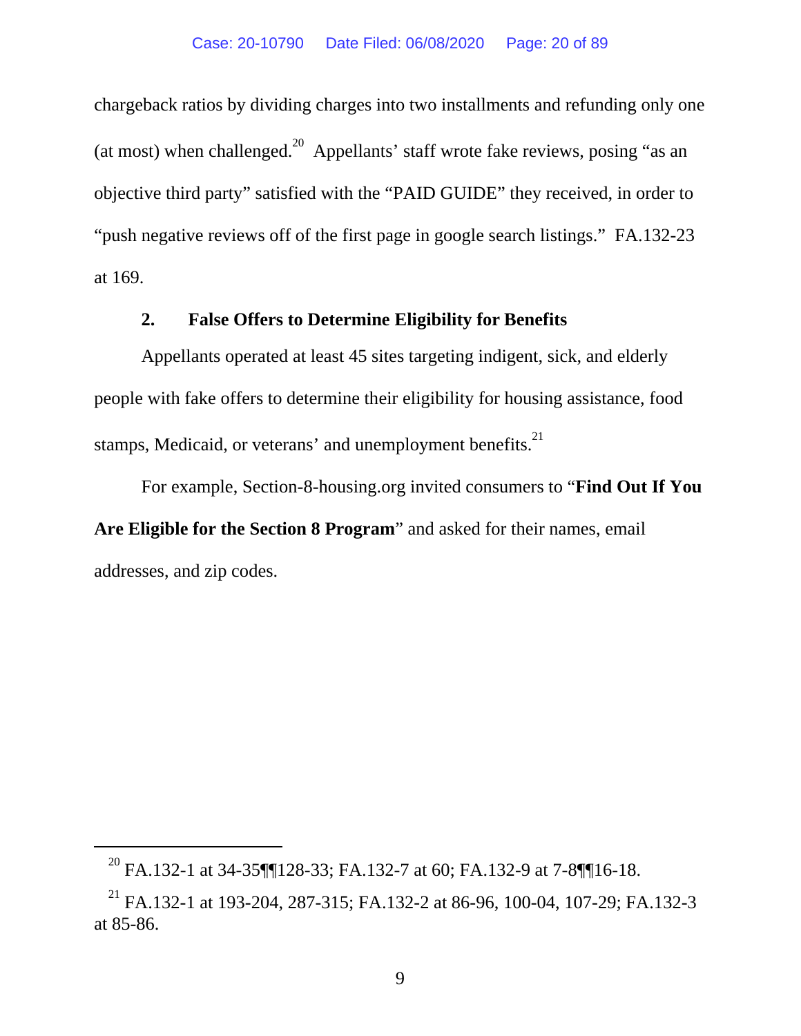chargeback ratios by dividing charges into two installments and refunding only one (at most) when challenged.[20] Appellants' staff wrote fake reviews, posing "as an objective third party" satisfied with the "PAID GUIDE" they received, in order to "push negative reviews off of the first page in google search listings." FA.132-23 at 169.

### 2. False Offers to Determine Eligibility for Benefits

Appellants operated at least 45 sites targeting indigent, sick, and elderly people with fake offers to determine their eligibility for housing assistance, food stamps, Medicaid, or veterans' and unemployment benefits.[21]

For example, Section-8-housing.org invited consumers to "**Find Out If You Are Eligible for the Section 8 Program**" and asked for their names, email addresses, and zip codes.

---

[20] FA.132-1 at 34-35¶¶128-33; FA.132-7 at 60; FA.132-9 at 7-8¶¶16-18.

[21] FA.132-1 at 193-204, 287-315; FA.132-2 at 86-96, 100-04, 107-29; FA.132-3 at 85-86.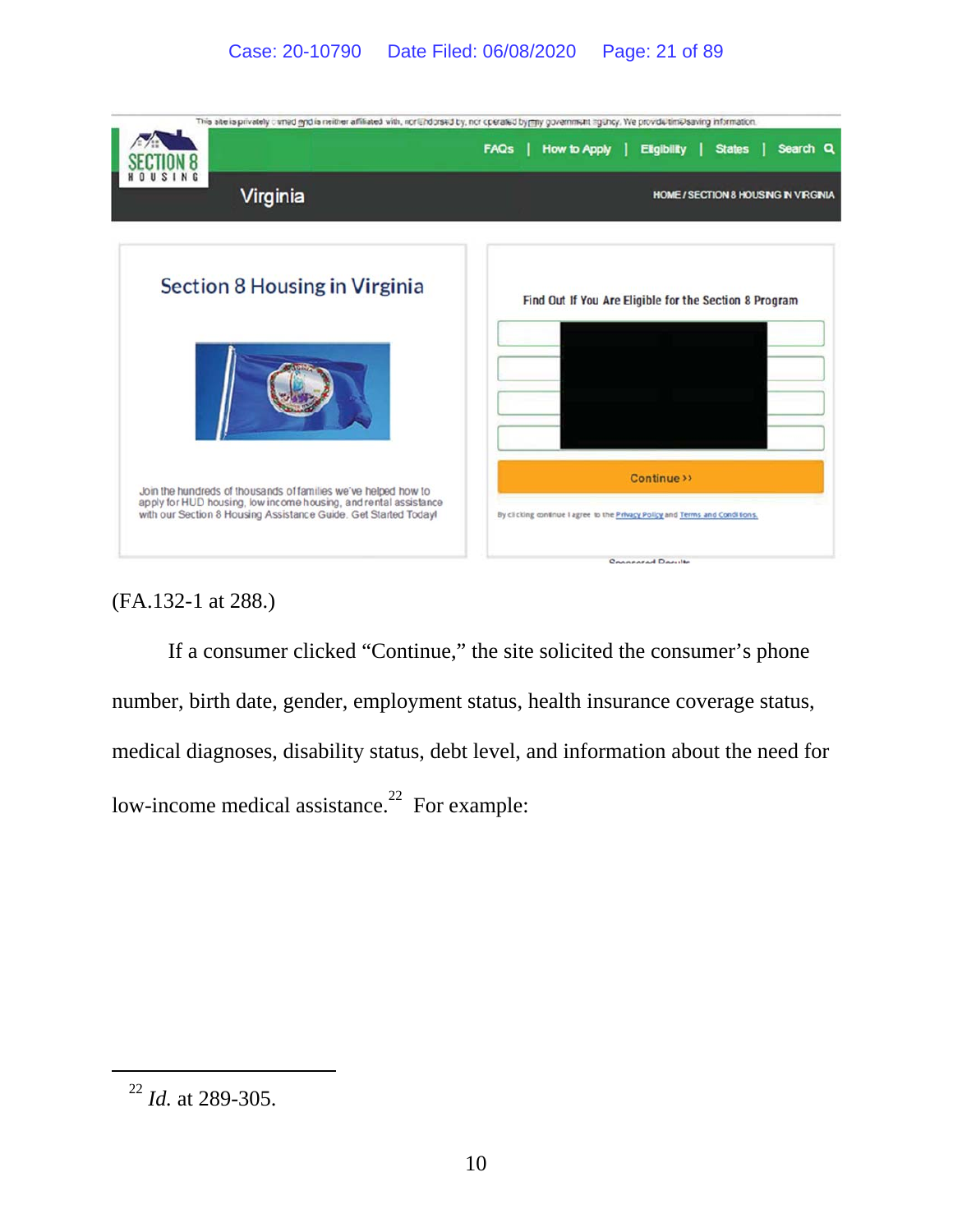This site is privately owned and is neither affiliated with, nor endorsed by, nor operated by any government agency. We provide time-saving information.

SECTION 8 HOUSING

FAQs | How to Apply | Eligibility | States | Search

Virginia

HOME / SECTION 8 HOUSING IN VIRGINIA

Section 8 Housing in Virginia

Join the hundreds of thousands of families we've helped how to apply for HUD housing, low income housing, and rental assistance with our Section 8 Housing Assistance Guide. Get Started Today!

Find Out If You Are Eligible for the Section 8 Program

Continue ››

By clicking continue I agree to the Privacy Policy and Terms and Conditions.

Sponsored Results

(FA.132-1 at 288.)

If a consumer clicked "Continue," the site solicited the consumer's phone number, birth date, gender, employment status, health insurance coverage status, medical diagnoses, disability status, debt level, and information about the need for low-income medical assistance.[22] For example:

---

[22] *Id.* at 289-305.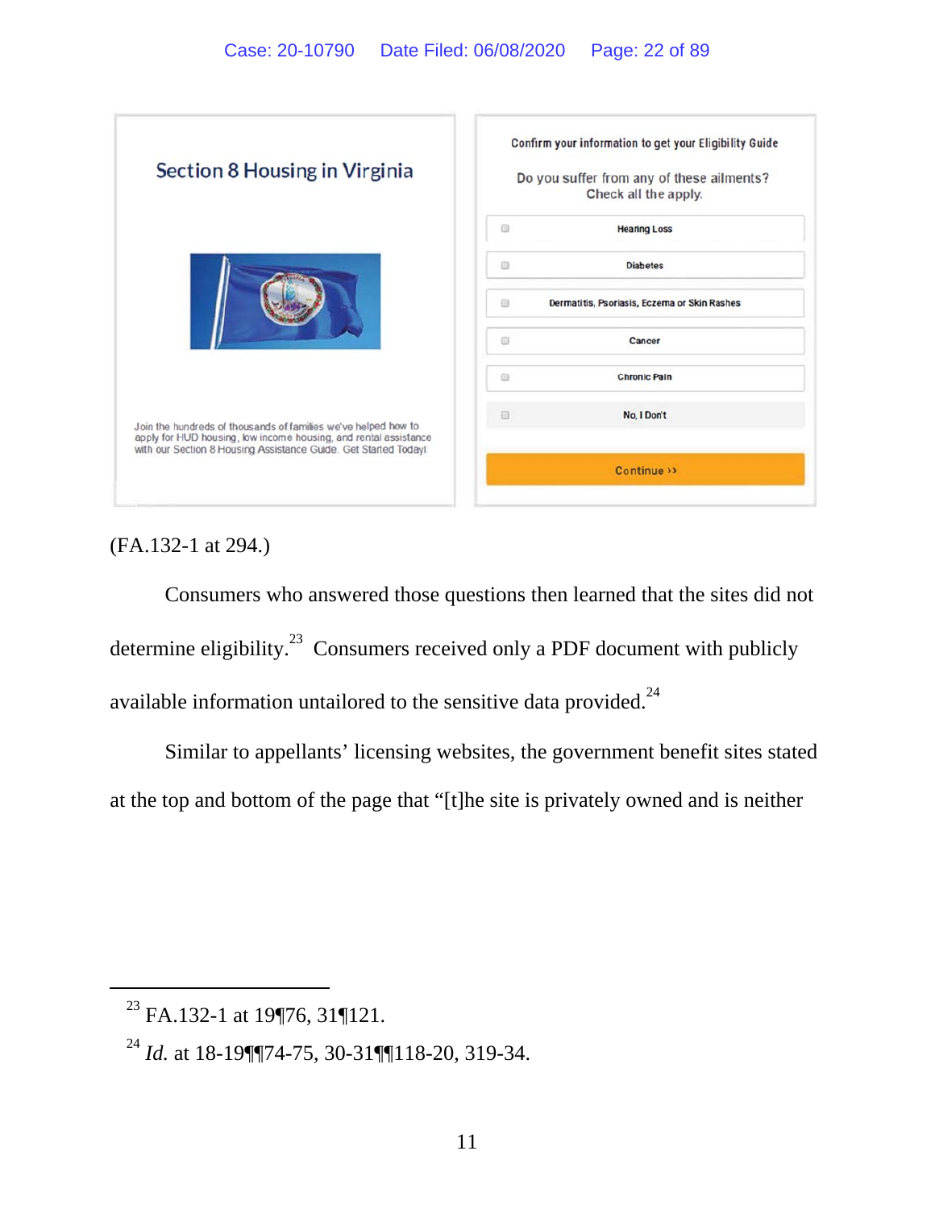Section 8 Housing in Virginia

Join the hundreds of thousands of families we've helped how to apply for HUD housing, low income housing, and rental assistance with our Section 8 Housing Assistance Guide. Get Started Today!

Confirm your information to get your Eligibility Guide

Do you suffer from any of these ailments?
Check all the apply.

- Hearing Loss
- Diabetes
- Dermatitis, Psoriasis, Eczema or Skin Rashes
- Cancer
- Chronic Pain
- No, I Don't

Continue ››

(FA.132-1 at 294.)

Consumers who answered those questions then learned that the sites did not determine eligibility.[23] Consumers received only a PDF document with publicly available information untailored to the sensitive data provided.[24]

Similar to appellants' licensing websites, the government benefit sites stated at the top and bottom of the page that "[t]he site is privately owned and is neither

---

[23] FA.132-1 at 19¶76, 31¶121.

[24] *Id.* at 18-19¶¶74-75, 30-31¶¶118-20, 319-34.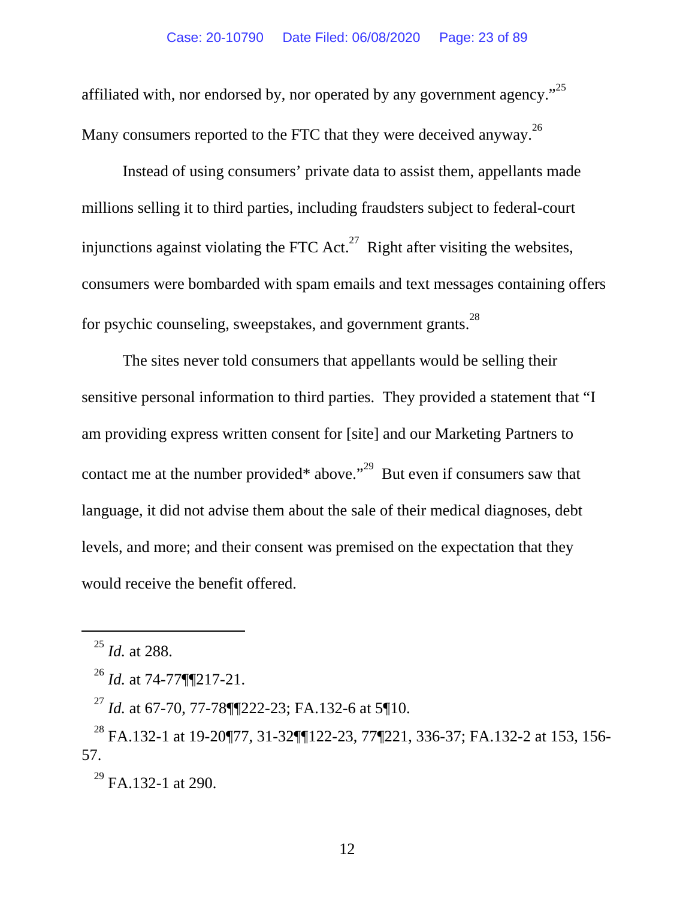affiliated with, nor endorsed by, nor operated by any government agency."[25] Many consumers reported to the FTC that they were deceived anyway.[26]

Instead of using consumers' private data to assist them, appellants made millions selling it to third parties, including fraudsters subject to federal-court injunctions against violating the FTC Act.[27] Right after visiting the websites, consumers were bombarded with spam emails and text messages containing offers for psychic counseling, sweepstakes, and government grants.[28]

The sites never told consumers that appellants would be selling their sensitive personal information to third parties. They provided a statement that "I am providing express written consent for [site] and our Marketing Partners to contact me at the number provided* above."[29] But even if consumers saw that language, it did not advise them about the sale of their medical diagnoses, debt levels, and more; and their consent was premised on the expectation that they would receive the benefit offered.

---

[25] *Id.* at 288.

[26] *Id.* at 74-77¶¶217-21.

[27] *Id.* at 67-70, 77-78¶¶222-23; FA.132-6 at 5¶10.

[28] FA.132-1 at 19-20¶77, 31-32¶¶122-23, 77¶221, 336-37; FA.132-2 at 153, 156-57.

[29] FA.132-1 at 290.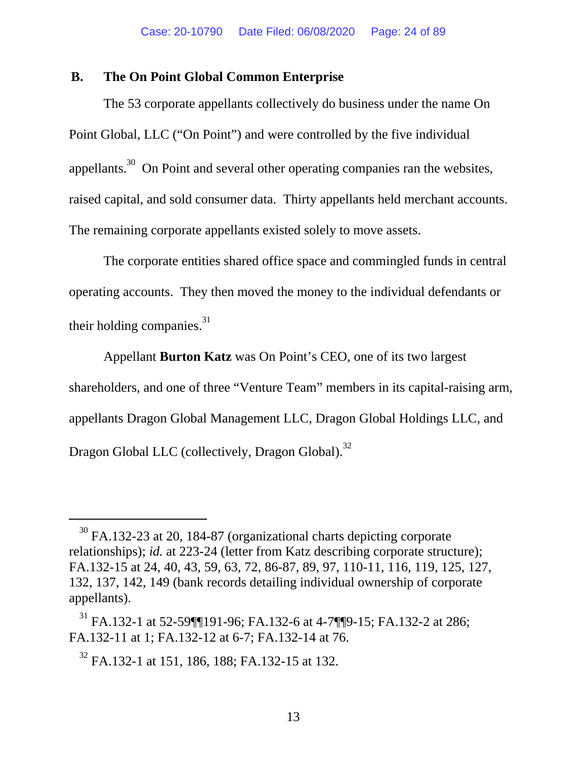## B. The On Point Global Common Enterprise

The 53 corporate appellants collectively do business under the name On Point Global, LLC ("On Point") and were controlled by the five individual appellants.[30] On Point and several other operating companies ran the websites, raised capital, and sold consumer data. Thirty appellants held merchant accounts. The remaining corporate appellants existed solely to move assets.

The corporate entities shared office space and commingled funds in central operating accounts. They then moved the money to the individual defendants or their holding companies.[31]

Appellant **Burton Katz** was On Point's CEO, one of its two largest shareholders, and one of three "Venture Team" members in its capital-raising arm, appellants Dragon Global Management LLC, Dragon Global Holdings LLC, and Dragon Global LLC (collectively, Dragon Global).[32]

---

[30] FA.132-23 at 20, 184-87 (organizational charts depicting corporate relationships); *id.* at 223-24 (letter from Katz describing corporate structure); FA.132-15 at 24, 40, 43, 59, 63, 72, 86-87, 89, 97, 110-11, 116, 119, 125, 127, 132, 137, 142, 149 (bank records detailing individual ownership of corporate appellants).

[31] FA.132-1 at 52-59¶¶191-96; FA.132-6 at 4-7¶¶9-15; FA.132-2 at 286; FA.132-11 at 1; FA.132-12 at 6-7; FA.132-14 at 76.

[32] FA.132-1 at 151, 186, 188; FA.132-15 at 132.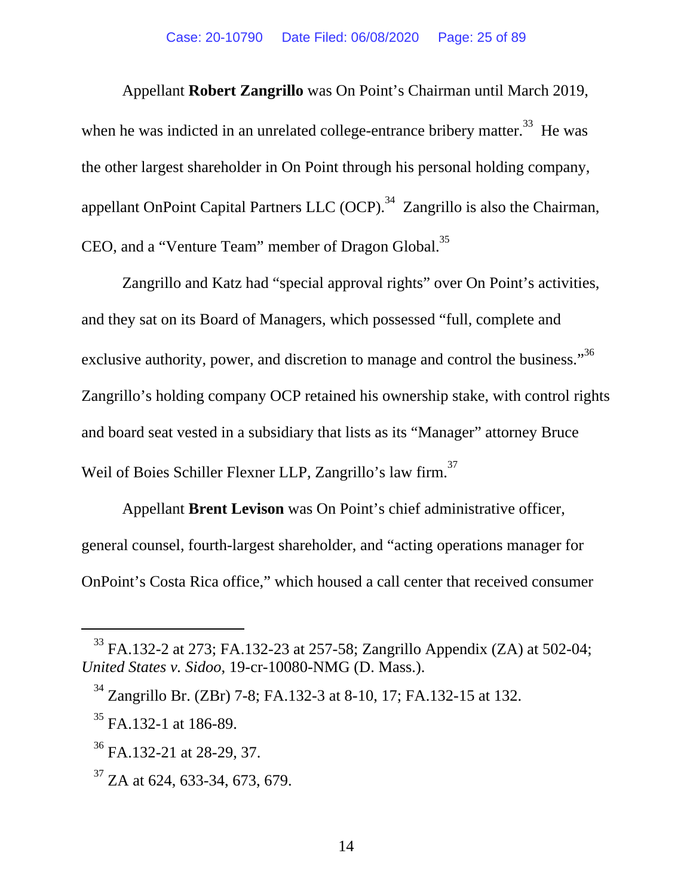Appellant **Robert Zangrillo** was On Point's Chairman until March 2019, when he was indicted in an unrelated college-entrance bribery matter.[33] He was the other largest shareholder in On Point through his personal holding company, appellant OnPoint Capital Partners LLC (OCP).[34] Zangrillo is also the Chairman, CEO, and a "Venture Team" member of Dragon Global.[35]

Zangrillo and Katz had "special approval rights" over On Point's activities, and they sat on its Board of Managers, which possessed "full, complete and exclusive authority, power, and discretion to manage and control the business."[36] Zangrillo's holding company OCP retained his ownership stake, with control rights and board seat vested in a subsidiary that lists as its "Manager" attorney Bruce Weil of Boies Schiller Flexner LLP, Zangrillo's law firm.[37]

Appellant **Brent Levison** was On Point's chief administrative officer, general counsel, fourth-largest shareholder, and "acting operations manager for OnPoint's Costa Rica office," which housed a call center that received consumer

---

[33] FA.132-2 at 273; FA.132-23 at 257-58; Zangrillo Appendix (ZA) at 502-04; *United States v. Sidoo*, 19-cr-10080-NMG (D. Mass.).

[34] Zangrillo Br. (ZBr) 7-8; FA.132-3 at 8-10, 17; FA.132-15 at 132.

[35] FA.132-1 at 186-89.

[36] FA.132-21 at 28-29, 37.

[37] ZA at 624, 633-34, 673, 679.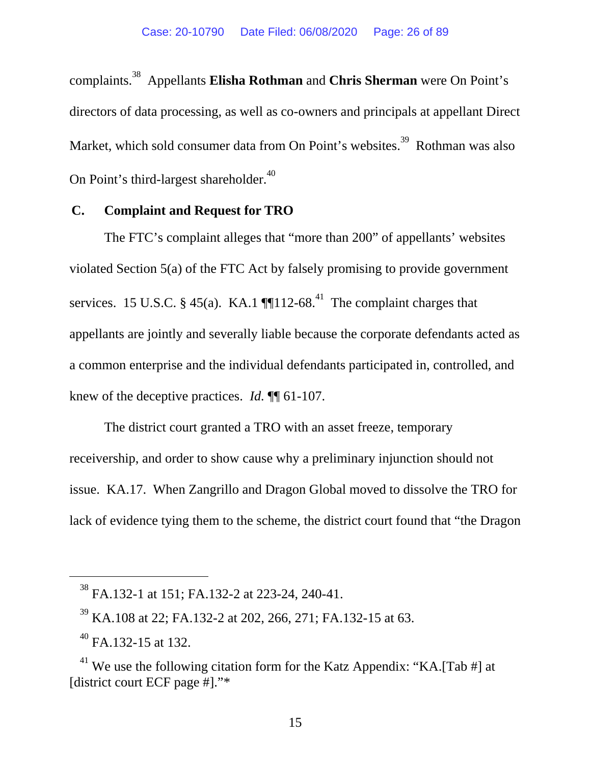complaints.[38] Appellants **Elisha Rothman** and **Chris Sherman** were On Point's directors of data processing, as well as co-owners and principals at appellant Direct Market, which sold consumer data from On Point's websites.[39] Rothman was also On Point's third-largest shareholder.[40]

### C. Complaint and Request for TRO

The FTC's complaint alleges that "more than 200" of appellants' websites violated Section 5(a) of the FTC Act by falsely promising to provide government services. 15 U.S.C. § 45(a). KA.1 ¶¶112-68.[41] The complaint charges that appellants are jointly and severally liable because the corporate defendants acted as a common enterprise and the individual defendants participated in, controlled, and knew of the deceptive practices. *Id.* ¶¶ 61-107.

The district court granted a TRO with an asset freeze, temporary receivership, and order to show cause why a preliminary injunction should not issue. KA.17. When Zangrillo and Dragon Global moved to dissolve the TRO for lack of evidence tying them to the scheme, the district court found that "the Dragon

---

[38] FA.132-1 at 151; FA.132-2 at 223-24, 240-41.

[39] KA.108 at 22; FA.132-2 at 202, 266, 271; FA.132-15 at 63.

[40] FA.132-15 at 132.

[41] We use the following citation form for the Katz Appendix: "KA.[Tab #] at [district court ECF page #]."*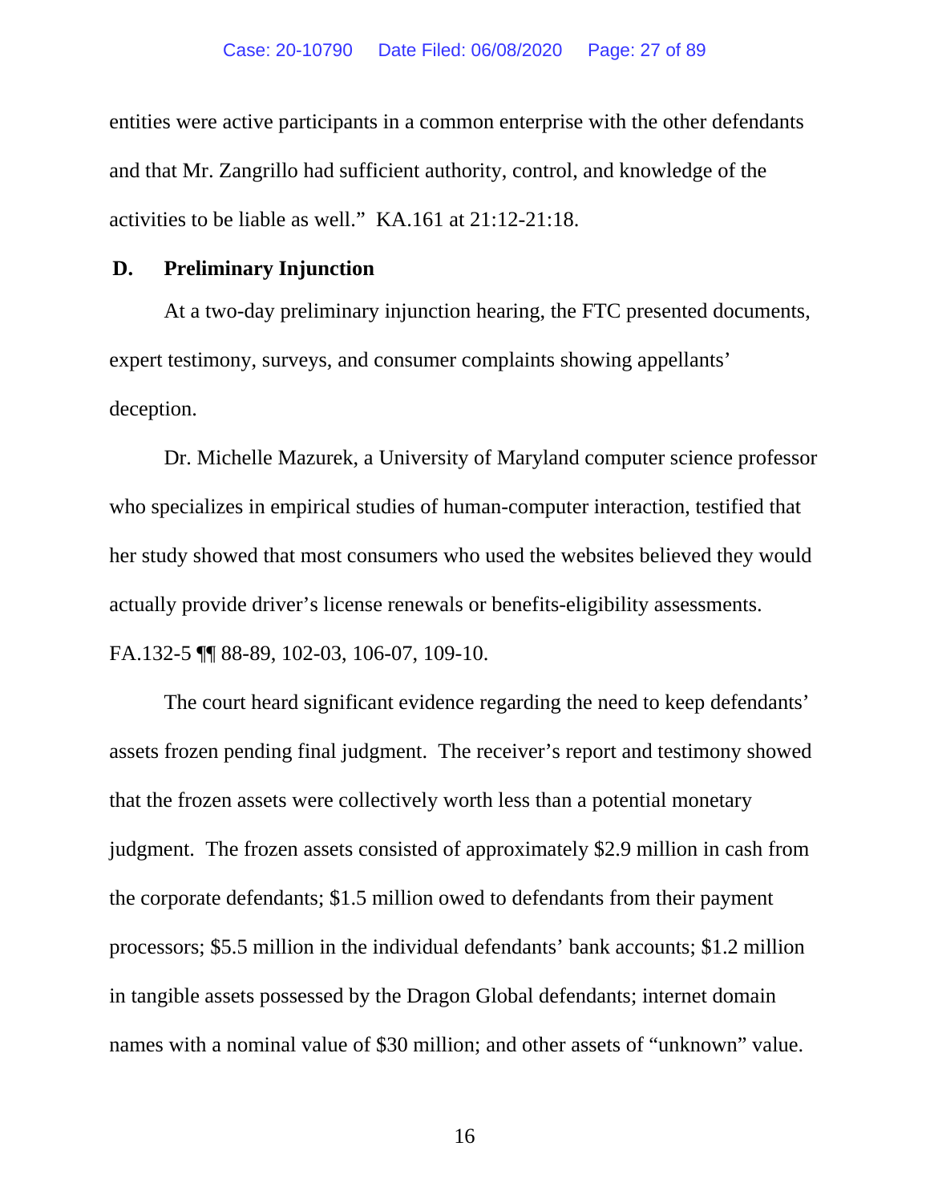entities were active participants in a common enterprise with the other defendants and that Mr. Zangrillo had sufficient authority, control, and knowledge of the activities to be liable as well." KA.161 at 21:12-21:18.

### D. Preliminary Injunction

At a two-day preliminary injunction hearing, the FTC presented documents, expert testimony, surveys, and consumer complaints showing appellants' deception.

Dr. Michelle Mazurek, a University of Maryland computer science professor who specializes in empirical studies of human-computer interaction, testified that her study showed that most consumers who used the websites believed they would actually provide driver's license renewals or benefits-eligibility assessments. FA.132-5 ¶¶ 88-89, 102-03, 106-07, 109-10.

The court heard significant evidence regarding the need to keep defendants' assets frozen pending final judgment. The receiver's report and testimony showed that the frozen assets were collectively worth less than a potential monetary judgment. The frozen assets consisted of approximately $2.9 million in cash from the corporate defendants; $1.5 million owed to defendants from their payment processors; $5.5 million in the individual defendants' bank accounts; $1.2 million in tangible assets possessed by the Dragon Global defendants; internet domain names with a nominal value of $30 million; and other assets of "unknown" value.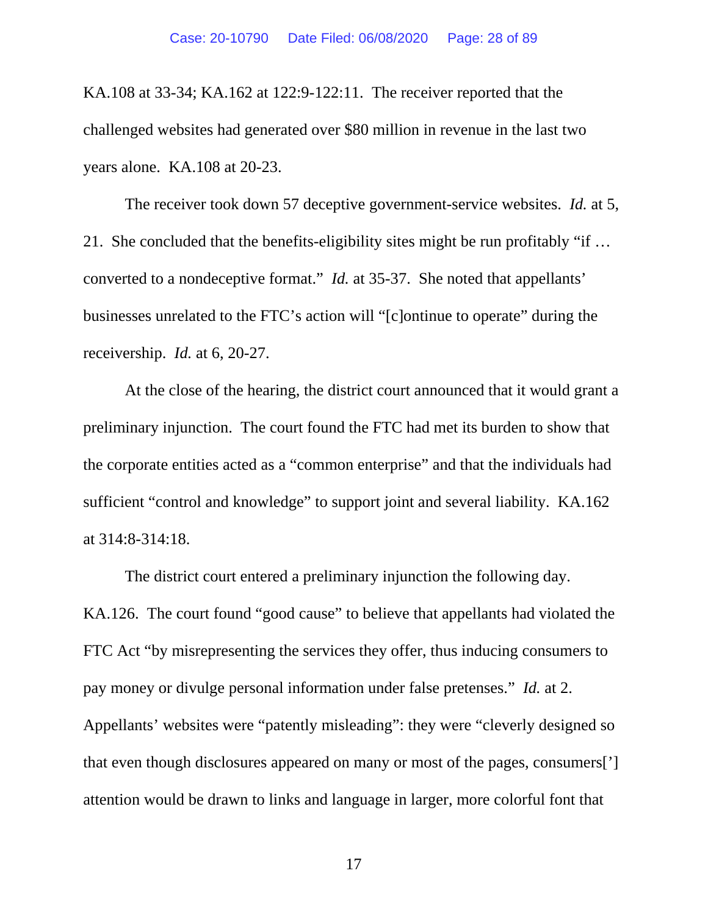KA.108 at 33-34; KA.162 at 122:9-122:11. The receiver reported that the challenged websites had generated over $80 million in revenue in the last two years alone. KA.108 at 20-23.

The receiver took down 57 deceptive government-service websites. *Id.* at 5, 21. She concluded that the benefits-eligibility sites might be run profitably "if … converted to a nondeceptive format." *Id.* at 35-37. She noted that appellants' businesses unrelated to the FTC's action will "[c]ontinue to operate" during the receivership. *Id.* at 6, 20-27.

At the close of the hearing, the district court announced that it would grant a preliminary injunction. The court found the FTC had met its burden to show that the corporate entities acted as a "common enterprise" and that the individuals had sufficient "control and knowledge" to support joint and several liability. KA.162 at 314:8-314:18.

The district court entered a preliminary injunction the following day. KA.126. The court found "good cause" to believe that appellants had violated the FTC Act "by misrepresenting the services they offer, thus inducing consumers to pay money or divulge personal information under false pretenses." *Id.* at 2. Appellants' websites were "patently misleading": they were "cleverly designed so that even though disclosures appeared on many or most of the pages, consumers['] attention would be drawn to links and language in larger, more colorful font that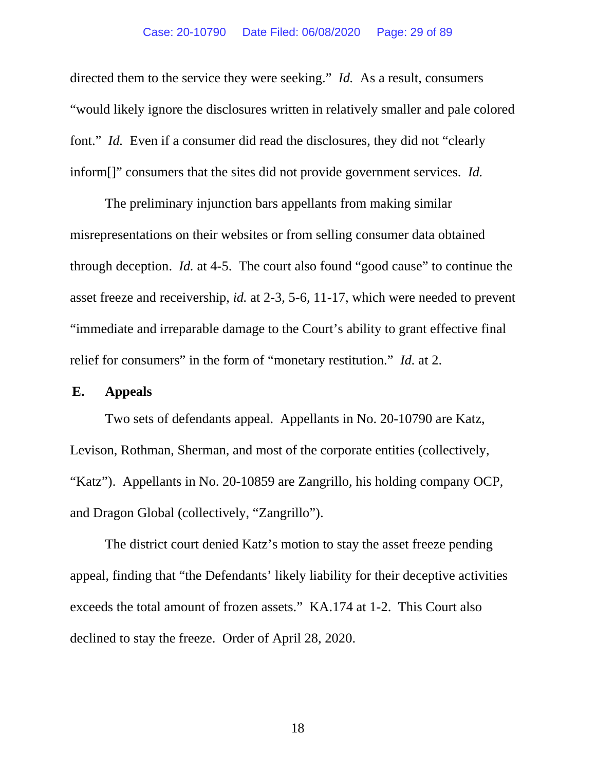directed them to the service they were seeking." *Id.* As a result, consumers "would likely ignore the disclosures written in relatively smaller and pale colored font." *Id.* Even if a consumer did read the disclosures, they did not "clearly inform[]" consumers that the sites did not provide government services. *Id.*

The preliminary injunction bars appellants from making similar misrepresentations on their websites or from selling consumer data obtained through deception. *Id.* at 4-5. The court also found "good cause" to continue the asset freeze and receivership, *id.* at 2-3, 5-6, 11-17, which were needed to prevent "immediate and irreparable damage to the Court's ability to grant effective final relief for consumers" in the form of "monetary restitution." *Id.* at 2.

### E. Appeals

Two sets of defendants appeal. Appellants in No. 20-10790 are Katz, Levison, Rothman, Sherman, and most of the corporate entities (collectively, "Katz"). Appellants in No. 20-10859 are Zangrillo, his holding company OCP, and Dragon Global (collectively, "Zangrillo").

The district court denied Katz's motion to stay the asset freeze pending appeal, finding that "the Defendants' likely liability for their deceptive activities exceeds the total amount of frozen assets." KA.174 at 1-2. This Court also declined to stay the freeze. Order of April 28, 2020.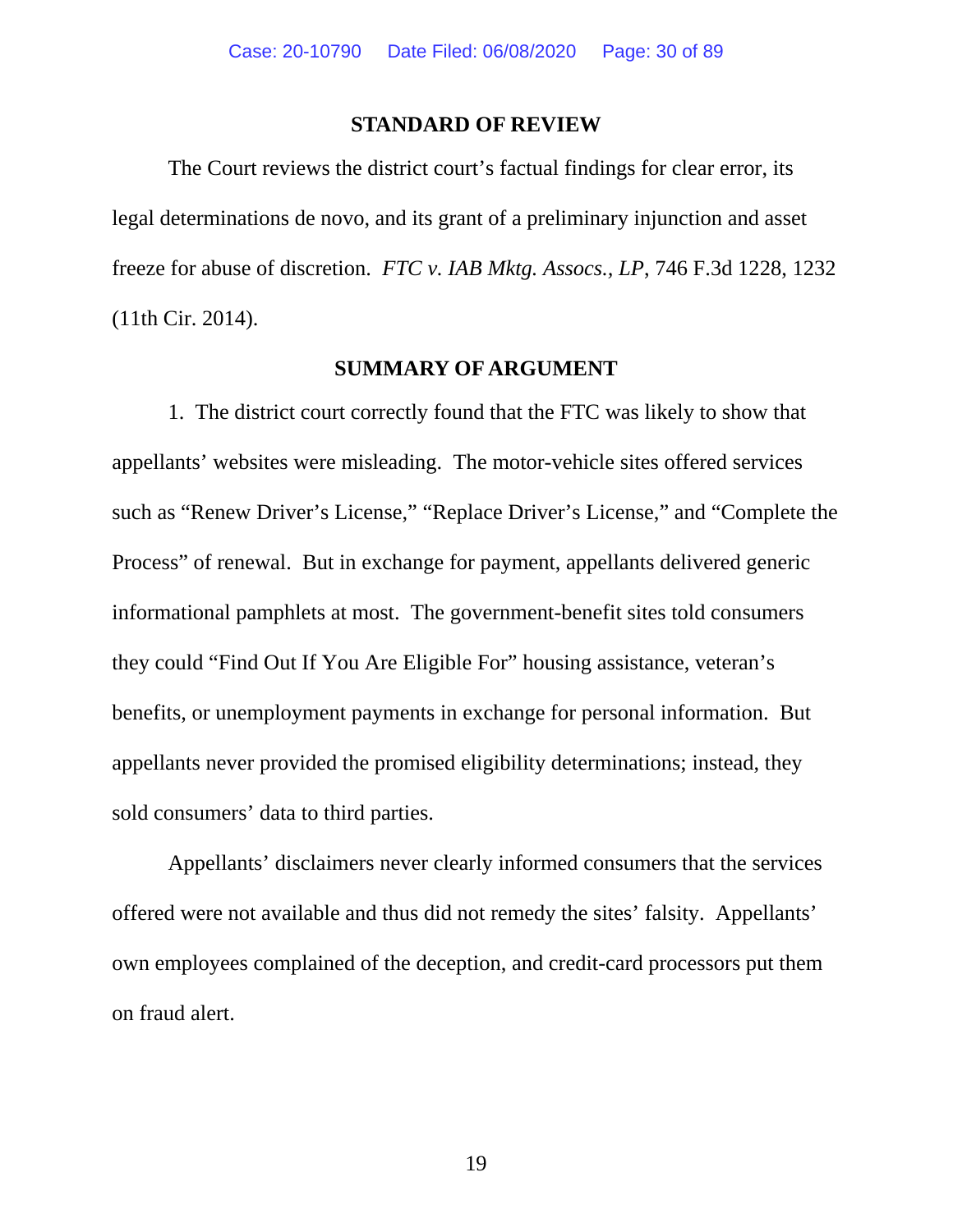## STANDARD OF REVIEW

The Court reviews the district court's factual findings for clear error, its legal determinations de novo, and its grant of a preliminary injunction and asset freeze for abuse of discretion. *FTC v. IAB Mktg. Assocs., LP*, 746 F.3d 1228, 1232 (11th Cir. 2014).

## SUMMARY OF ARGUMENT

1. The district court correctly found that the FTC was likely to show that appellants' websites were misleading. The motor-vehicle sites offered services such as "Renew Driver's License," "Replace Driver's License," and "Complete the Process" of renewal. But in exchange for payment, appellants delivered generic informational pamphlets at most. The government-benefit sites told consumers they could "Find Out If You Are Eligible For" housing assistance, veteran's benefits, or unemployment payments in exchange for personal information. But appellants never provided the promised eligibility determinations; instead, they sold consumers' data to third parties.

Appellants' disclaimers never clearly informed consumers that the services offered were not available and thus did not remedy the sites' falsity. Appellants' own employees complained of the deception, and credit-card processors put them on fraud alert.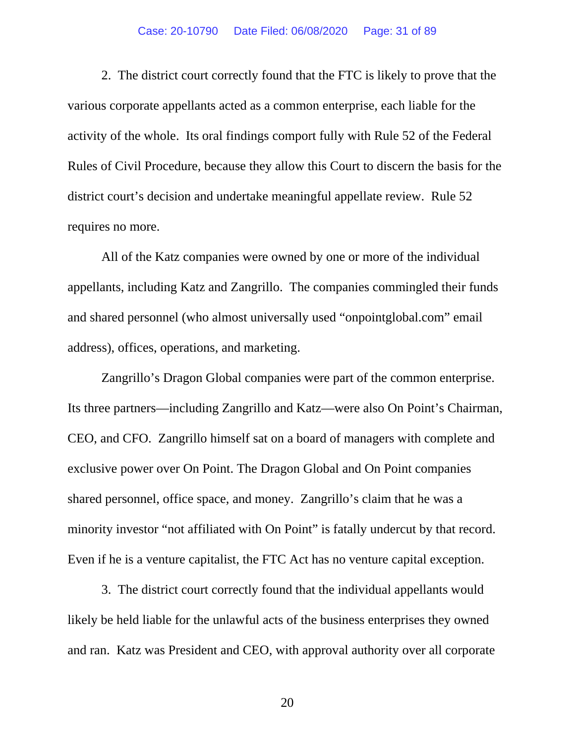2. The district court correctly found that the FTC is likely to prove that the various corporate appellants acted as a common enterprise, each liable for the activity of the whole. Its oral findings comport fully with Rule 52 of the Federal Rules of Civil Procedure, because they allow this Court to discern the basis for the district court's decision and undertake meaningful appellate review. Rule 52 requires no more.

All of the Katz companies were owned by one or more of the individual appellants, including Katz and Zangrillo. The companies commingled their funds and shared personnel (who almost universally used "onpointglobal.com" email address), offices, operations, and marketing.

Zangrillo's Dragon Global companies were part of the common enterprise. Its three partners—including Zangrillo and Katz—were also On Point's Chairman, CEO, and CFO. Zangrillo himself sat on a board of managers with complete and exclusive power over On Point. The Dragon Global and On Point companies shared personnel, office space, and money. Zangrillo's claim that he was a minority investor "not affiliated with On Point" is fatally undercut by that record. Even if he is a venture capitalist, the FTC Act has no venture capital exception.

3. The district court correctly found that the individual appellants would likely be held liable for the unlawful acts of the business enterprises they owned and ran. Katz was President and CEO, with approval authority over all corporate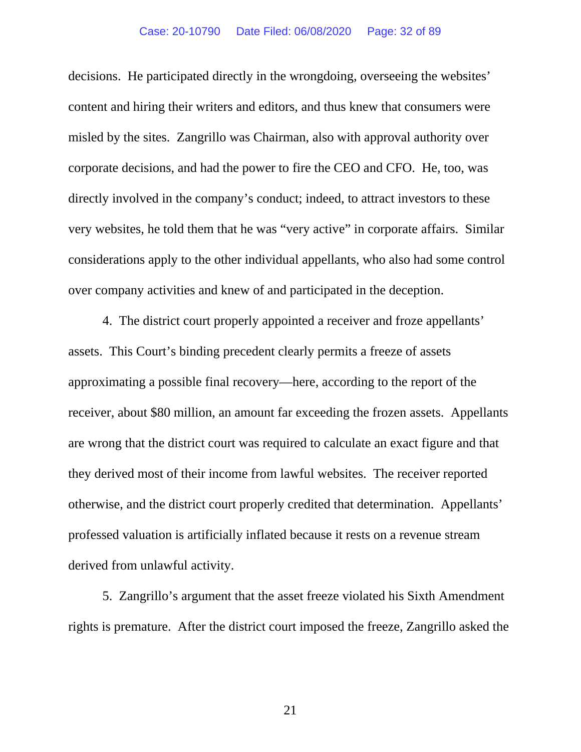decisions. He participated directly in the wrongdoing, overseeing the websites' content and hiring their writers and editors, and thus knew that consumers were misled by the sites. Zangrillo was Chairman, also with approval authority over corporate decisions, and had the power to fire the CEO and CFO. He, too, was directly involved in the company's conduct; indeed, to attract investors to these very websites, he told them that he was "very active" in corporate affairs. Similar considerations apply to the other individual appellants, who also had some control over company activities and knew of and participated in the deception.

4. The district court properly appointed a receiver and froze appellants' assets. This Court's binding precedent clearly permits a freeze of assets approximating a possible final recovery—here, according to the report of the receiver, about $80 million, an amount far exceeding the frozen assets. Appellants are wrong that the district court was required to calculate an exact figure and that they derived most of their income from lawful websites. The receiver reported otherwise, and the district court properly credited that determination. Appellants' professed valuation is artificially inflated because it rests on a revenue stream derived from unlawful activity.

5. Zangrillo's argument that the asset freeze violated his Sixth Amendment rights is premature. After the district court imposed the freeze, Zangrillo asked the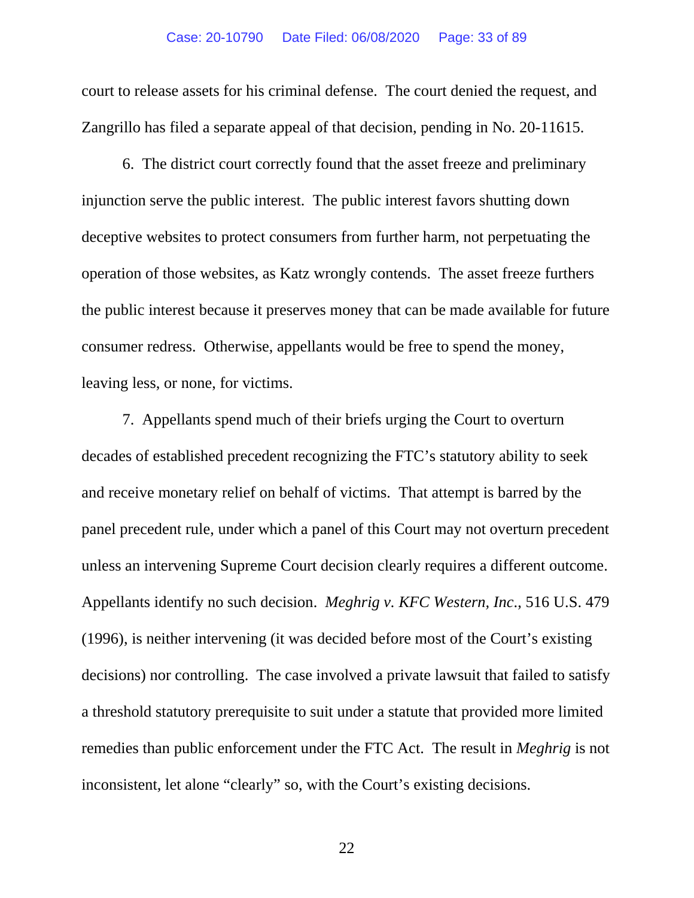court to release assets for his criminal defense. The court denied the request, and Zangrillo has filed a separate appeal of that decision, pending in No. 20-11615.

6. The district court correctly found that the asset freeze and preliminary injunction serve the public interest. The public interest favors shutting down deceptive websites to protect consumers from further harm, not perpetuating the operation of those websites, as Katz wrongly contends. The asset freeze furthers the public interest because it preserves money that can be made available for future consumer redress. Otherwise, appellants would be free to spend the money, leaving less, or none, for victims.

7. Appellants spend much of their briefs urging the Court to overturn decades of established precedent recognizing the FTC's statutory ability to seek and receive monetary relief on behalf of victims. That attempt is barred by the panel precedent rule, under which a panel of this Court may not overturn precedent unless an intervening Supreme Court decision clearly requires a different outcome. Appellants identify no such decision. *Meghrig v. KFC Western, Inc.*, 516 U.S. 479 (1996), is neither intervening (it was decided before most of the Court's existing decisions) nor controlling. The case involved a private lawsuit that failed to satisfy a threshold statutory prerequisite to suit under a statute that provided more limited remedies than public enforcement under the FTC Act. The result in *Meghrig* is not inconsistent, let alone "clearly" so, with the Court's existing decisions.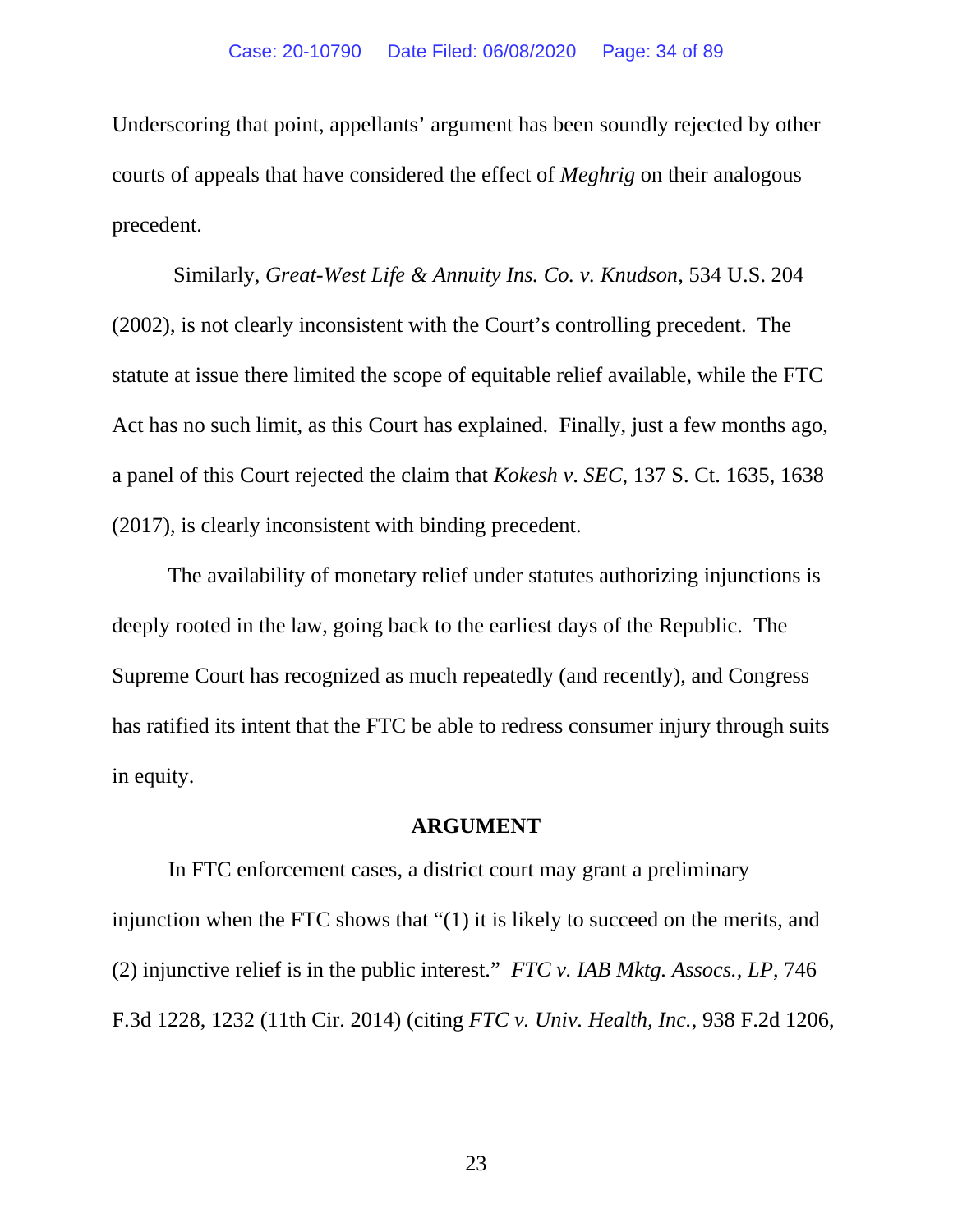Underscoring that point, appellants' argument has been soundly rejected by other courts of appeals that have considered the effect of *Meghrig* on their analogous precedent.

Similarly, *Great-West Life & Annuity Ins. Co. v. Knudson*, 534 U.S. 204 (2002), is not clearly inconsistent with the Court's controlling precedent. The statute at issue there limited the scope of equitable relief available, while the FTC Act has no such limit, as this Court has explained. Finally, just a few months ago, a panel of this Court rejected the claim that *Kokesh v. SEC*, 137 S. Ct. 1635, 1638 (2017), is clearly inconsistent with binding precedent.

The availability of monetary relief under statutes authorizing injunctions is deeply rooted in the law, going back to the earliest days of the Republic. The Supreme Court has recognized as much repeatedly (and recently), and Congress has ratified its intent that the FTC be able to redress consumer injury through suits in equity.

## ARGUMENT

In FTC enforcement cases, a district court may grant a preliminary injunction when the FTC shows that "(1) it is likely to succeed on the merits, and (2) injunctive relief is in the public interest." *FTC v. IAB Mktg. Assocs., LP*, 746 F.3d 1228, 1232 (11th Cir. 2014) (citing *FTC v. Univ. Health, Inc.*, 938 F.2d 1206,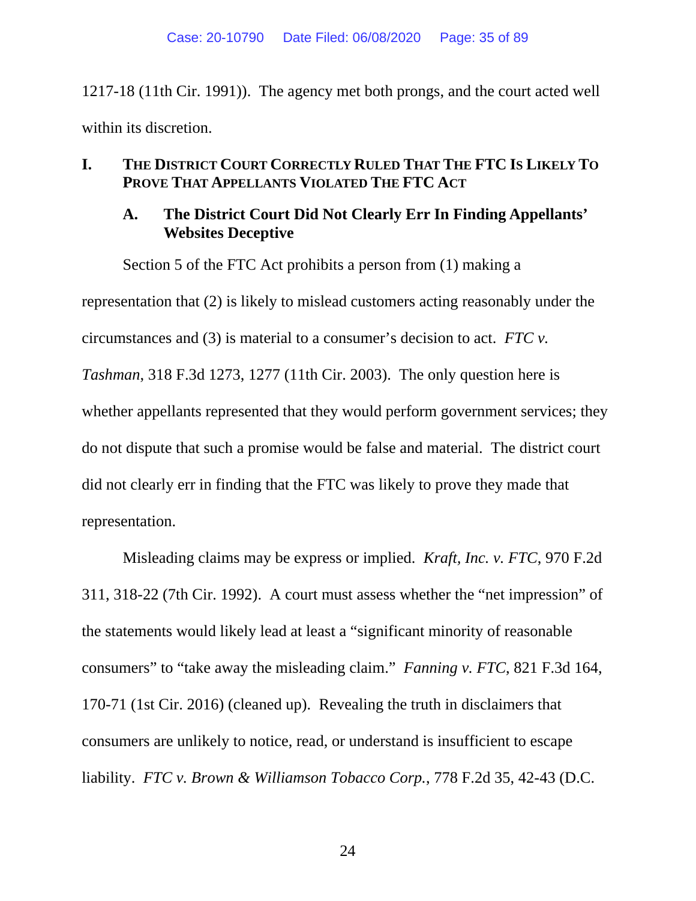1217-18 (11th Cir. 1991)). The agency met both prongs, and the court acted well within its discretion.

## I. THE DISTRICT COURT CORRECTLY RULED THAT THE FTC IS LIKELY TO PROVE THAT APPELLANTS VIOLATED THE FTC ACT

### A. The District Court Did Not Clearly Err In Finding Appellants' Websites Deceptive

Section 5 of the FTC Act prohibits a person from (1) making a representation that (2) is likely to mislead customers acting reasonably under the circumstances and (3) is material to a consumer's decision to act. *FTC v. Tashman*, 318 F.3d 1273, 1277 (11th Cir. 2003). The only question here is whether appellants represented that they would perform government services; they do not dispute that such a promise would be false and material. The district court did not clearly err in finding that the FTC was likely to prove they made that representation.

Misleading claims may be express or implied. *Kraft, Inc. v. FTC*, 970 F.2d 311, 318-22 (7th Cir. 1992). A court must assess whether the "net impression" of the statements would likely lead at least a "significant minority of reasonable consumers" to "take away the misleading claim." *Fanning v. FTC*, 821 F.3d 164, 170-71 (1st Cir. 2016) (cleaned up). Revealing the truth in disclaimers that consumers are unlikely to notice, read, or understand is insufficient to escape liability. *FTC v. Brown & Williamson Tobacco Corp.*, 778 F.2d 35, 42-43 (D.C.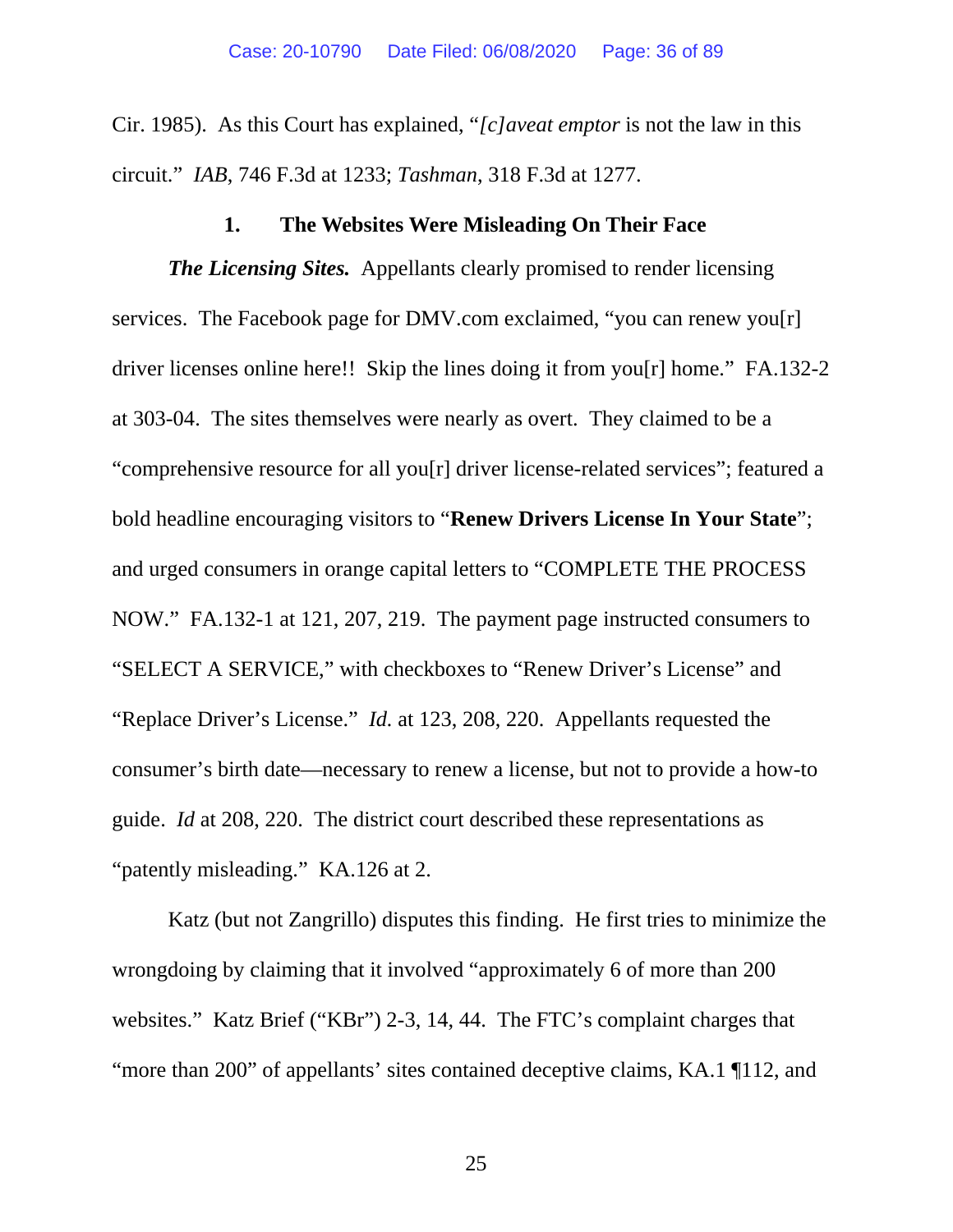Cir. 1985). As this Court has explained, "*[c]aveat emptor* is not the law in this circuit." *IAB*, 746 F.3d at 1233; *Tashman*, 318 F.3d at 1277.

### 1. The Websites Were Misleading On Their Face

***The Licensing Sites.*** Appellants clearly promised to render licensing services. The Facebook page for DMV.com exclaimed, "you can renew you[r] driver licenses online here!! Skip the lines doing it from you[r] home." FA.132-2 at 303-04. The sites themselves were nearly as overt. They claimed to be a "comprehensive resource for all you[r] driver license-related services"; featured a bold headline encouraging visitors to "**Renew Drivers License In Your State**"; and urged consumers in orange capital letters to "COMPLETE THE PROCESS NOW." FA.132-1 at 121, 207, 219. The payment page instructed consumers to "SELECT A SERVICE," with checkboxes to "Renew Driver's License" and "Replace Driver's License." *Id.* at 123, 208, 220. Appellants requested the consumer's birth date—necessary to renew a license, but not to provide a how-to guide. *Id* at 208, 220. The district court described these representations as "patently misleading." KA.126 at 2.

Katz (but not Zangrillo) disputes this finding. He first tries to minimize the wrongdoing by claiming that it involved "approximately 6 of more than 200 websites." Katz Brief ("KBr") 2-3, 14, 44. The FTC's complaint charges that "more than 200" of appellants' sites contained deceptive claims, KA.1 ¶112, and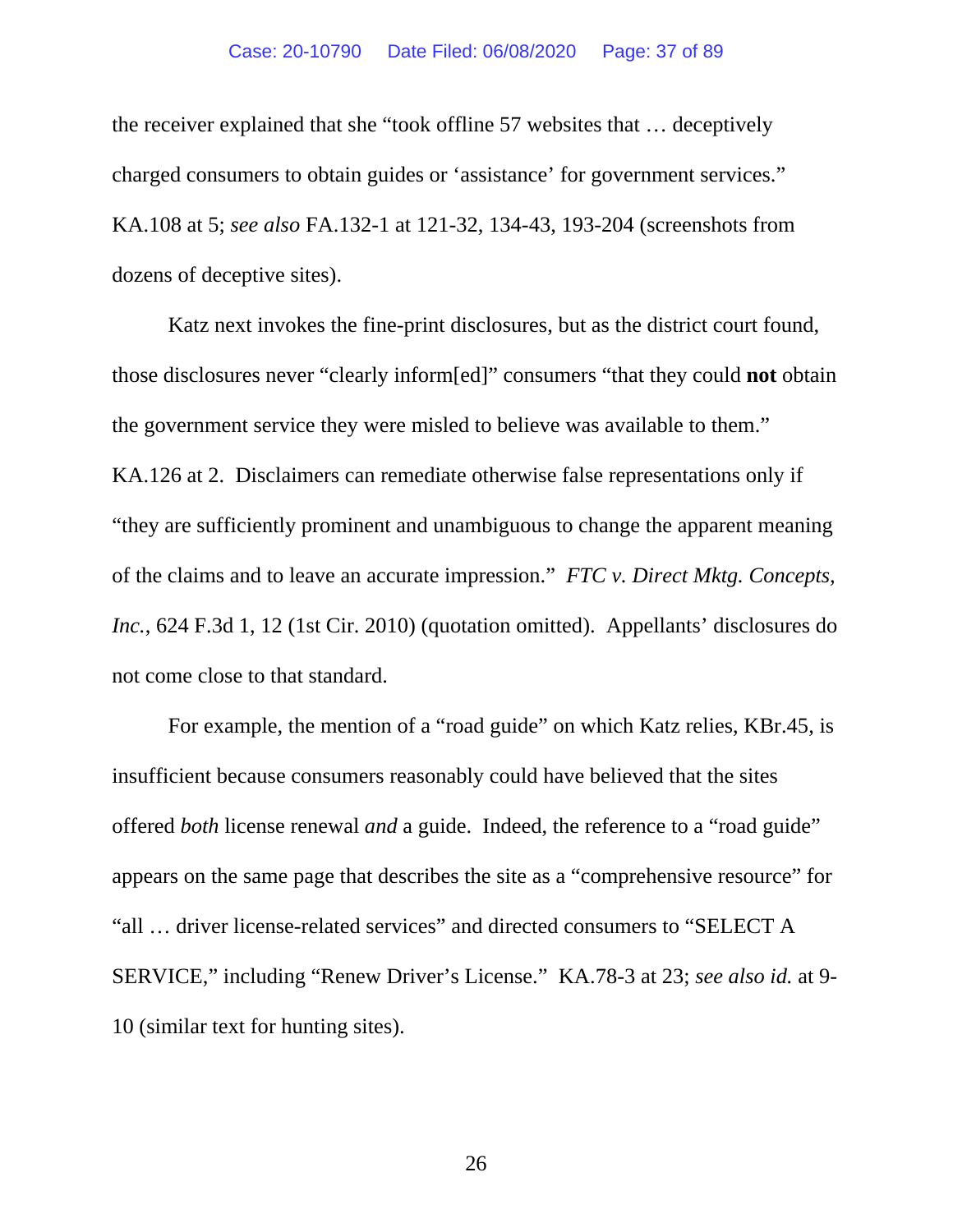the receiver explained that she "took offline 57 websites that … deceptively charged consumers to obtain guides or 'assistance' for government services." KA.108 at 5; *see also* FA.132-1 at 121-32, 134-43, 193-204 (screenshots from dozens of deceptive sites).

Katz next invokes the fine-print disclosures, but as the district court found, those disclosures never "clearly inform[ed]" consumers "that they could **not** obtain the government service they were misled to believe was available to them." KA.126 at 2. Disclaimers can remediate otherwise false representations only if "they are sufficiently prominent and unambiguous to change the apparent meaning of the claims and to leave an accurate impression." *FTC v. Direct Mktg. Concepts, Inc.*, 624 F.3d 1, 12 (1st Cir. 2010) (quotation omitted). Appellants' disclosures do not come close to that standard.

For example, the mention of a "road guide" on which Katz relies, KBr.45, is insufficient because consumers reasonably could have believed that the sites offered *both* license renewal *and* a guide. Indeed, the reference to a "road guide" appears on the same page that describes the site as a "comprehensive resource" for "all … driver license-related services" and directed consumers to "SELECT A SERVICE," including "Renew Driver's License." KA.78-3 at 23; *see also id.* at 9-10 (similar text for hunting sites).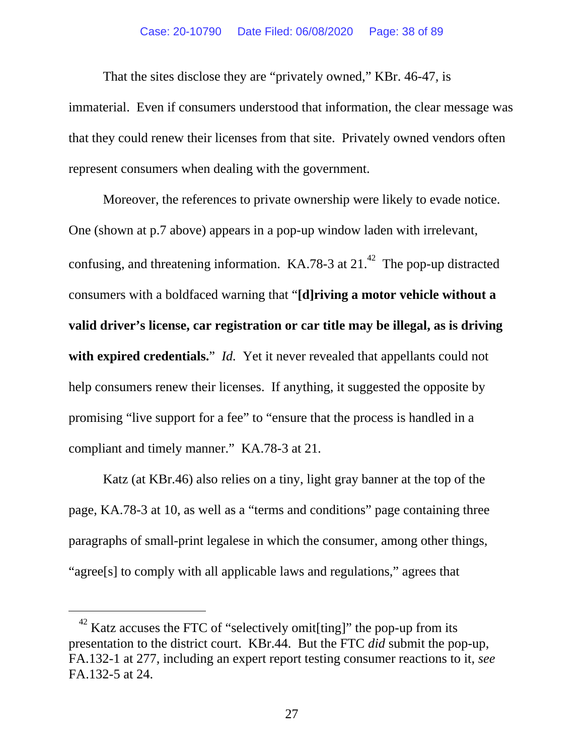That the sites disclose they are "privately owned," KBr. 46-47, is immaterial. Even if consumers understood that information, the clear message was that they could renew their licenses from that site. Privately owned vendors often represent consumers when dealing with the government.

Moreover, the references to private ownership were likely to evade notice. One (shown at p.7 above) appears in a pop-up window laden with irrelevant, confusing, and threatening information. KA.78-3 at 21.[42] The pop-up distracted consumers with a boldfaced warning that "**[d]riving a motor vehicle without a valid driver's license, car registration or car title may be illegal, as is driving with expired credentials.**" *Id.* Yet it never revealed that appellants could not help consumers renew their licenses. If anything, it suggested the opposite by promising "live support for a fee" to "ensure that the process is handled in a compliant and timely manner." KA.78-3 at 21.

Katz (at KBr.46) also relies on a tiny, light gray banner at the top of the page, KA.78-3 at 10, as well as a "terms and conditions" page containing three paragraphs of small-print legalese in which the consumer, among other things, "agree[s] to comply with all applicable laws and regulations," agrees that

---

[42] Katz accuses the FTC of "selectively omit[ting]" the pop-up from its presentation to the district court. KBr.44. But the FTC *did* submit the pop-up, FA.132-1 at 277, including an expert report testing consumer reactions to it, *see* FA.132-5 at 24.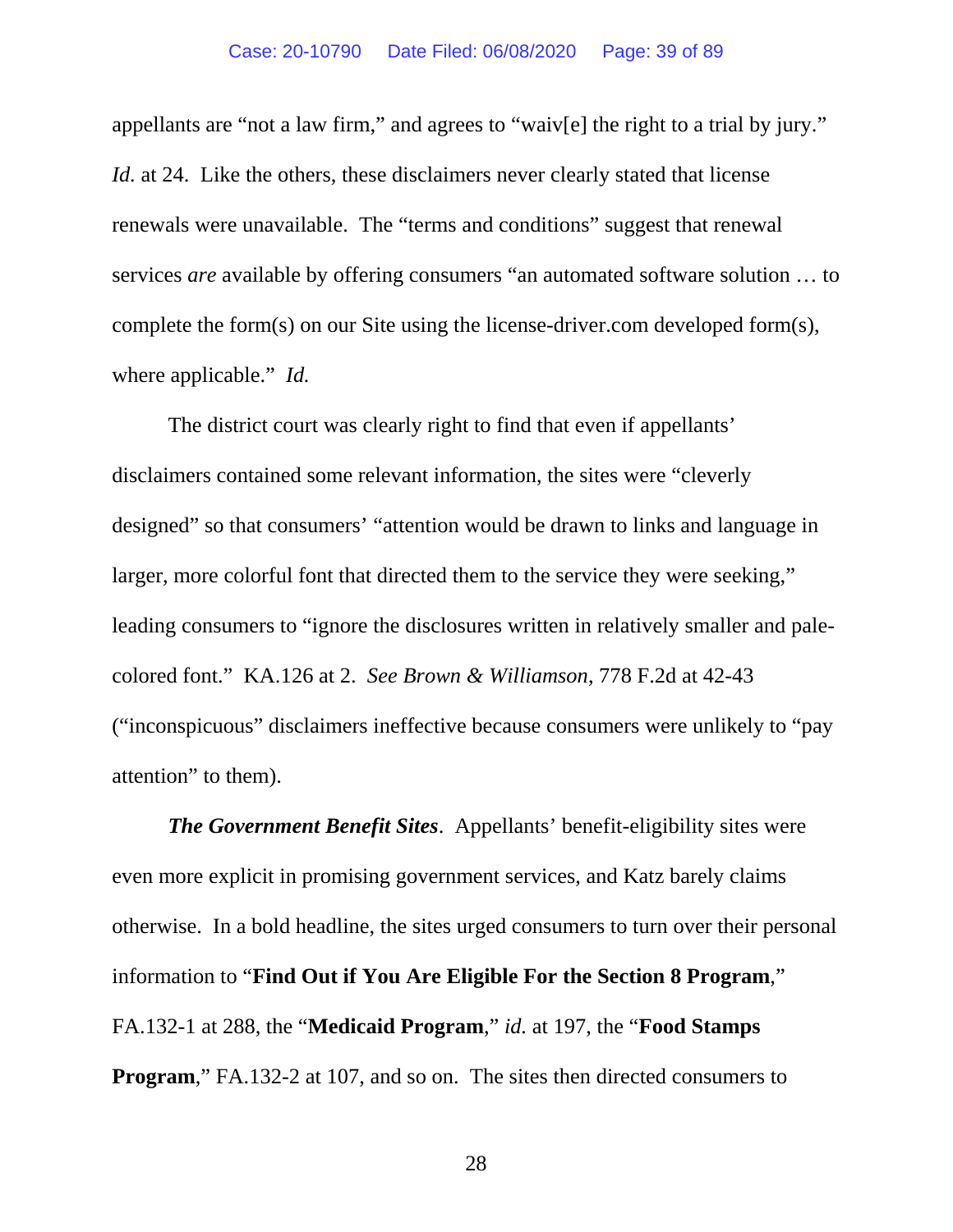appellants are "not a law firm," and agrees to "waiv[e] the right to a trial by jury." *Id.* at 24. Like the others, these disclaimers never clearly stated that license renewals were unavailable. The "terms and conditions" suggest that renewal services *are* available by offering consumers "an automated software solution … to complete the form(s) on our Site using the license-driver.com developed form(s), where applicable." *Id.*

The district court was clearly right to find that even if appellants' disclaimers contained some relevant information, the sites were "cleverly designed" so that consumers' "attention would be drawn to links and language in larger, more colorful font that directed them to the service they were seeking," leading consumers to "ignore the disclosures written in relatively smaller and pale-colored font." KA.126 at 2. *See Brown & Williamson*, 778 F.2d at 42-43 ("inconspicuous" disclaimers ineffective because consumers were unlikely to "pay attention" to them).

***The Government Benefit Sites***. Appellants' benefit-eligibility sites were even more explicit in promising government services, and Katz barely claims otherwise. In a bold headline, the sites urged consumers to turn over their personal information to "**Find Out if You Are Eligible For the Section 8 Program**," FA.132-1 at 288, the "**Medicaid Program**," *id.* at 197, the "**Food Stamps Program**," FA.132-2 at 107, and so on. The sites then directed consumers to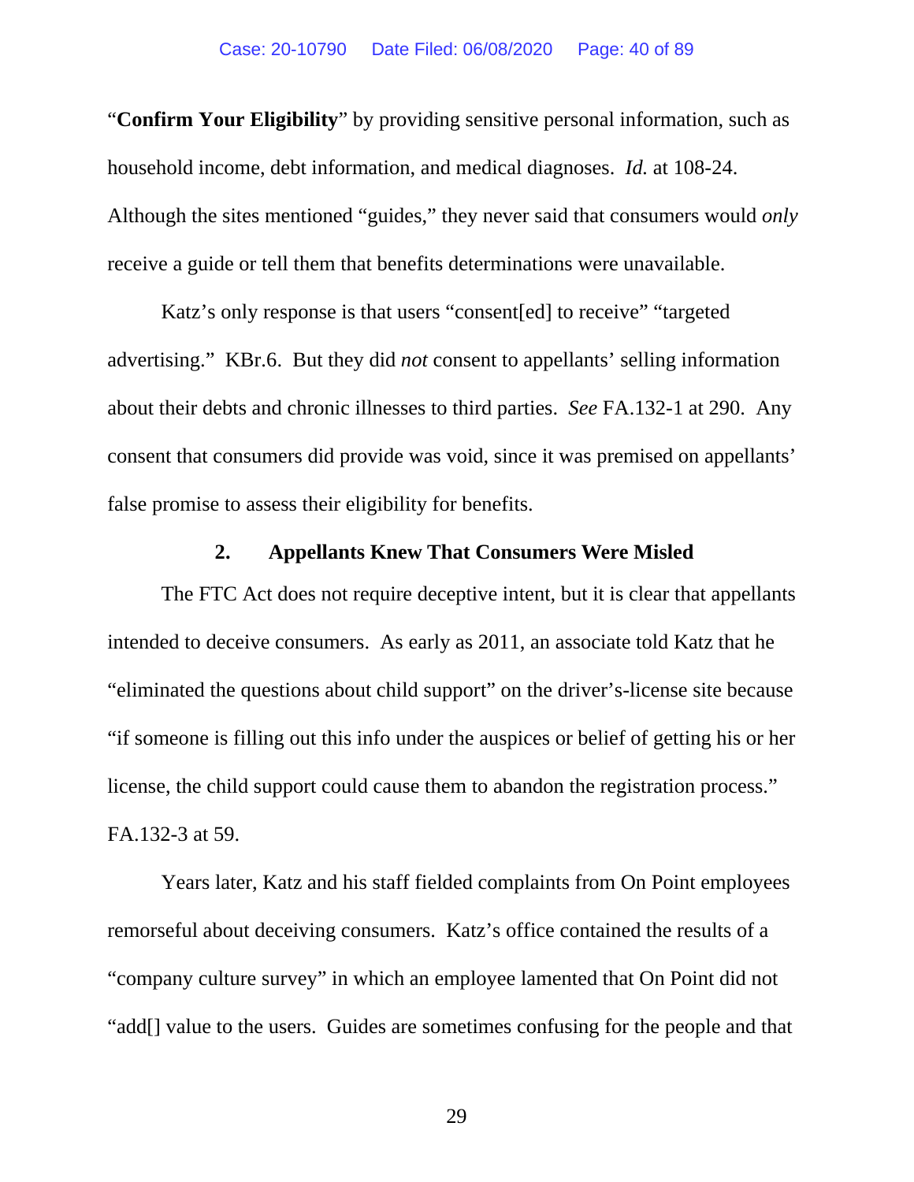"**Confirm Your Eligibility**" by providing sensitive personal information, such as household income, debt information, and medical diagnoses. *Id.* at 108-24. Although the sites mentioned "guides," they never said that consumers would *only* receive a guide or tell them that benefits determinations were unavailable.

Katz's only response is that users "consent[ed] to receive" "targeted advertising." KBr.6. But they did *not* consent to appellants' selling information about their debts and chronic illnesses to third parties. *See* FA.132-1 at 290. Any consent that consumers did provide was void, since it was premised on appellants' false promise to assess their eligibility for benefits.

### 2. Appellants Knew That Consumers Were Misled

The FTC Act does not require deceptive intent, but it is clear that appellants intended to deceive consumers. As early as 2011, an associate told Katz that he "eliminated the questions about child support" on the driver's-license site because "if someone is filling out this info under the auspices or belief of getting his or her license, the child support could cause them to abandon the registration process." FA.132-3 at 59.

Years later, Katz and his staff fielded complaints from On Point employees remorseful about deceiving consumers. Katz's office contained the results of a "company culture survey" in which an employee lamented that On Point did not "add[] value to the users. Guides are sometimes confusing for the people and that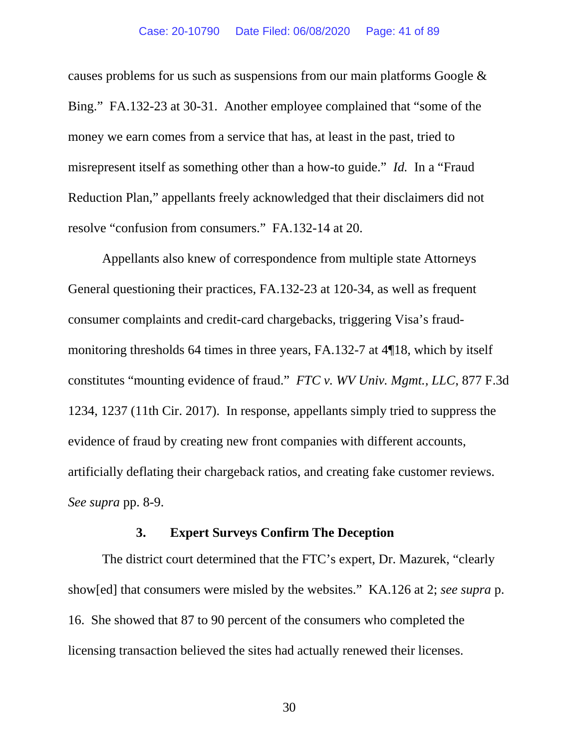causes problems for us such as suspensions from our main platforms Google & Bing." FA.132-23 at 30-31. Another employee complained that "some of the money we earn comes from a service that has, at least in the past, tried to misrepresent itself as something other than a how-to guide." *Id.* In a "Fraud Reduction Plan," appellants freely acknowledged that their disclaimers did not resolve "confusion from consumers." FA.132-14 at 20.

Appellants also knew of correspondence from multiple state Attorneys General questioning their practices, FA.132-23 at 120-34, as well as frequent consumer complaints and credit-card chargebacks, triggering Visa's fraud-monitoring thresholds 64 times in three years, FA.132-7 at 4¶18, which by itself constitutes "mounting evidence of fraud." *FTC v. WV Univ. Mgmt., LLC*, 877 F.3d 1234, 1237 (11th Cir. 2017). In response, appellants simply tried to suppress the evidence of fraud by creating new front companies with different accounts, artificially deflating their chargeback ratios, and creating fake customer reviews. *See supra* pp. 8-9.

### 3. Expert Surveys Confirm The Deception

The district court determined that the FTC's expert, Dr. Mazurek, "clearly show[ed] that consumers were misled by the websites." KA.126 at 2; *see supra* p. 16. She showed that 87 to 90 percent of the consumers who completed the licensing transaction believed the sites had actually renewed their licenses.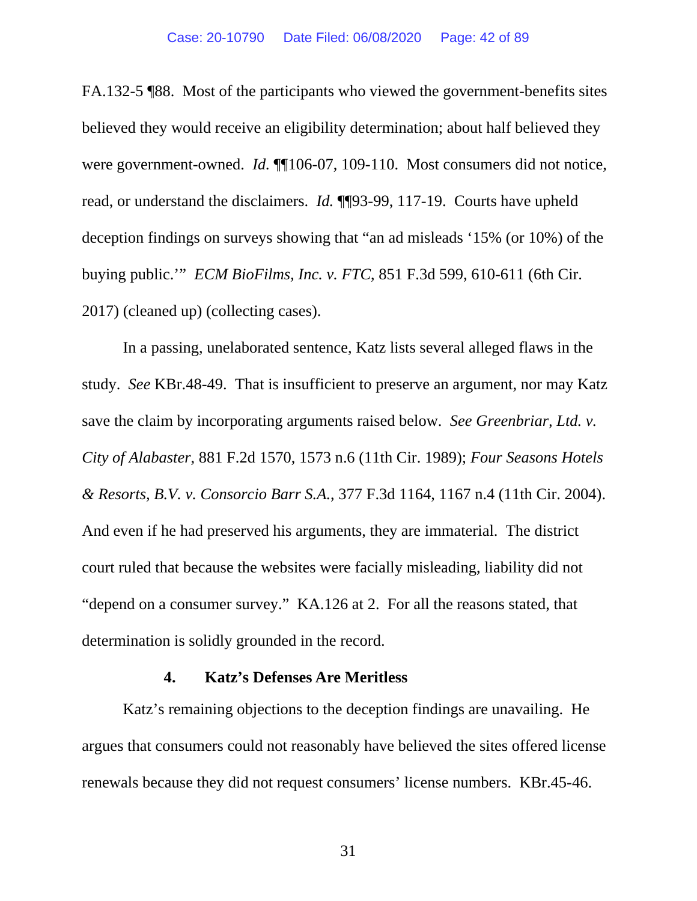FA.132-5 ¶88. Most of the participants who viewed the government-benefits sites believed they would receive an eligibility determination; about half believed they were government-owned. *Id.* ¶¶106-07, 109-110. Most consumers did not notice, read, or understand the disclaimers. *Id.* ¶¶93-99, 117-19. Courts have upheld deception findings on surveys showing that "an ad misleads '15% (or 10%) of the buying public.'" *ECM BioFilms, Inc. v. FTC*, 851 F.3d 599, 610-611 (6th Cir. 2017) (cleaned up) (collecting cases).

In a passing, unelaborated sentence, Katz lists several alleged flaws in the study. *See* KBr.48-49. That is insufficient to preserve an argument, nor may Katz save the claim by incorporating arguments raised below. *See Greenbriar, Ltd. v. City of Alabaster*, 881 F.2d 1570, 1573 n.6 (11th Cir. 1989); *Four Seasons Hotels & Resorts, B.V. v. Consorcio Barr S.A.*, 377 F.3d 1164, 1167 n.4 (11th Cir. 2004). And even if he had preserved his arguments, they are immaterial. The district court ruled that because the websites were facially misleading, liability did not "depend on a consumer survey." KA.126 at 2. For all the reasons stated, that determination is solidly grounded in the record.

#### 4. Katz's Defenses Are Meritless

Katz's remaining objections to the deception findings are unavailing. He argues that consumers could not reasonably have believed the sites offered license renewals because they did not request consumers' license numbers. KBr.45-46.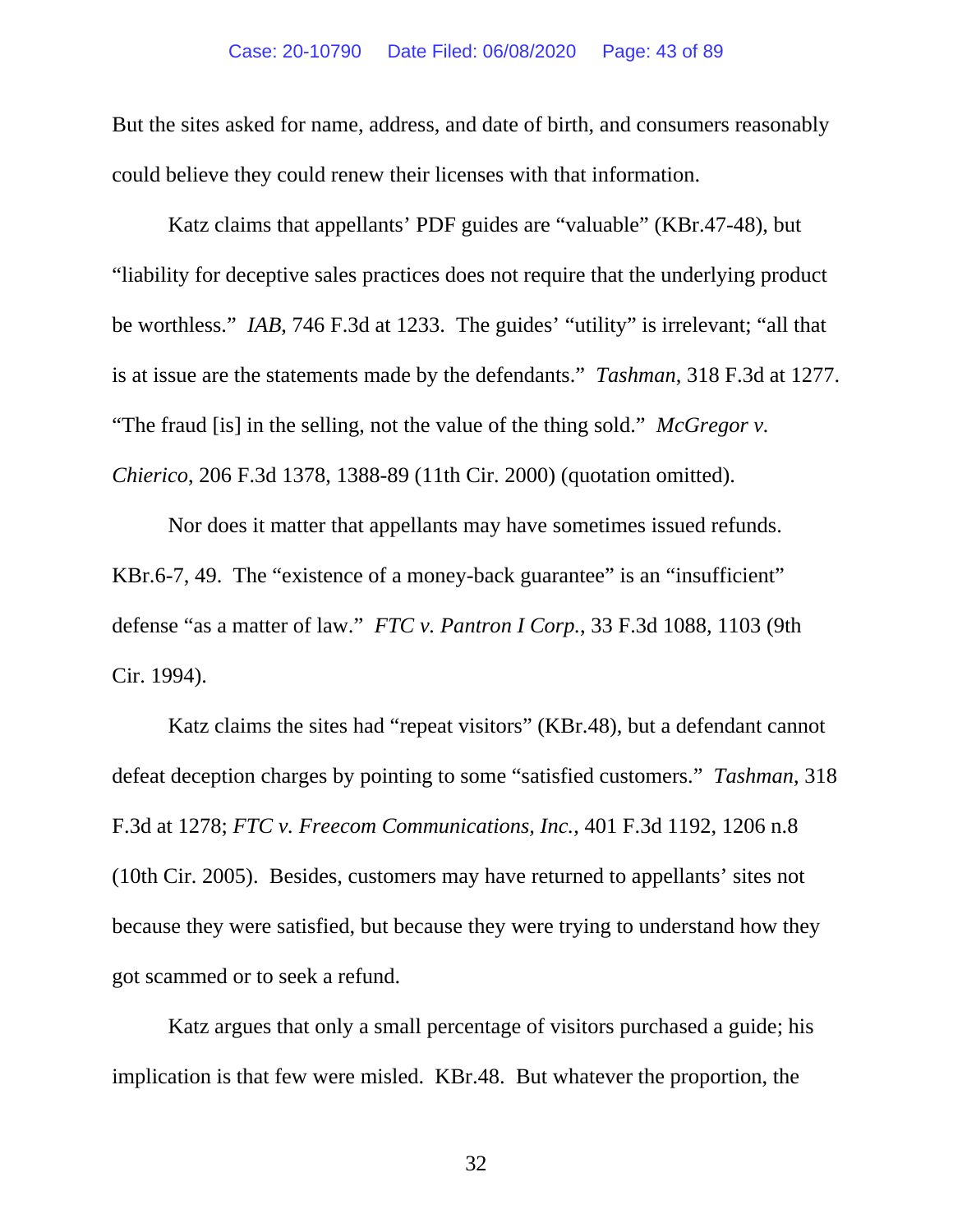But the sites asked for name, address, and date of birth, and consumers reasonably could believe they could renew their licenses with that information.

Katz claims that appellants' PDF guides are "valuable" (KBr.47-48), but "liability for deceptive sales practices does not require that the underlying product be worthless." *IAB*, 746 F.3d at 1233. The guides' "utility" is irrelevant; "all that is at issue are the statements made by the defendants." *Tashman*, 318 F.3d at 1277. "The fraud [is] in the selling, not the value of the thing sold." *McGregor v. Chierico*, 206 F.3d 1378, 1388-89 (11th Cir. 2000) (quotation omitted).

Nor does it matter that appellants may have sometimes issued refunds. KBr.6-7, 49. The "existence of a money-back guarantee" is an "insufficient" defense "as a matter of law." *FTC v. Pantron I Corp.*, 33 F.3d 1088, 1103 (9th Cir. 1994).

Katz claims the sites had "repeat visitors" (KBr.48), but a defendant cannot defeat deception charges by pointing to some "satisfied customers." *Tashman*, 318 F.3d at 1278; *FTC v. Freecom Communications, Inc.*, 401 F.3d 1192, 1206 n.8 (10th Cir. 2005). Besides, customers may have returned to appellants' sites not because they were satisfied, but because they were trying to understand how they got scammed or to seek a refund.

Katz argues that only a small percentage of visitors purchased a guide; his implication is that few were misled. KBr.48. But whatever the proportion, the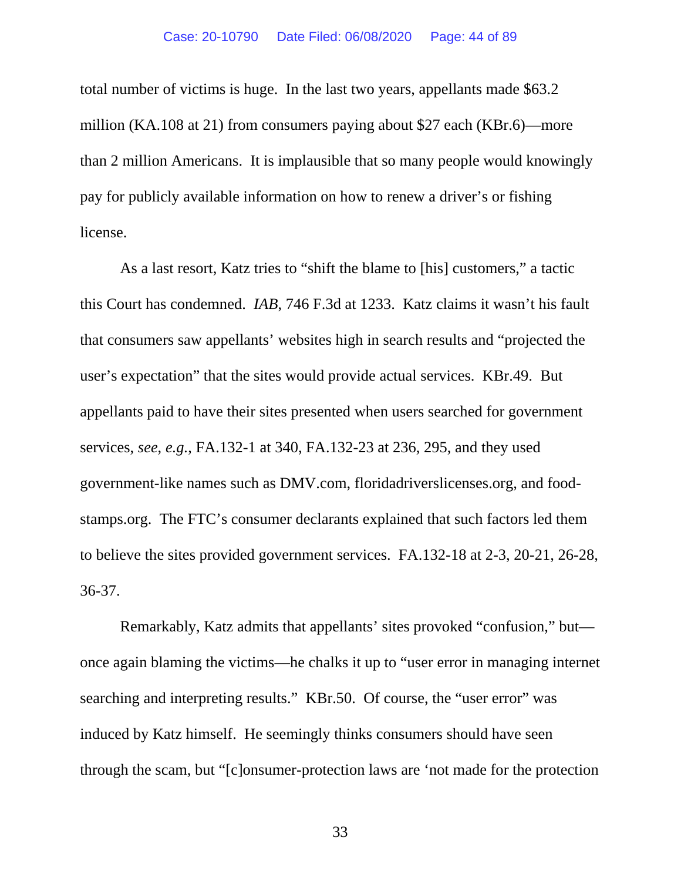total number of victims is huge. In the last two years, appellants made $63.2 million (KA.108 at 21) from consumers paying about $27 each (KBr.6)—more than 2 million Americans. It is implausible that so many people would knowingly pay for publicly available information on how to renew a driver's or fishing license.

As a last resort, Katz tries to "shift the blame to [his] customers," a tactic this Court has condemned. *IAB*, 746 F.3d at 1233. Katz claims it wasn't his fault that consumers saw appellants' websites high in search results and "projected the user's expectation" that the sites would provide actual services. KBr.49. But appellants paid to have their sites presented when users searched for government services, *see, e.g.*, FA.132-1 at 340, FA.132-23 at 236, 295, and they used government-like names such as DMV.com, floridadriverslicenses.org, and food-stamps.org. The FTC's consumer declarants explained that such factors led them to believe the sites provided government services. FA.132-18 at 2-3, 20-21, 26-28, 36-37.

Remarkably, Katz admits that appellants' sites provoked "confusion," but—once again blaming the victims—he chalks it up to "user error in managing internet searching and interpreting results." KBr.50. Of course, the "user error" was induced by Katz himself. He seemingly thinks consumers should have seen through the scam, but "[c]onsumer-protection laws are 'not made for the protection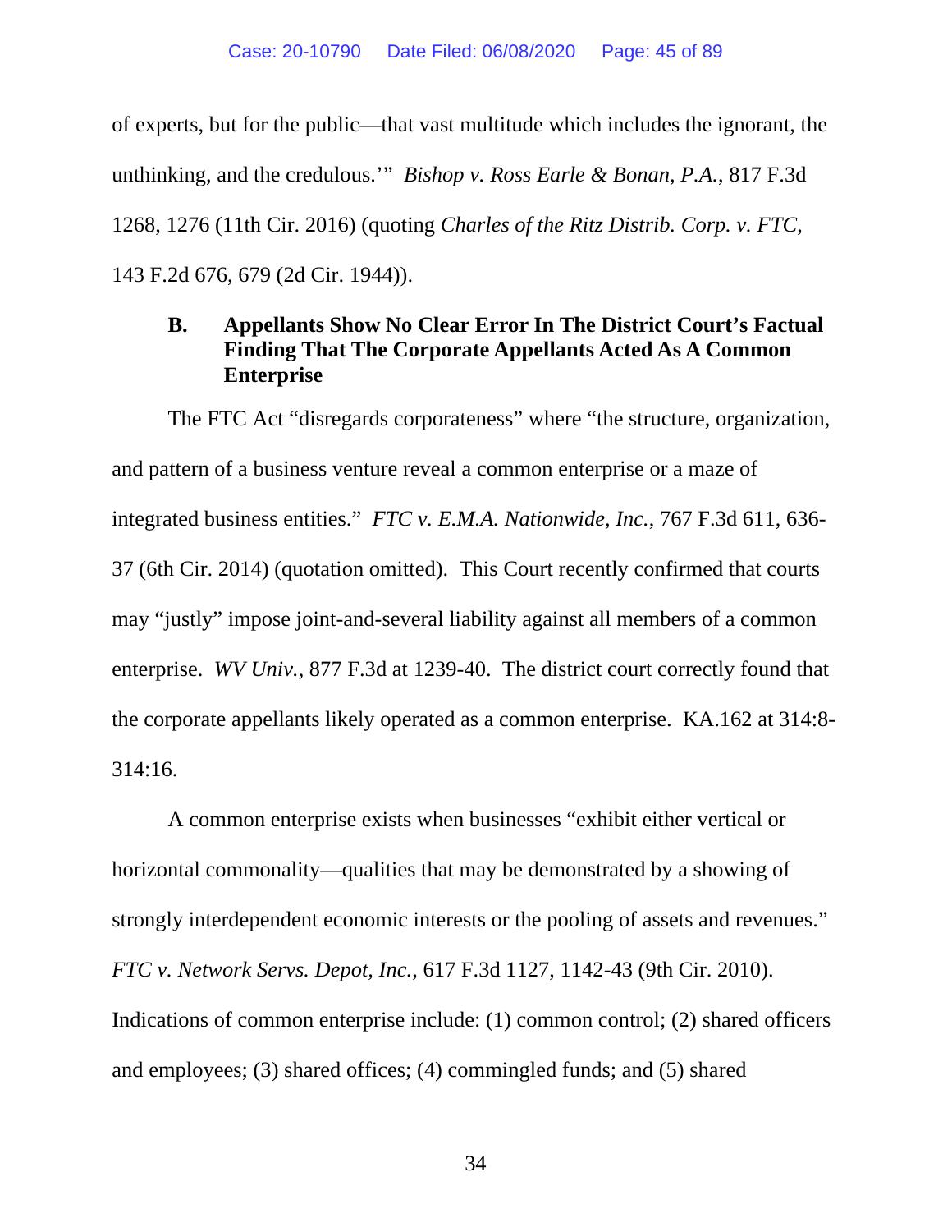of experts, but for the public—that vast multitude which includes the ignorant, the unthinking, and the credulous.'" *Bishop v. Ross Earle & Bonan, P.A.*, 817 F.3d 1268, 1276 (11th Cir. 2016) (quoting *Charles of the Ritz Distrib. Corp. v. FTC*, 143 F.2d 676, 679 (2d Cir. 1944)).

### B. Appellants Show No Clear Error In The District Court's Factual Finding That The Corporate Appellants Acted As A Common Enterprise

The FTC Act "disregards corporateness" where "the structure, organization, and pattern of a business venture reveal a common enterprise or a maze of integrated business entities." *FTC v. E.M.A. Nationwide, Inc.*, 767 F.3d 611, 636-37 (6th Cir. 2014) (quotation omitted). This Court recently confirmed that courts may "justly" impose joint-and-several liability against all members of a common enterprise. *WV Univ.*, 877 F.3d at 1239-40. The district court correctly found that the corporate appellants likely operated as a common enterprise. KA.162 at 314:8-314:16.

A common enterprise exists when businesses "exhibit either vertical or horizontal commonality—qualities that may be demonstrated by a showing of strongly interdependent economic interests or the pooling of assets and revenues." *FTC v. Network Servs. Depot, Inc.*, 617 F.3d 1127, 1142-43 (9th Cir. 2010). Indications of common enterprise include: (1) common control; (2) shared officers and employees; (3) shared offices; (4) commingled funds; and (5) shared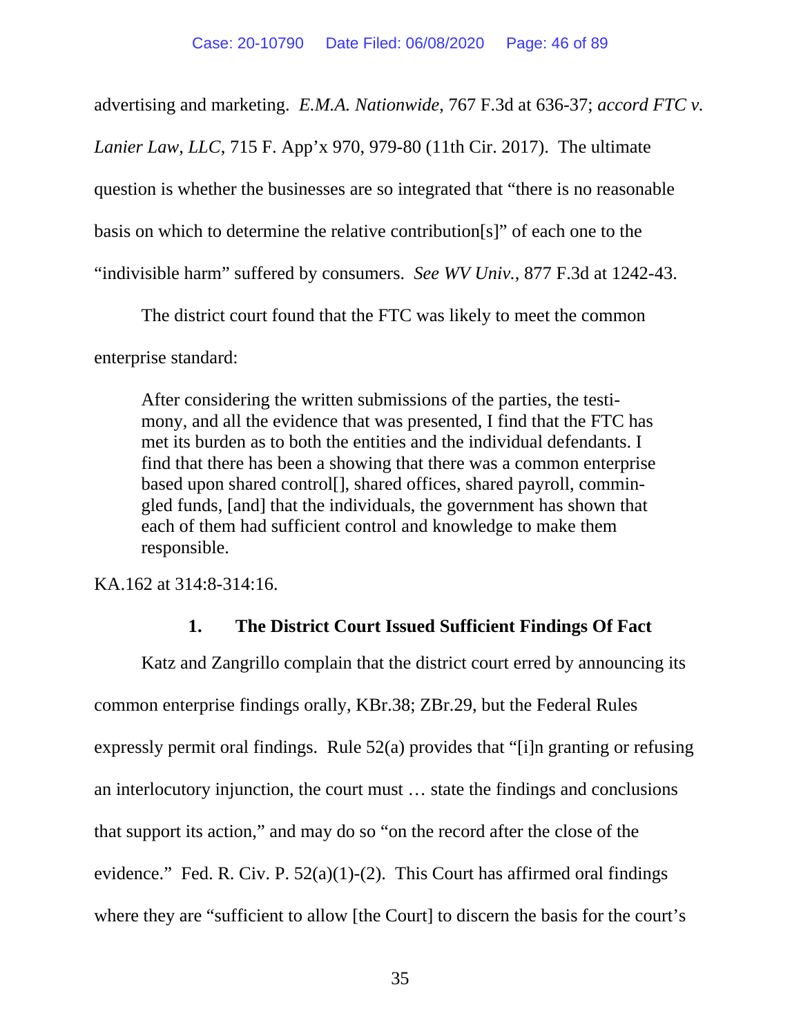advertising and marketing. *E.M.A. Nationwide*, 767 F.3d at 636-37; *accord FTC v. Lanier Law, LLC*, 715 F. App'x 970, 979-80 (11th Cir. 2017). The ultimate question is whether the businesses are so integrated that "there is no reasonable basis on which to determine the relative contribution[s]" of each one to the "indivisible harm" suffered by consumers. *See WV Univ.*, 877 F.3d at 1242-43.

The district court found that the FTC was likely to meet the common enterprise standard:

> After considering the written submissions of the parties, the testimony, and all the evidence that was presented, I find that the FTC has met its burden as to both the entities and the individual defendants. I find that there has been a showing that there was a common enterprise based upon shared control[], shared offices, shared payroll, commingled funds, [and] that the individuals, the government has shown that each of them had sufficient control and knowledge to make them responsible.

KA.162 at 314:8-314:16.

### 1. The District Court Issued Sufficient Findings Of Fact

Katz and Zangrillo complain that the district court erred by announcing its common enterprise findings orally, KBr.38; ZBr.29, but the Federal Rules expressly permit oral findings. Rule 52(a) provides that "[i]n granting or refusing an interlocutory injunction, the court must … state the findings and conclusions that support its action," and may do so "on the record after the close of the evidence." Fed. R. Civ. P. 52(a)(1)-(2). This Court has affirmed oral findings where they are "sufficient to allow [the Court] to discern the basis for the court's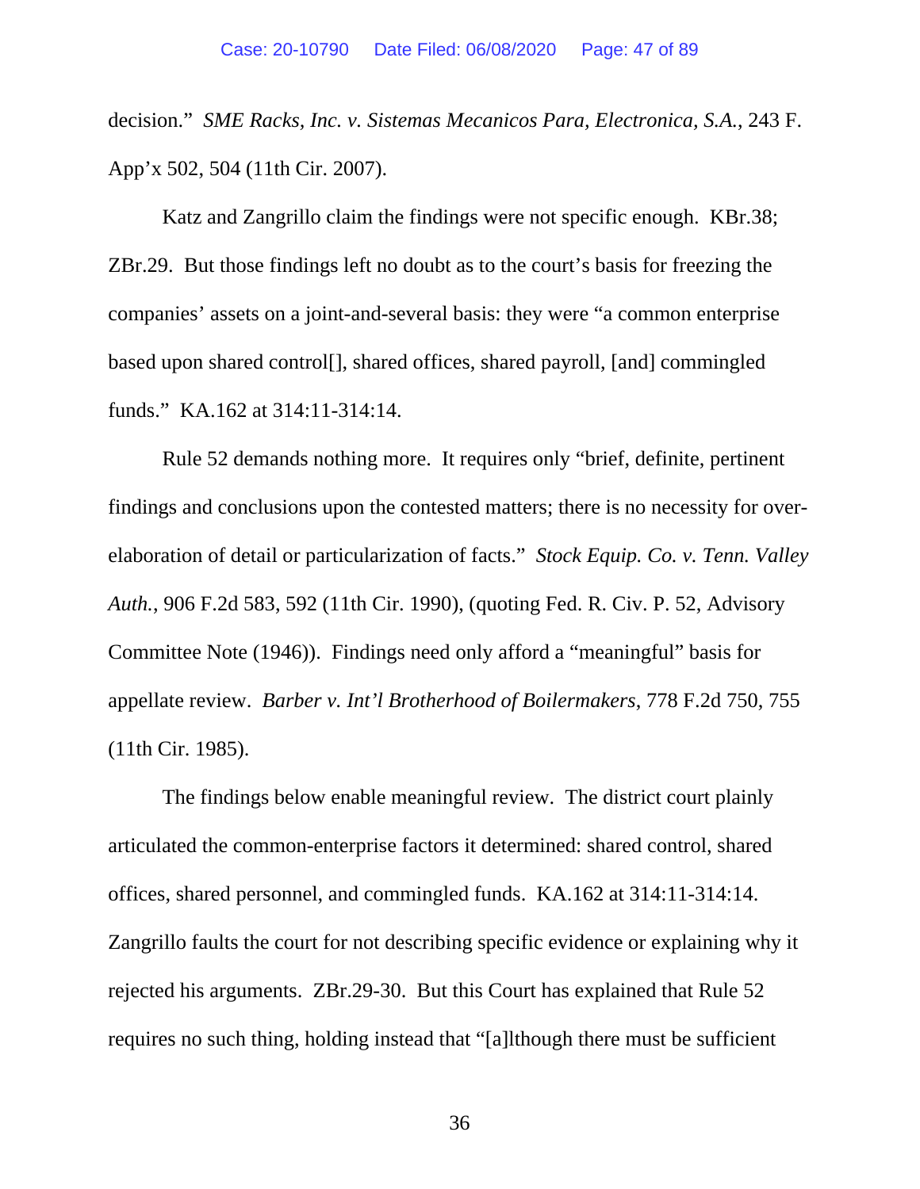decision." *SME Racks, Inc. v. Sistemas Mecanicos Para, Electronica, S.A.*, 243 F. App'x 502, 504 (11th Cir. 2007).

Katz and Zangrillo claim the findings were not specific enough. KBr.38; ZBr.29. But those findings left no doubt as to the court's basis for freezing the companies' assets on a joint-and-several basis: they were "a common enterprise based upon shared control[], shared offices, shared payroll, [and] commingled funds." KA.162 at 314:11-314:14.

Rule 52 demands nothing more. It requires only "brief, definite, pertinent findings and conclusions upon the contested matters; there is no necessity for over-elaboration of detail or particularization of facts." *Stock Equip. Co. v. Tenn. Valley Auth.*, 906 F.2d 583, 592 (11th Cir. 1990), (quoting Fed. R. Civ. P. 52, Advisory Committee Note (1946)). Findings need only afford a "meaningful" basis for appellate review. *Barber v. Int'l Brotherhood of Boilermakers*, 778 F.2d 750, 755 (11th Cir. 1985).

The findings below enable meaningful review. The district court plainly articulated the common-enterprise factors it determined: shared control, shared offices, shared personnel, and commingled funds. KA.162 at 314:11-314:14. Zangrillo faults the court for not describing specific evidence or explaining why it rejected his arguments. ZBr.29-30. But this Court has explained that Rule 52 requires no such thing, holding instead that "[a]lthough there must be sufficient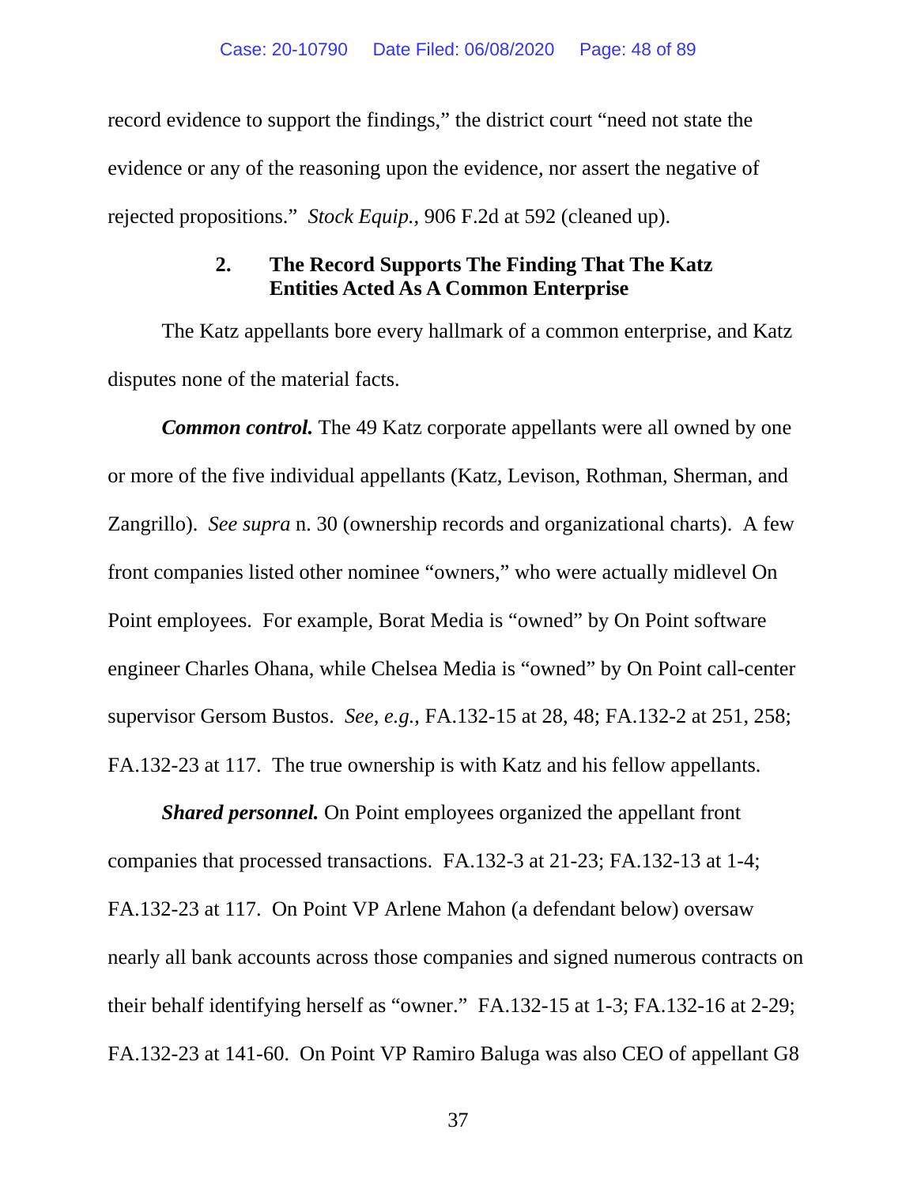record evidence to support the findings," the district court "need not state the evidence or any of the reasoning upon the evidence, nor assert the negative of rejected propositions." *Stock Equip.*, 906 F.2d at 592 (cleaned up).

### 2. The Record Supports The Finding That The Katz Entities Acted As A Common Enterprise

The Katz appellants bore every hallmark of a common enterprise, and Katz disputes none of the material facts.

***Common control.*** The 49 Katz corporate appellants were all owned by one or more of the five individual appellants (Katz, Levison, Rothman, Sherman, and Zangrillo). *See supra* n. 30 (ownership records and organizational charts). A few front companies listed other nominee "owners," who were actually midlevel On Point employees. For example, Borat Media is "owned" by On Point software engineer Charles Ohana, while Chelsea Media is "owned" by On Point call-center supervisor Gersom Bustos. *See, e.g.,* FA.132-15 at 28, 48; FA.132-2 at 251, 258; FA.132-23 at 117. The true ownership is with Katz and his fellow appellants.

***Shared personnel.*** On Point employees organized the appellant front companies that processed transactions. FA.132-3 at 21-23; FA.132-13 at 1-4; FA.132-23 at 117. On Point VP Arlene Mahon (a defendant below) oversaw nearly all bank accounts across those companies and signed numerous contracts on their behalf identifying herself as "owner." FA.132-15 at 1-3; FA.132-16 at 2-29; FA.132-23 at 141-60. On Point VP Ramiro Baluga was also CEO of appellant G8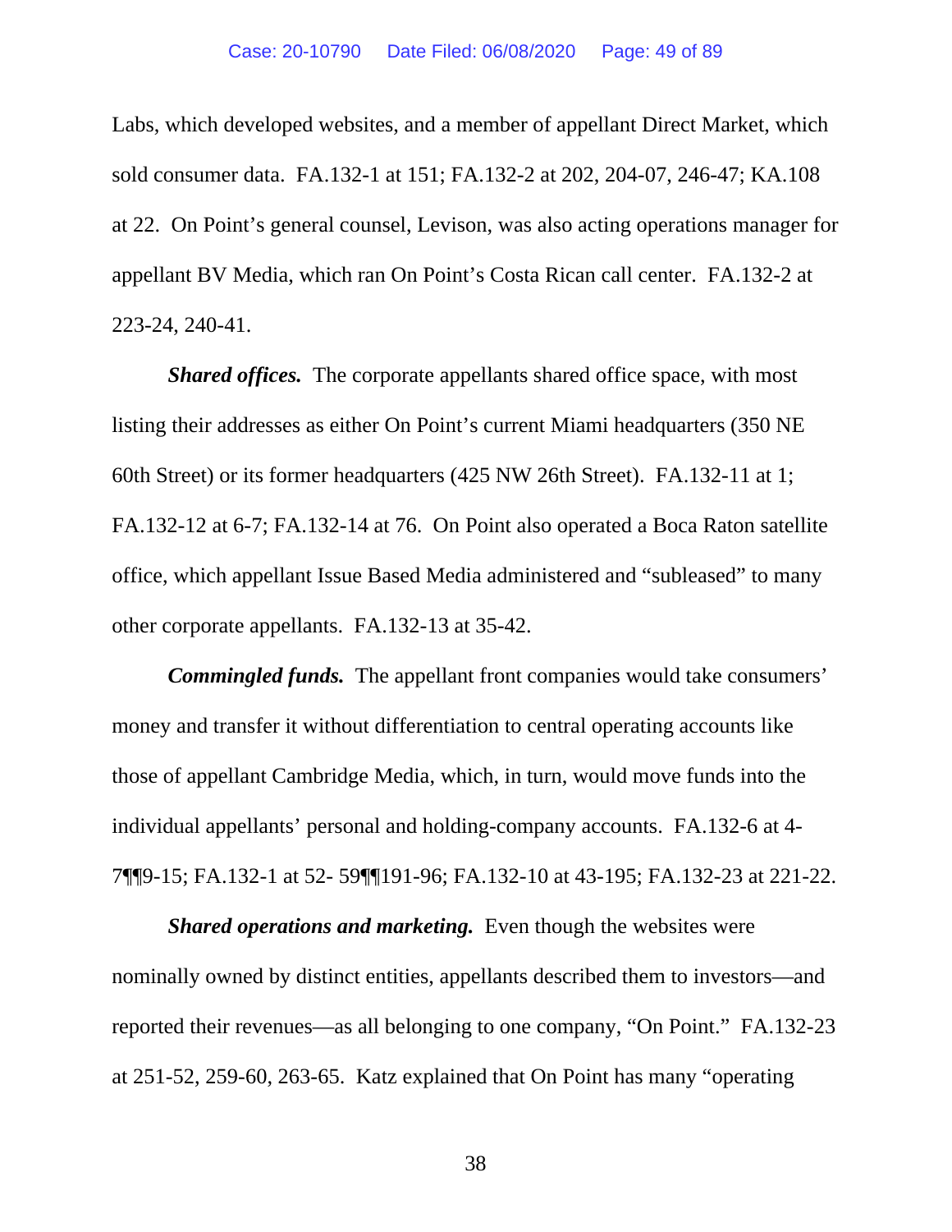Labs, which developed websites, and a member of appellant Direct Market, which sold consumer data. FA.132-1 at 151; FA.132-2 at 202, 204-07, 246-47; KA.108 at 22. On Point's general counsel, Levison, was also acting operations manager for appellant BV Media, which ran On Point's Costa Rican call center. FA.132-2 at 223-24, 240-41.

***Shared offices.*** The corporate appellants shared office space, with most listing their addresses as either On Point's current Miami headquarters (350 NE 60th Street) or its former headquarters (425 NW 26th Street). FA.132-11 at 1; FA.132-12 at 6-7; FA.132-14 at 76. On Point also operated a Boca Raton satellite office, which appellant Issue Based Media administered and "subleased" to many other corporate appellants. FA.132-13 at 35-42.

***Commingled funds.*** The appellant front companies would take consumers' money and transfer it without differentiation to central operating accounts like those of appellant Cambridge Media, which, in turn, would move funds into the individual appellants' personal and holding-company accounts. FA.132-6 at 4-7¶¶9-15; FA.132-1 at 52- 59¶¶191-96; FA.132-10 at 43-195; FA.132-23 at 221-22.

***Shared operations and marketing.*** Even though the websites were nominally owned by distinct entities, appellants described them to investors—and reported their revenues—as all belonging to one company, "On Point." FA.132-23 at 251-52, 259-60, 263-65. Katz explained that On Point has many "operating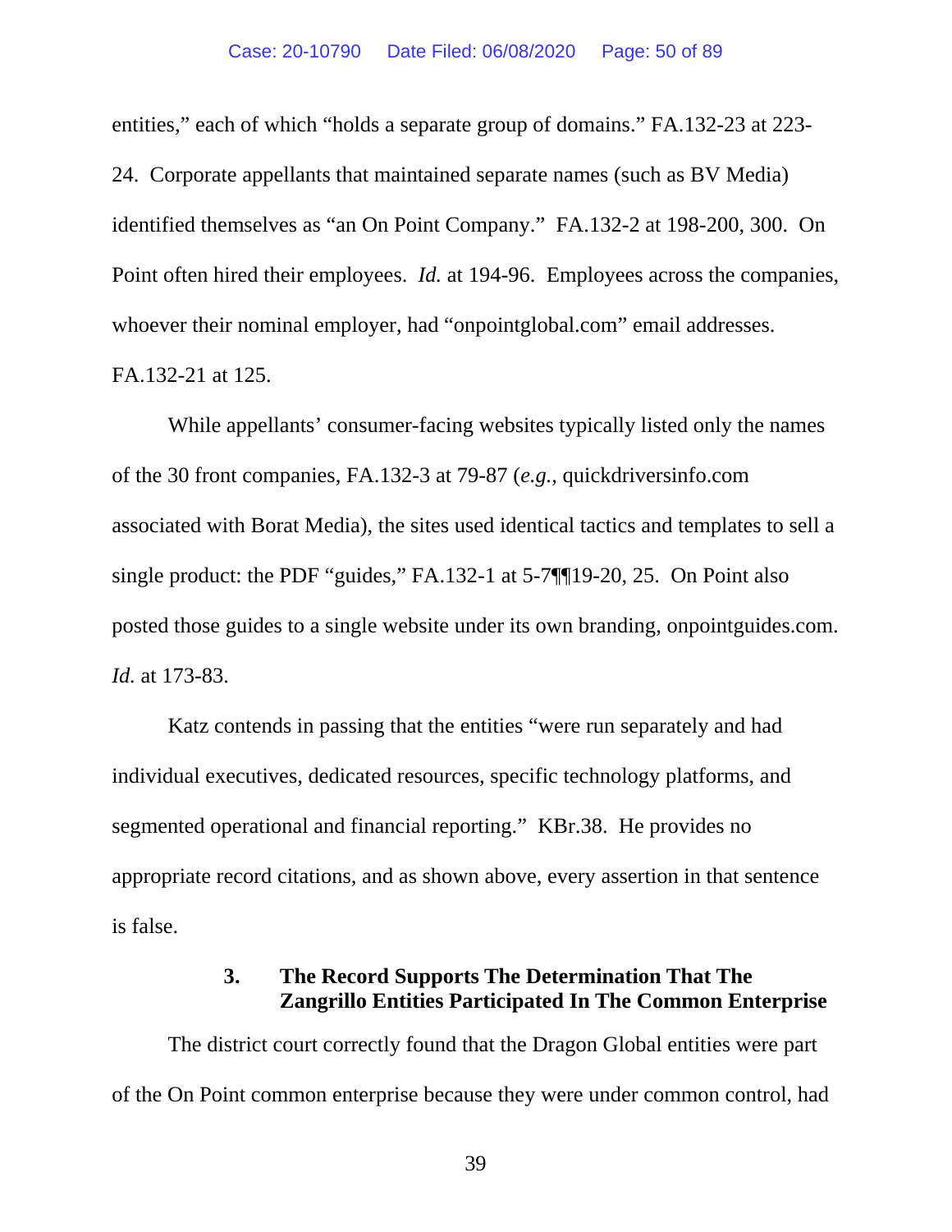entities," each of which "holds a separate group of domains." FA.132-23 at 223-24. Corporate appellants that maintained separate names (such as BV Media) identified themselves as "an On Point Company." FA.132-2 at 198-200, 300. On Point often hired their employees. *Id.* at 194-96. Employees across the companies, whoever their nominal employer, had "onpointglobal.com" email addresses. FA.132-21 at 125.

While appellants' consumer-facing websites typically listed only the names of the 30 front companies, FA.132-3 at 79-87 (*e.g.*, quickdriversinfo.com associated with Borat Media), the sites used identical tactics and templates to sell a single product: the PDF "guides," FA.132-1 at 5-7¶¶19-20, 25. On Point also posted those guides to a single website under its own branding, onpointguides.com. *Id.* at 173-83.

Katz contends in passing that the entities "were run separately and had individual executives, dedicated resources, specific technology platforms, and segmented operational and financial reporting." KBr.38. He provides no appropriate record citations, and as shown above, every assertion in that sentence is false.

### 3. The Record Supports The Determination That The Zangrillo Entities Participated In The Common Enterprise

The district court correctly found that the Dragon Global entities were part of the On Point common enterprise because they were under common control, had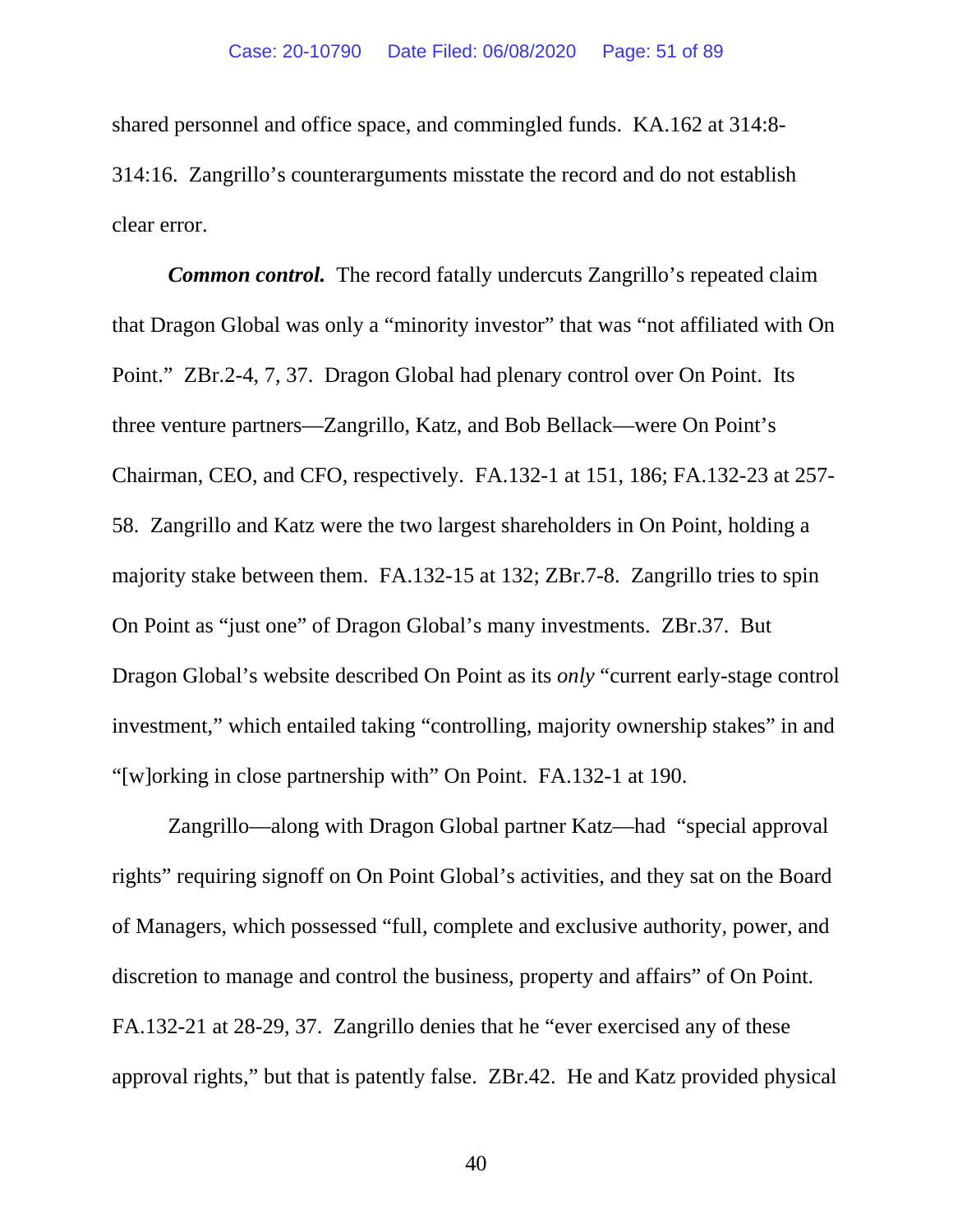shared personnel and office space, and commingled funds. KA.162 at 314:8-314:16. Zangrillo's counterarguments misstate the record and do not establish clear error.

***Common control.*** The record fatally undercuts Zangrillo's repeated claim that Dragon Global was only a "minority investor" that was "not affiliated with On Point." ZBr.2-4, 7, 37. Dragon Global had plenary control over On Point. Its three venture partners—Zangrillo, Katz, and Bob Bellack—were On Point's Chairman, CEO, and CFO, respectively. FA.132-1 at 151, 186; FA.132-23 at 257-58. Zangrillo and Katz were the two largest shareholders in On Point, holding a majority stake between them. FA.132-15 at 132; ZBr.7-8. Zangrillo tries to spin On Point as "just one" of Dragon Global's many investments. ZBr.37. But Dragon Global's website described On Point as its *only* "current early-stage control investment," which entailed taking "controlling, majority ownership stakes" in and "[w]orking in close partnership with" On Point. FA.132-1 at 190.

Zangrillo—along with Dragon Global partner Katz—had "special approval rights" requiring signoff on On Point Global's activities, and they sat on the Board of Managers, which possessed "full, complete and exclusive authority, power, and discretion to manage and control the business, property and affairs" of On Point. FA.132-21 at 28-29, 37. Zangrillo denies that he "ever exercised any of these approval rights," but that is patently false. ZBr.42. He and Katz provided physical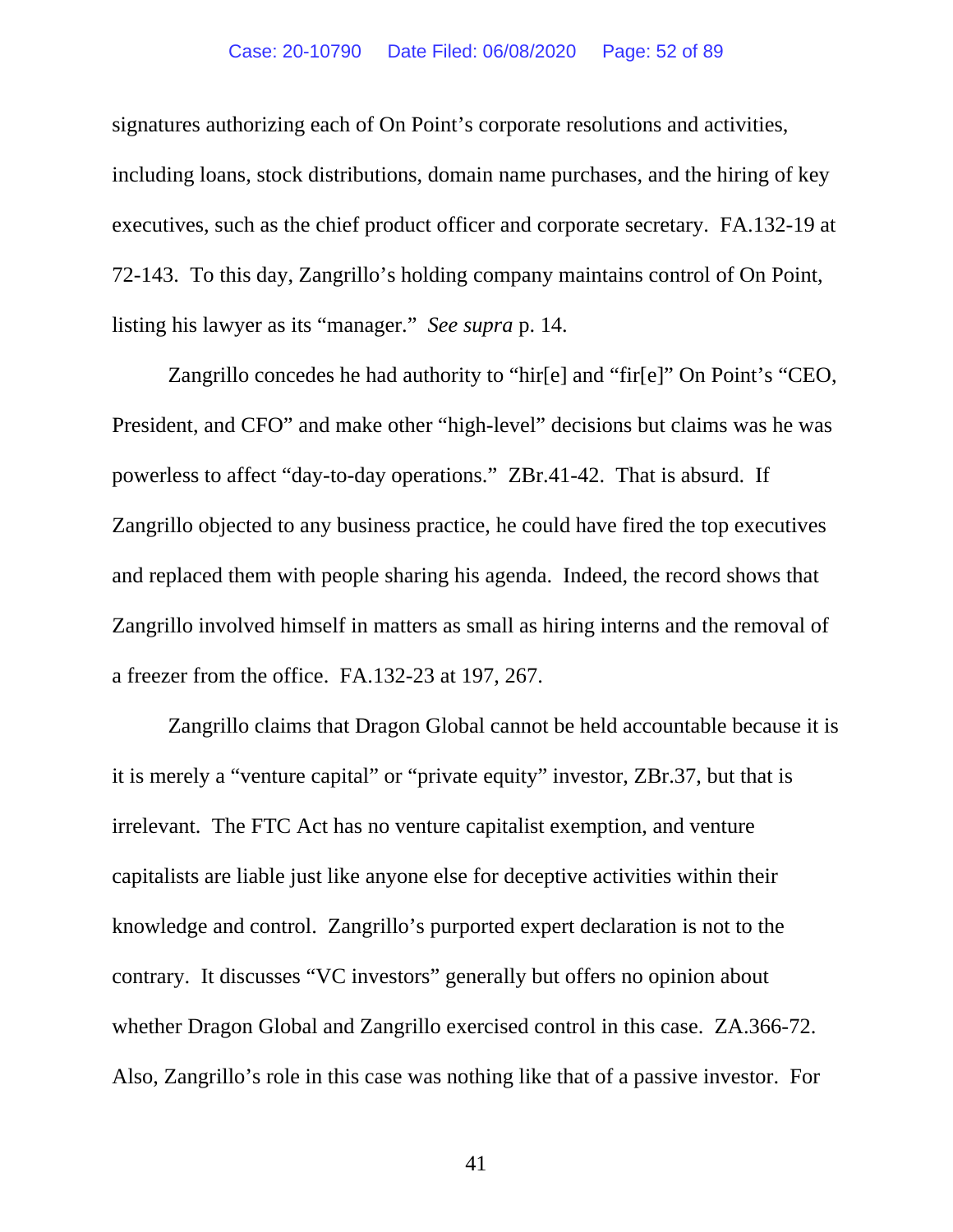signatures authorizing each of On Point's corporate resolutions and activities, including loans, stock distributions, domain name purchases, and the hiring of key executives, such as the chief product officer and corporate secretary. FA.132-19 at 72-143. To this day, Zangrillo's holding company maintains control of On Point, listing his lawyer as its "manager." *See supra* p. 14.

Zangrillo concedes he had authority to "hir[e] and "fir[e]" On Point's "CEO, President, and CFO" and make other "high-level" decisions but claims was he was powerless to affect "day-to-day operations." ZBr.41-42. That is absurd. If Zangrillo objected to any business practice, he could have fired the top executives and replaced them with people sharing his agenda. Indeed, the record shows that Zangrillo involved himself in matters as small as hiring interns and the removal of a freezer from the office. FA.132-23 at 197, 267.

Zangrillo claims that Dragon Global cannot be held accountable because it is it is merely a "venture capital" or "private equity" investor, ZBr.37, but that is irrelevant. The FTC Act has no venture capitalist exemption, and venture capitalists are liable just like anyone else for deceptive activities within their knowledge and control. Zangrillo's purported expert declaration is not to the contrary. It discusses "VC investors" generally but offers no opinion about whether Dragon Global and Zangrillo exercised control in this case. ZA.366-72. Also, Zangrillo's role in this case was nothing like that of a passive investor. For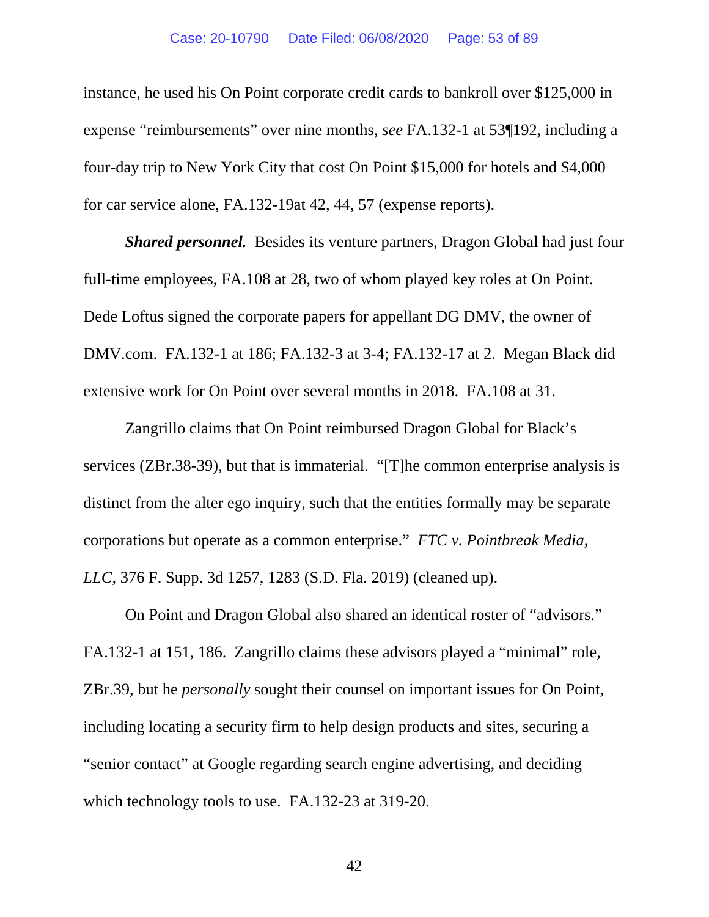instance, he used his On Point corporate credit cards to bankroll over $125,000 in expense "reimbursements" over nine months, *see* FA.132-1 at 53¶192, including a four-day trip to New York City that cost On Point $15,000 for hotels and $4,000 for car service alone, FA.132-19at 42, 44, 57 (expense reports).

***Shared personnel.*** Besides its venture partners, Dragon Global had just four full-time employees, FA.108 at 28, two of whom played key roles at On Point. Dede Loftus signed the corporate papers for appellant DG DMV, the owner of DMV.com. FA.132-1 at 186; FA.132-3 at 3-4; FA.132-17 at 2. Megan Black did extensive work for On Point over several months in 2018. FA.108 at 31.

Zangrillo claims that On Point reimbursed Dragon Global for Black's services (ZBr.38-39), but that is immaterial. "[T]he common enterprise analysis is distinct from the alter ego inquiry, such that the entities formally may be separate corporations but operate as a common enterprise." *FTC v. Pointbreak Media, LLC*, 376 F. Supp. 3d 1257, 1283 (S.D. Fla. 2019) (cleaned up).

On Point and Dragon Global also shared an identical roster of "advisors." FA.132-1 at 151, 186. Zangrillo claims these advisors played a "minimal" role, ZBr.39, but he *personally* sought their counsel on important issues for On Point, including locating a security firm to help design products and sites, securing a "senior contact" at Google regarding search engine advertising, and deciding which technology tools to use. FA.132-23 at 319-20.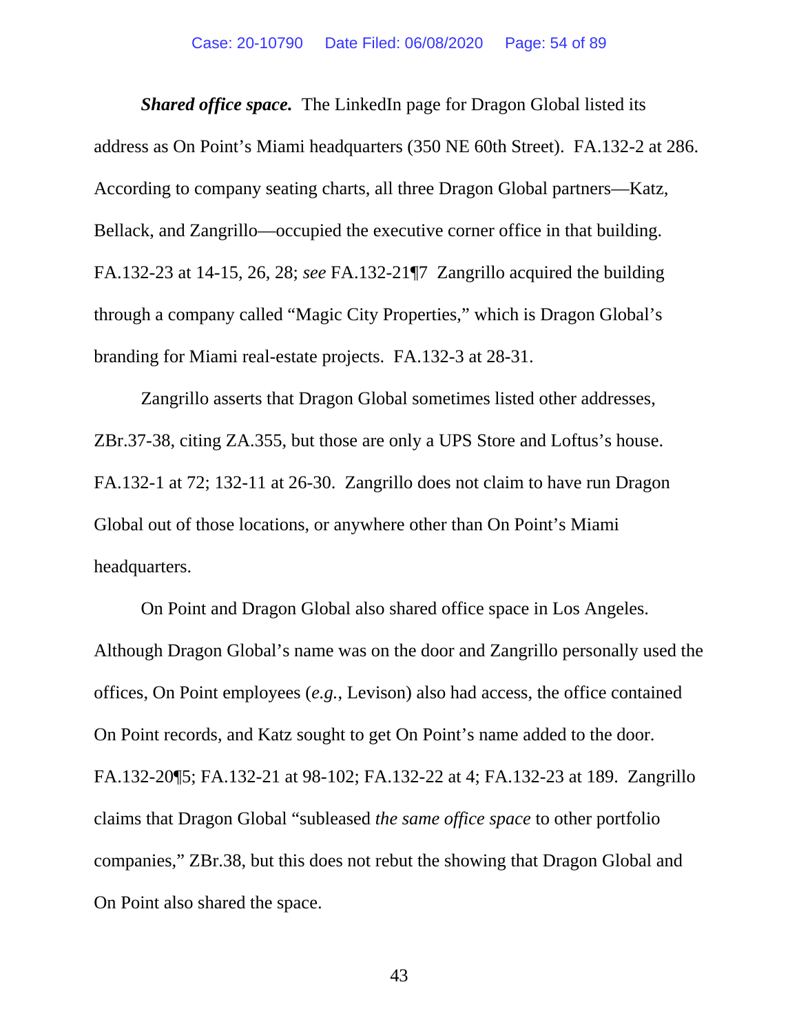***Shared office space.*** The LinkedIn page for Dragon Global listed its address as On Point's Miami headquarters (350 NE 60th Street). FA.132-2 at 286. According to company seating charts, all three Dragon Global partners—Katz, Bellack, and Zangrillo—occupied the executive corner office in that building. FA.132-23 at 14-15, 26, 28; *see* FA.132-21¶7 Zangrillo acquired the building through a company called "Magic City Properties," which is Dragon Global's branding for Miami real-estate projects. FA.132-3 at 28-31.

Zangrillo asserts that Dragon Global sometimes listed other addresses, ZBr.37-38, citing ZA.355, but those are only a UPS Store and Loftus's house. FA.132-1 at 72; 132-11 at 26-30. Zangrillo does not claim to have run Dragon Global out of those locations, or anywhere other than On Point's Miami headquarters.

On Point and Dragon Global also shared office space in Los Angeles. Although Dragon Global's name was on the door and Zangrillo personally used the offices, On Point employees (*e.g.*, Levison) also had access, the office contained On Point records, and Katz sought to get On Point's name added to the door. FA.132-20¶5; FA.132-21 at 98-102; FA.132-22 at 4; FA.132-23 at 189. Zangrillo claims that Dragon Global "subleased *the same office space* to other portfolio companies," ZBr.38, but this does not rebut the showing that Dragon Global and On Point also shared the space.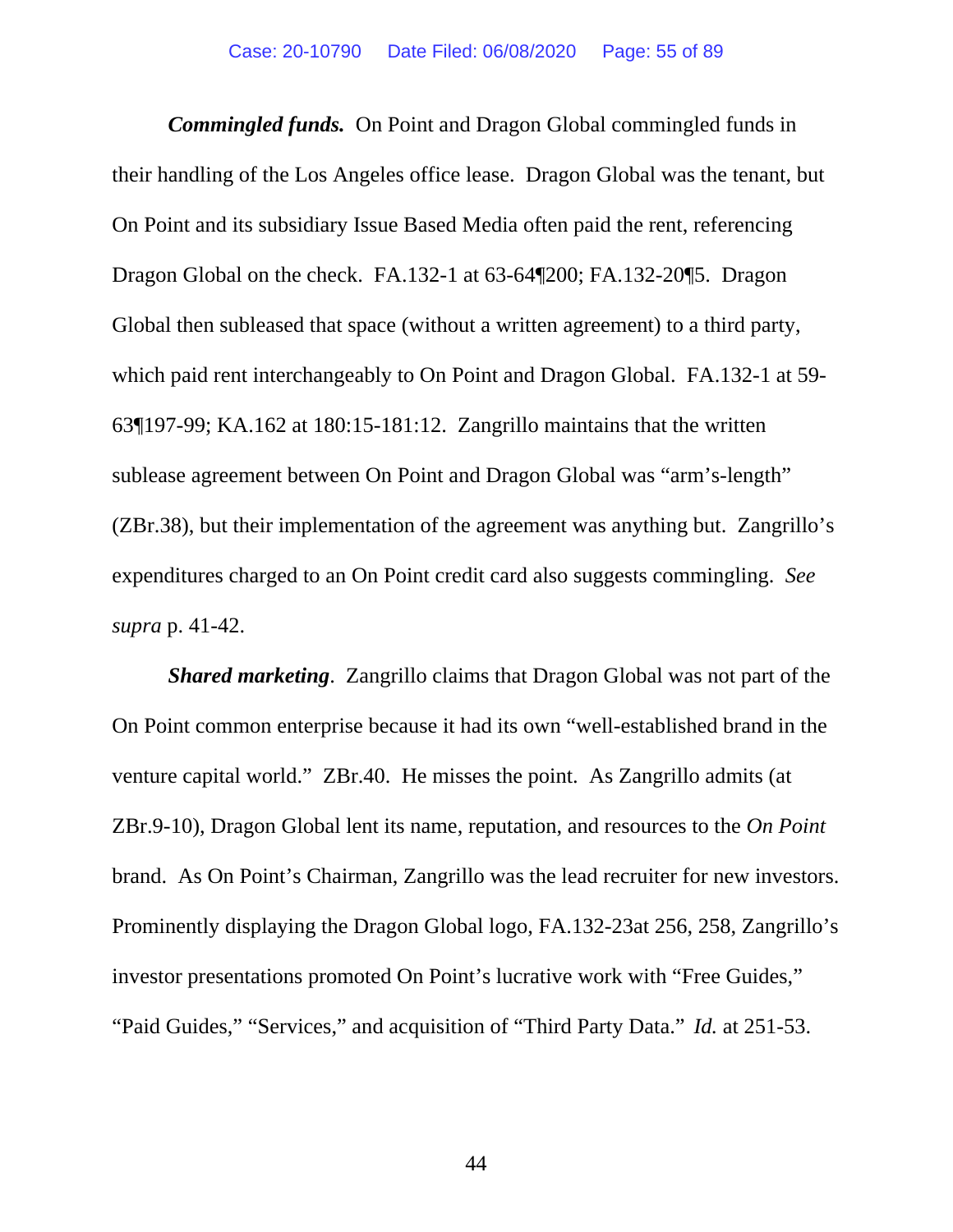***Commingled funds.*** On Point and Dragon Global commingled funds in their handling of the Los Angeles office lease. Dragon Global was the tenant, but On Point and its subsidiary Issue Based Media often paid the rent, referencing Dragon Global on the check. FA.132-1 at 63-64¶200; FA.132-20¶5. Dragon Global then subleased that space (without a written agreement) to a third party, which paid rent interchangeably to On Point and Dragon Global. FA.132-1 at 59-63¶197-99; KA.162 at 180:15-181:12. Zangrillo maintains that the written sublease agreement between On Point and Dragon Global was "arm's-length" (ZBr.38), but their implementation of the agreement was anything but. Zangrillo's expenditures charged to an On Point credit card also suggests commingling. *See supra* p. 41-42.

***Shared marketing***. Zangrillo claims that Dragon Global was not part of the On Point common enterprise because it had its own "well-established brand in the venture capital world." ZBr.40. He misses the point. As Zangrillo admits (at ZBr.9-10), Dragon Global lent its name, reputation, and resources to the *On Point* brand. As On Point's Chairman, Zangrillo was the lead recruiter for new investors. Prominently displaying the Dragon Global logo, FA.132-23at 256, 258, Zangrillo's investor presentations promoted On Point's lucrative work with "Free Guides," "Paid Guides," "Services," and acquisition of "Third Party Data." *Id.* at 251-53.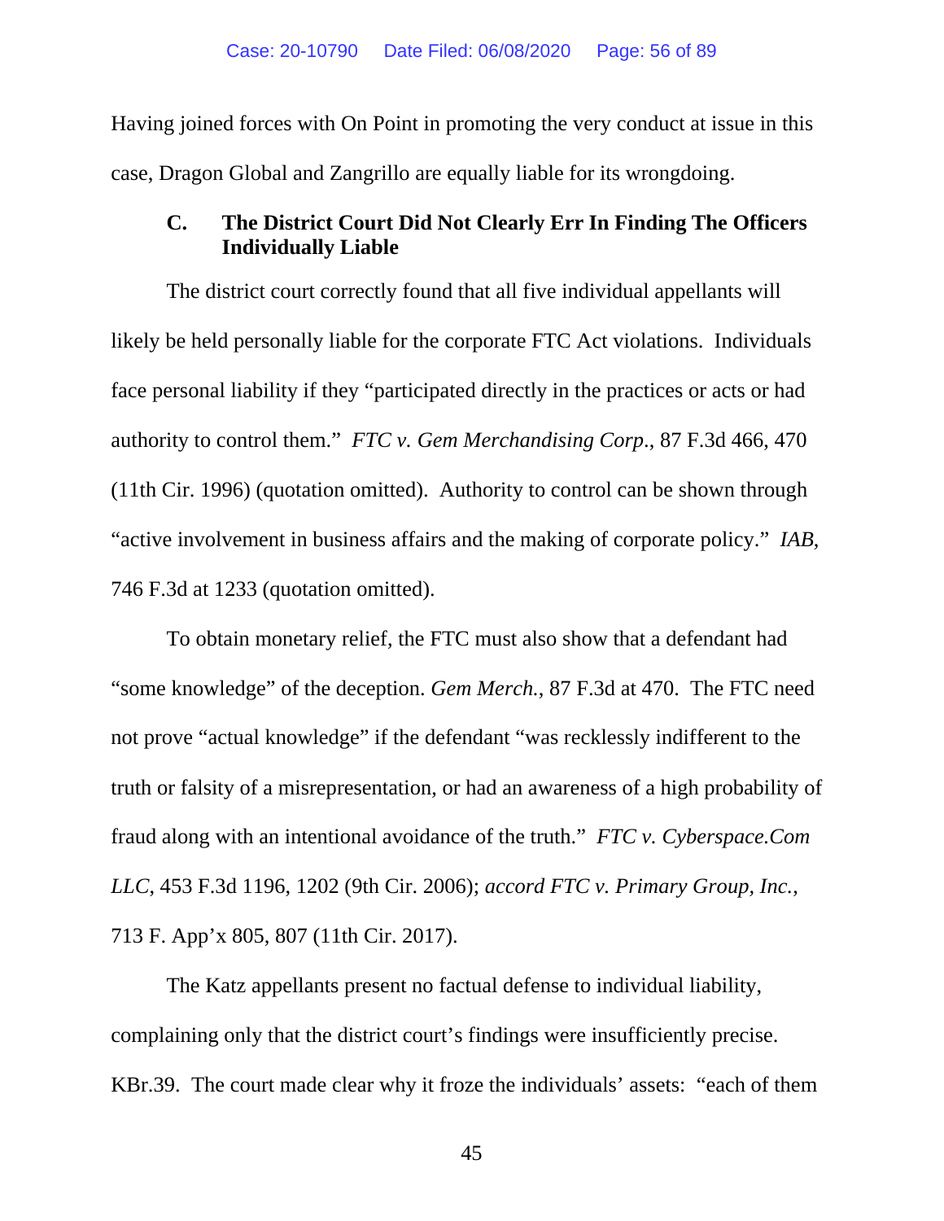Having joined forces with On Point in promoting the very conduct at issue in this case, Dragon Global and Zangrillo are equally liable for its wrongdoing.

### C. The District Court Did Not Clearly Err In Finding The Officers Individually Liable

The district court correctly found that all five individual appellants will likely be held personally liable for the corporate FTC Act violations. Individuals face personal liability if they "participated directly in the practices or acts or had authority to control them." *FTC v. Gem Merchandising Corp*., 87 F.3d 466, 470 (11th Cir. 1996) (quotation omitted). Authority to control can be shown through "active involvement in business affairs and the making of corporate policy." *IAB*, 746 F.3d at 1233 (quotation omitted).

To obtain monetary relief, the FTC must also show that a defendant had "some knowledge" of the deception. *Gem Merch.*, 87 F.3d at 470. The FTC need not prove "actual knowledge" if the defendant "was recklessly indifferent to the truth or falsity of a misrepresentation, or had an awareness of a high probability of fraud along with an intentional avoidance of the truth." *FTC v. Cyberspace.Com LLC*, 453 F.3d 1196, 1202 (9th Cir. 2006); *accord FTC v. Primary Group, Inc.*, 713 F. App'x 805, 807 (11th Cir. 2017).

The Katz appellants present no factual defense to individual liability, complaining only that the district court's findings were insufficiently precise. KBr.39. The court made clear why it froze the individuals' assets: "each of them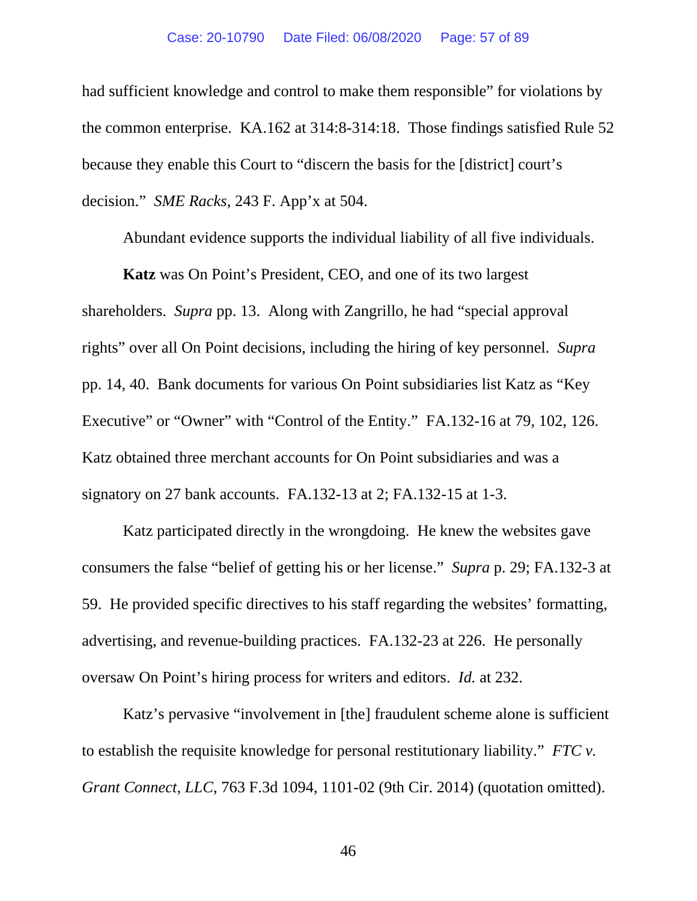had sufficient knowledge and control to make them responsible" for violations by the common enterprise. KA.162 at 314:8-314:18. Those findings satisfied Rule 52 because they enable this Court to "discern the basis for the [district] court's decision." *SME Racks*, 243 F. App'x at 504.

Abundant evidence supports the individual liability of all five individuals.

**Katz** was On Point's President, CEO, and one of its two largest shareholders. *Supra* pp. 13. Along with Zangrillo, he had "special approval rights" over all On Point decisions, including the hiring of key personnel. *Supra* pp. 14, 40. Bank documents for various On Point subsidiaries list Katz as "Key Executive" or "Owner" with "Control of the Entity." FA.132-16 at 79, 102, 126. Katz obtained three merchant accounts for On Point subsidiaries and was a signatory on 27 bank accounts. FA.132-13 at 2; FA.132-15 at 1-3.

Katz participated directly in the wrongdoing. He knew the websites gave consumers the false "belief of getting his or her license." *Supra* p. 29; FA.132-3 at 59. He provided specific directives to his staff regarding the websites' formatting, advertising, and revenue-building practices. FA.132-23 at 226. He personally oversaw On Point's hiring process for writers and editors. *Id.* at 232.

Katz's pervasive "involvement in [the] fraudulent scheme alone is sufficient to establish the requisite knowledge for personal restitutionary liability." *FTC v. Grant Connect, LLC*, 763 F.3d 1094, 1101-02 (9th Cir. 2014) (quotation omitted).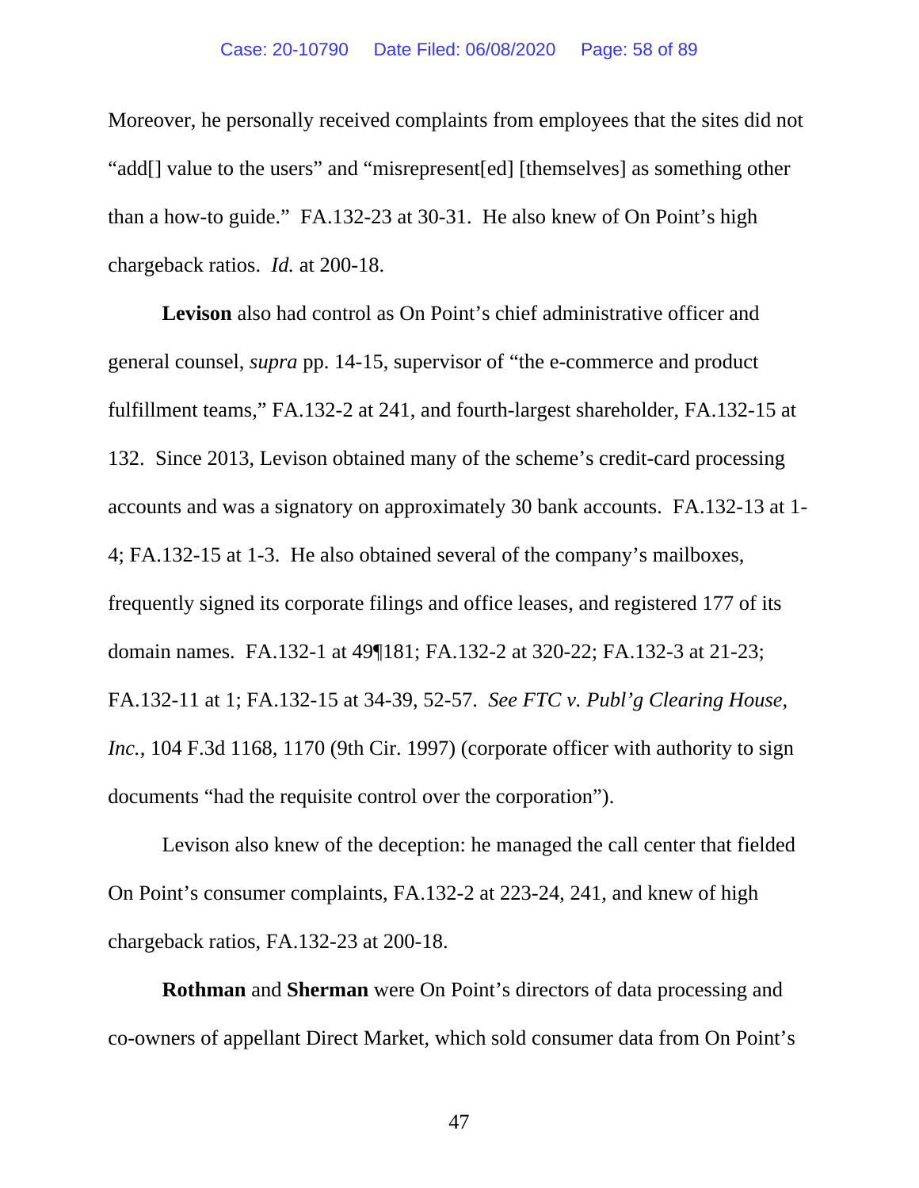Moreover, he personally received complaints from employees that the sites did not "add[] value to the users" and "misrepresent[ed] [themselves] as something other than a how-to guide." FA.132-23 at 30-31. He also knew of On Point's high chargeback ratios. *Id.* at 200-18.

**Levison** also had control as On Point's chief administrative officer and general counsel, *supra* pp. 14-15, supervisor of "the e-commerce and product fulfillment teams," FA.132-2 at 241, and fourth-largest shareholder, FA.132-15 at 132. Since 2013, Levison obtained many of the scheme's credit-card processing accounts and was a signatory on approximately 30 bank accounts. FA.132-13 at 1-4; FA.132-15 at 1-3. He also obtained several of the company's mailboxes, frequently signed its corporate filings and office leases, and registered 177 of its domain names. FA.132-1 at 49¶181; FA.132-2 at 320-22; FA.132-3 at 21-23; FA.132-11 at 1; FA.132-15 at 34-39, 52-57. *See FTC v. Publ'g Clearing House, Inc.*, 104 F.3d 1168, 1170 (9th Cir. 1997) (corporate officer with authority to sign documents "had the requisite control over the corporation").

Levison also knew of the deception: he managed the call center that fielded On Point's consumer complaints, FA.132-2 at 223-24, 241, and knew of high chargeback ratios, FA.132-23 at 200-18.

**Rothman** and **Sherman** were On Point's directors of data processing and co-owners of appellant Direct Market, which sold consumer data from On Point's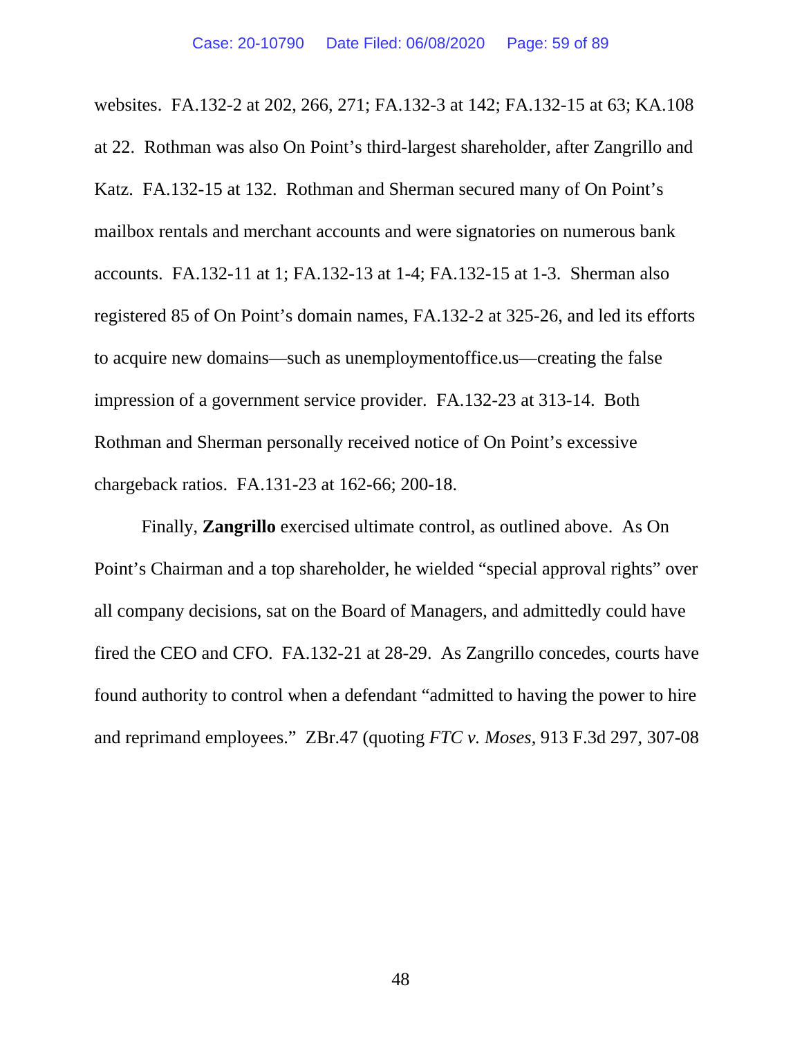websites. FA.132-2 at 202, 266, 271; FA.132-3 at 142; FA.132-15 at 63; KA.108 at 22. Rothman was also On Point's third-largest shareholder, after Zangrillo and Katz. FA.132-15 at 132. Rothman and Sherman secured many of On Point's mailbox rentals and merchant accounts and were signatories on numerous bank accounts. FA.132-11 at 1; FA.132-13 at 1-4; FA.132-15 at 1-3. Sherman also registered 85 of On Point's domain names, FA.132-2 at 325-26, and led its efforts to acquire new domains—such as unemploymentoffice.us—creating the false impression of a government service provider. FA.132-23 at 313-14. Both Rothman and Sherman personally received notice of On Point's excessive chargeback ratios. FA.131-23 at 162-66; 200-18.

Finally, **Zangrillo** exercised ultimate control, as outlined above. As On Point's Chairman and a top shareholder, he wielded "special approval rights" over all company decisions, sat on the Board of Managers, and admittedly could have fired the CEO and CFO. FA.132-21 at 28-29. As Zangrillo concedes, courts have found authority to control when a defendant "admitted to having the power to hire and reprimand employees." ZBr.47 (quoting *FTC v. Moses*, 913 F.3d 297, 307-08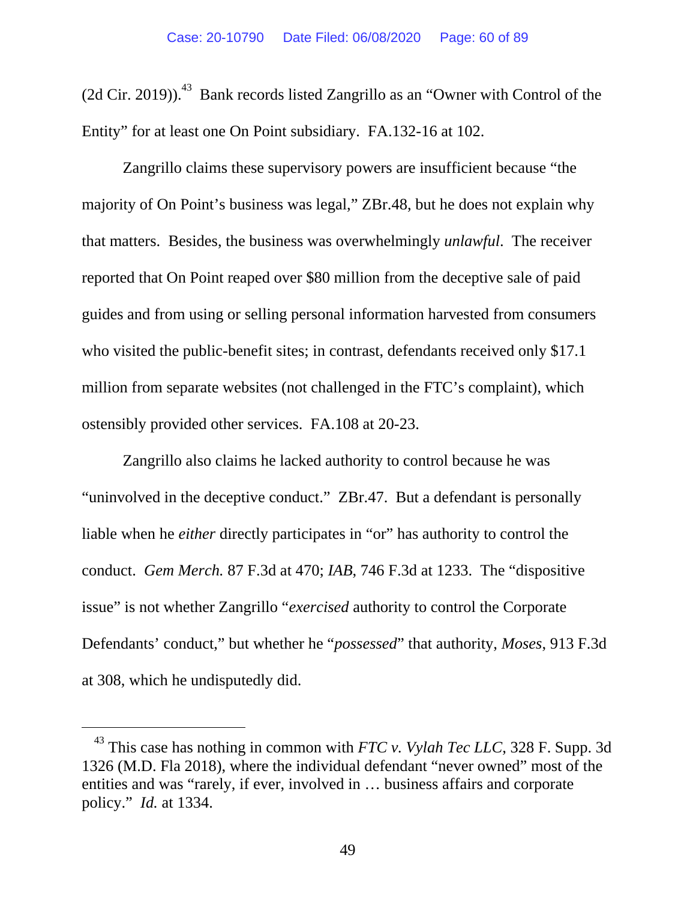(2d Cir. 2019)).[43] Bank records listed Zangrillo as an "Owner with Control of the Entity" for at least one On Point subsidiary. FA.132-16 at 102.

Zangrillo claims these supervisory powers are insufficient because "the majority of On Point's business was legal," ZBr.48, but he does not explain why that matters. Besides, the business was overwhelmingly *unlawful*. The receiver reported that On Point reaped over $80 million from the deceptive sale of paid guides and from using or selling personal information harvested from consumers who visited the public-benefit sites; in contrast, defendants received only $17.1 million from separate websites (not challenged in the FTC's complaint), which ostensibly provided other services. FA.108 at 20-23.

Zangrillo also claims he lacked authority to control because he was "uninvolved in the deceptive conduct." ZBr.47. But a defendant is personally liable when he *either* directly participates in "or" has authority to control the conduct. *Gem Merch.* 87 F.3d at 470; *IAB*, 746 F.3d at 1233. The "dispositive issue" is not whether Zangrillo "*exercised* authority to control the Corporate Defendants' conduct," but whether he "*possessed*" that authority, *Moses*, 913 F.3d at 308, which he undisputedly did.

---

[43] This case has nothing in common with *FTC v. Vylah Tec LLC*, 328 F. Supp. 3d 1326 (M.D. Fla 2018), where the individual defendant "never owned" most of the entities and was "rarely, if ever, involved in … business affairs and corporate policy." *Id.* at 1334.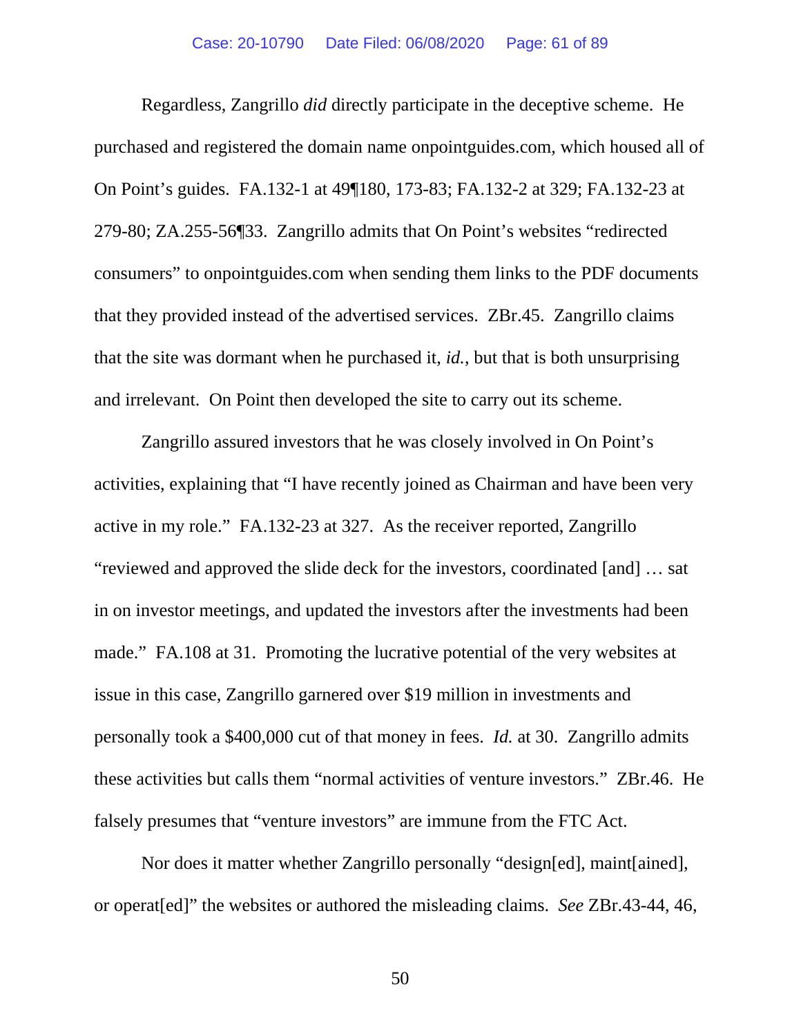Regardless, Zangrillo *did* directly participate in the deceptive scheme. He purchased and registered the domain name onpointguides.com, which housed all of On Point's guides. FA.132-1 at 49¶180, 173-83; FA.132-2 at 329; FA.132-23 at 279-80; ZA.255-56¶33. Zangrillo admits that On Point's websites "redirected consumers" to onpointguides.com when sending them links to the PDF documents that they provided instead of the advertised services. ZBr.45. Zangrillo claims that the site was dormant when he purchased it, *id.*, but that is both unsurprising and irrelevant. On Point then developed the site to carry out its scheme.

Zangrillo assured investors that he was closely involved in On Point's activities, explaining that "I have recently joined as Chairman and have been very active in my role." FA.132-23 at 327. As the receiver reported, Zangrillo "reviewed and approved the slide deck for the investors, coordinated [and] … sat in on investor meetings, and updated the investors after the investments had been made." FA.108 at 31. Promoting the lucrative potential of the very websites at issue in this case, Zangrillo garnered over $19 million in investments and personally took a $400,000 cut of that money in fees. *Id.* at 30. Zangrillo admits these activities but calls them "normal activities of venture investors." ZBr.46. He falsely presumes that "venture investors" are immune from the FTC Act.

Nor does it matter whether Zangrillo personally "design[ed], maint[ained], or operat[ed]" the websites or authored the misleading claims. *See* ZBr.43-44, 46,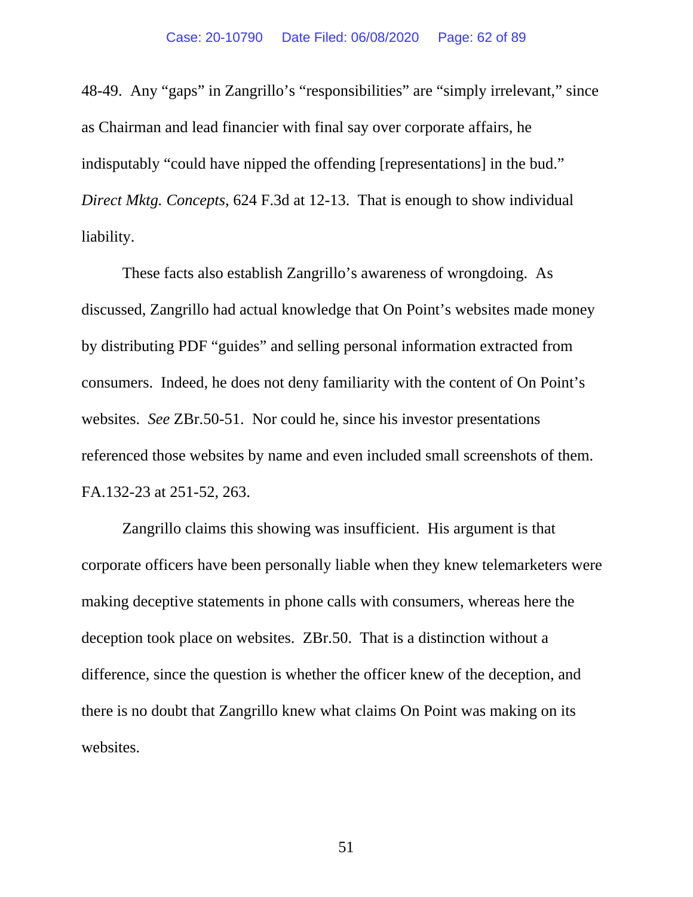48-49. Any "gaps" in Zangrillo's "responsibilities" are "simply irrelevant," since as Chairman and lead financier with final say over corporate affairs, he indisputably "could have nipped the offending [representations] in the bud." *Direct Mktg. Concepts*, 624 F.3d at 12-13. That is enough to show individual liability.

These facts also establish Zangrillo's awareness of wrongdoing. As discussed, Zangrillo had actual knowledge that On Point's websites made money by distributing PDF "guides" and selling personal information extracted from consumers. Indeed, he does not deny familiarity with the content of On Point's websites. *See* ZBr.50-51. Nor could he, since his investor presentations referenced those websites by name and even included small screenshots of them. FA.132-23 at 251-52, 263.

Zangrillo claims this showing was insufficient. His argument is that corporate officers have been personally liable when they knew telemarketers were making deceptive statements in phone calls with consumers, whereas here the deception took place on websites. ZBr.50. That is a distinction without a difference, since the question is whether the officer knew of the deception, and there is no doubt that Zangrillo knew what claims On Point was making on its websites.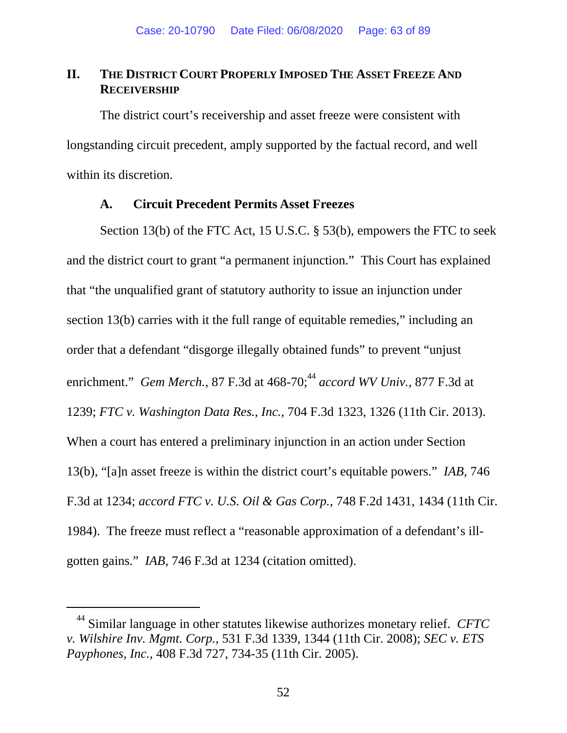## II. The District Court Properly Imposed The Asset Freeze And Receivership

The district court's receivership and asset freeze were consistent with longstanding circuit precedent, amply supported by the factual record, and well within its discretion.

### A. Circuit Precedent Permits Asset Freezes

Section 13(b) of the FTC Act, 15 U.S.C. § 53(b), empowers the FTC to seek and the district court to grant "a permanent injunction." This Court has explained that "the unqualified grant of statutory authority to issue an injunction under section 13(b) carries with it the full range of equitable remedies," including an order that a defendant "disgorge illegally obtained funds" to prevent "unjust enrichment." *Gem Merch.*, 87 F.3d at 468-70;[44] *accord WV Univ.*, 877 F.3d at 1239; *FTC v. Washington Data Res., Inc.*, 704 F.3d 1323, 1326 (11th Cir. 2013). When a court has entered a preliminary injunction in an action under Section 13(b), "[a]n asset freeze is within the district court's equitable powers." *IAB*, 746 F.3d at 1234; *accord FTC v. U.S. Oil & Gas Corp.*, 748 F.2d 1431, 1434 (11th Cir. 1984). The freeze must reflect a "reasonable approximation of a defendant's ill-gotten gains." *IAB*, 746 F.3d at 1234 (citation omitted).

---

[44] Similar language in other statutes likewise authorizes monetary relief. *CFTC v. Wilshire Inv. Mgmt. Corp.*, 531 F.3d 1339, 1344 (11th Cir. 2008); *SEC v. ETS Payphones, Inc.*, 408 F.3d 727, 734-35 (11th Cir. 2005).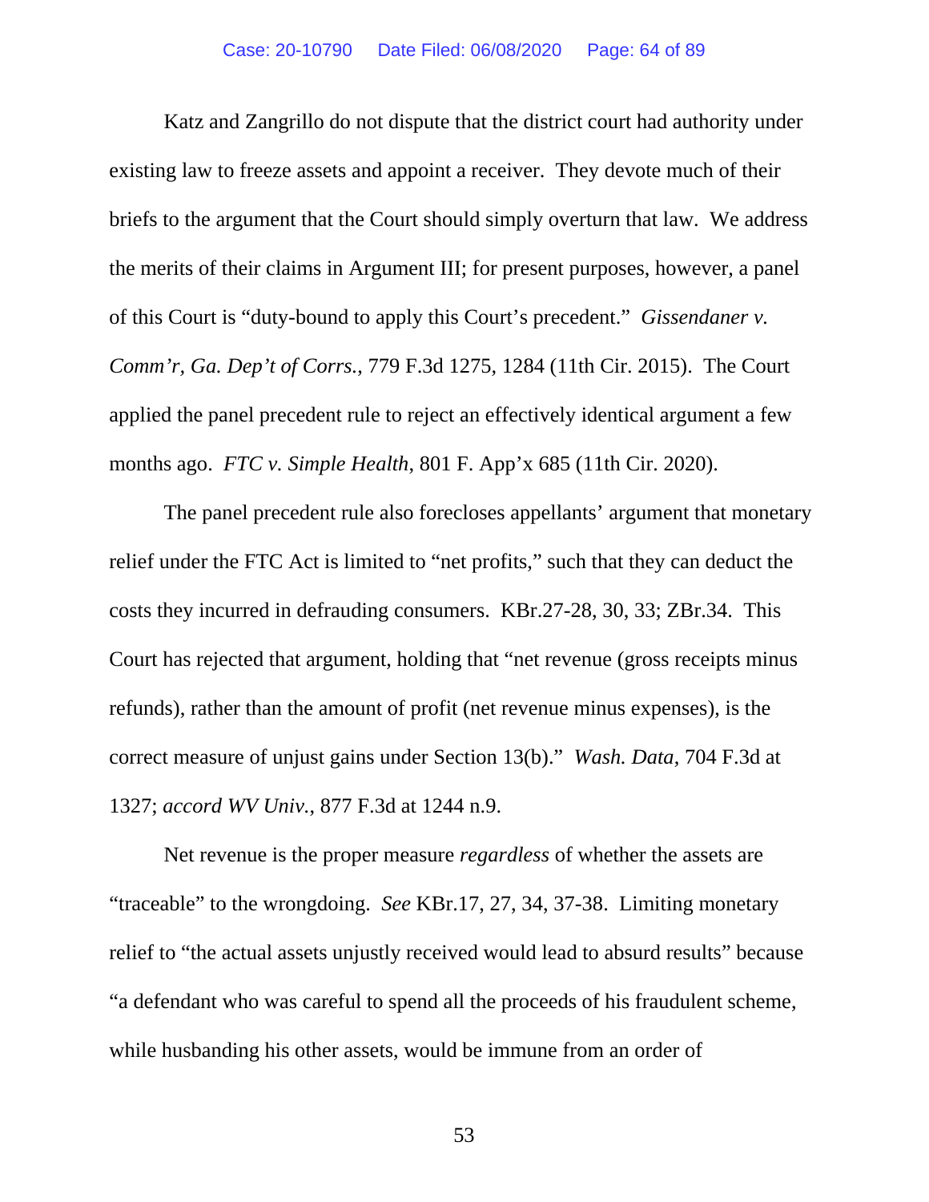Katz and Zangrillo do not dispute that the district court had authority under existing law to freeze assets and appoint a receiver. They devote much of their briefs to the argument that the Court should simply overturn that law. We address the merits of their claims in Argument III; for present purposes, however, a panel of this Court is "duty-bound to apply this Court's precedent." *Gissendaner v. Comm'r, Ga. Dep't of Corrs.*, 779 F.3d 1275, 1284 (11th Cir. 2015). The Court applied the panel precedent rule to reject an effectively identical argument a few months ago. *FTC v. Simple Health*, 801 F. App'x 685 (11th Cir. 2020).

The panel precedent rule also forecloses appellants' argument that monetary relief under the FTC Act is limited to "net profits," such that they can deduct the costs they incurred in defrauding consumers. KBr.27-28, 30, 33; ZBr.34. This Court has rejected that argument, holding that "net revenue (gross receipts minus refunds), rather than the amount of profit (net revenue minus expenses), is the correct measure of unjust gains under Section 13(b)." *Wash. Data*, 704 F.3d at 1327; *accord WV Univ.*, 877 F.3d at 1244 n.9.

Net revenue is the proper measure *regardless* of whether the assets are "traceable" to the wrongdoing. *See* KBr.17, 27, 34, 37-38. Limiting monetary relief to "the actual assets unjustly received would lead to absurd results" because "a defendant who was careful to spend all the proceeds of his fraudulent scheme, while husbanding his other assets, would be immune from an order of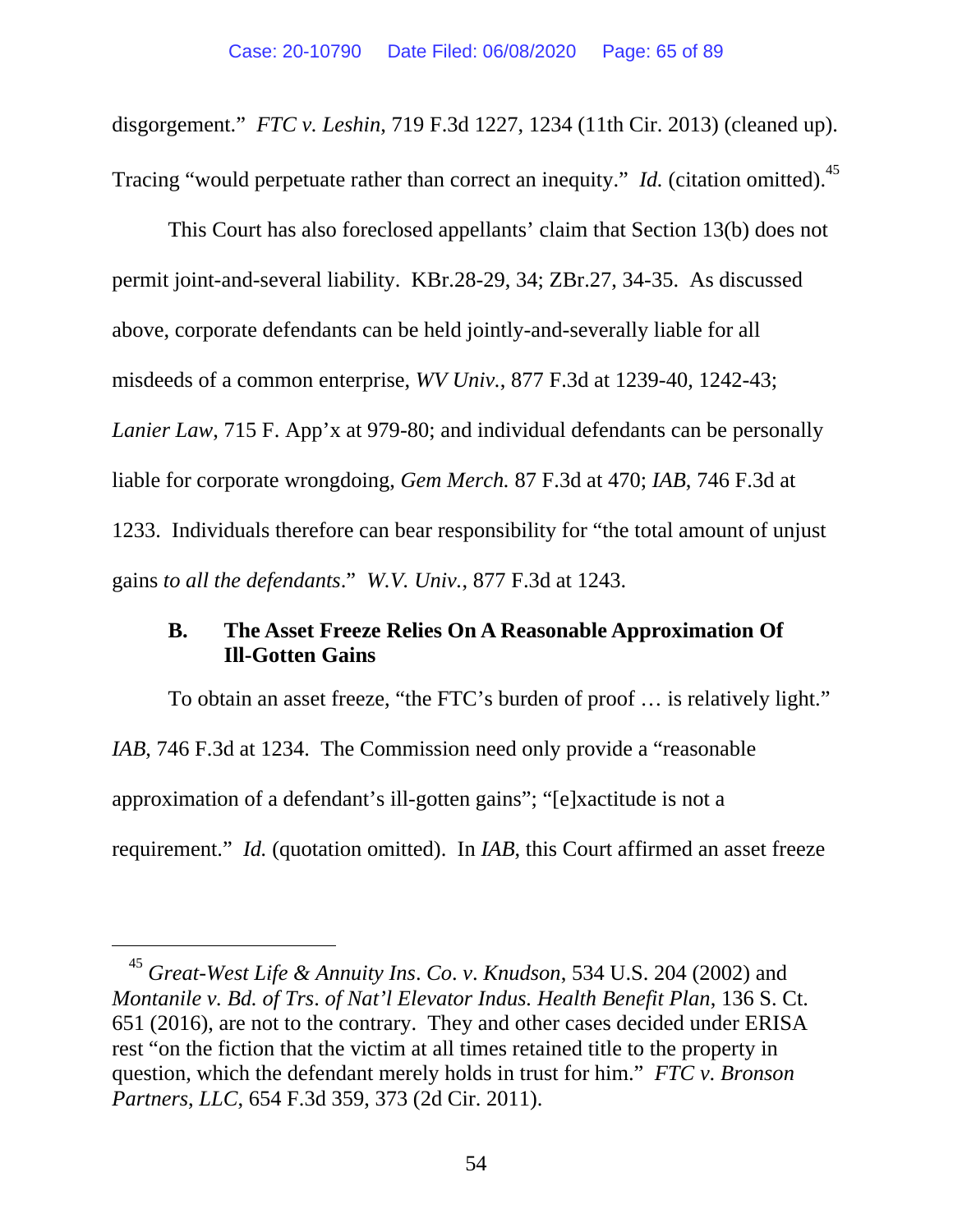disgorgement." *FTC v. Leshin*, 719 F.3d 1227, 1234 (11th Cir. 2013) (cleaned up). Tracing "would perpetuate rather than correct an inequity." *Id.* (citation omitted).[45]

This Court has also foreclosed appellants' claim that Section 13(b) does not permit joint-and-several liability. KBr.28-29, 34; ZBr.27, 34-35. As discussed above, corporate defendants can be held jointly-and-severally liable for all misdeeds of a common enterprise, *WV Univ.*, 877 F.3d at 1239-40, 1242-43; *Lanier Law*, 715 F. App'x at 979-80; and individual defendants can be personally liable for corporate wrongdoing, *Gem Merch.* 87 F.3d at 470; *IAB*, 746 F.3d at 1233. Individuals therefore can bear responsibility for "the total amount of unjust gains *to all the defendants*." *W.V. Univ.*, 877 F.3d at 1243.

### B. The Asset Freeze Relies On A Reasonable Approximation Of Ill-Gotten Gains

To obtain an asset freeze, "the FTC's burden of proof … is relatively light." *IAB*, 746 F.3d at 1234. The Commission need only provide a "reasonable approximation of a defendant's ill-gotten gains"; "[e]xactitude is not a requirement." *Id.* (quotation omitted). In *IAB*, this Court affirmed an asset freeze

---

[45] *Great-West Life & Annuity Ins. Co. v. Knudson*, 534 U.S. 204 (2002) and *Montanile v. Bd. of Trs. of Nat'l Elevator Indus. Health Benefit Plan*, 136 S. Ct. 651 (2016), are not to the contrary. They and other cases decided under ERISA rest "on the fiction that the victim at all times retained title to the property in question, which the defendant merely holds in trust for him." *FTC v. Bronson Partners, LLC*, 654 F.3d 359, 373 (2d Cir. 2011).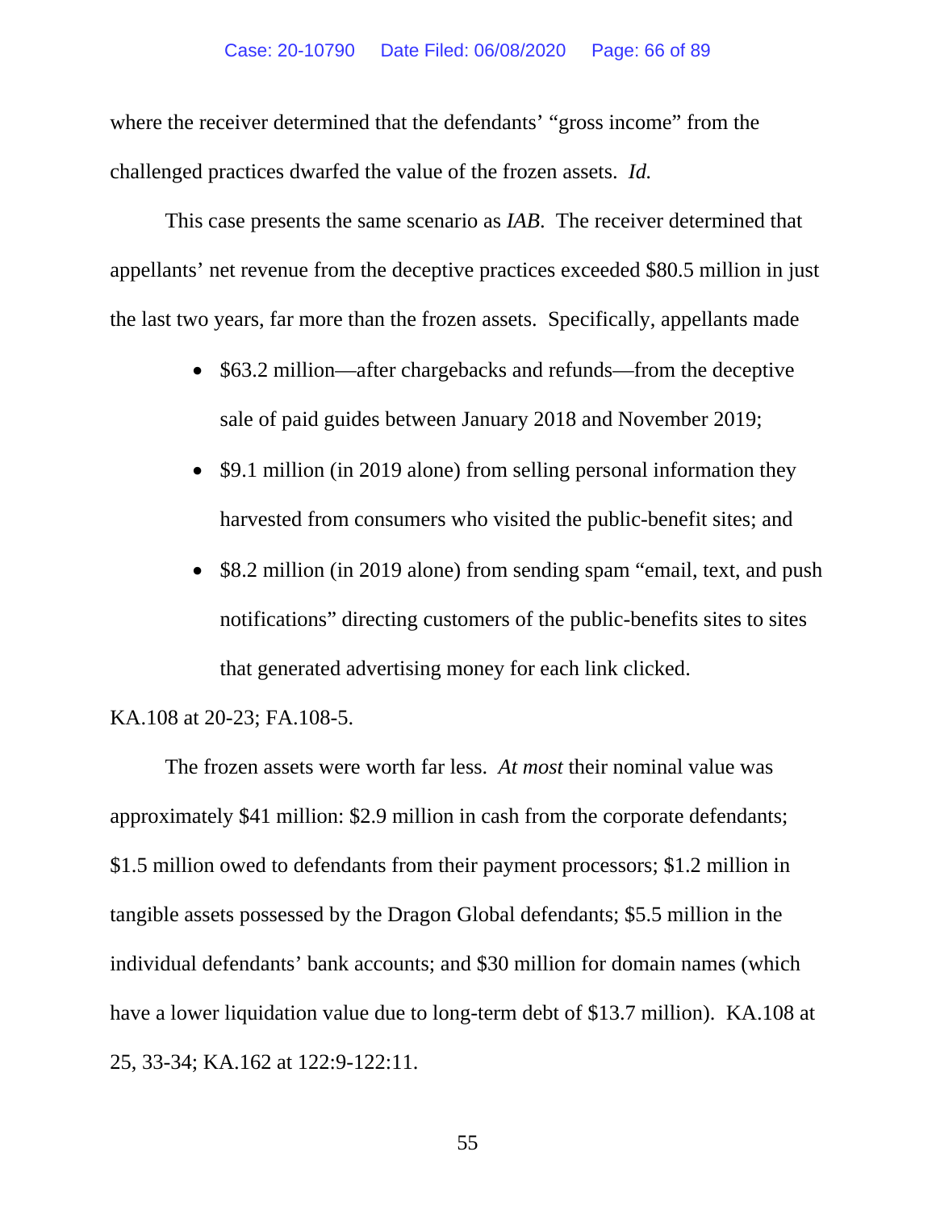where the receiver determined that the defendants' "gross income" from the challenged practices dwarfed the value of the frozen assets. *Id.*

This case presents the same scenario as *IAB*. The receiver determined that appellants' net revenue from the deceptive practices exceeded $80.5 million in just the last two years, far more than the frozen assets. Specifically, appellants made

- $63.2 million—after chargebacks and refunds—from the deceptive sale of paid guides between January 2018 and November 2019;
- $9.1 million (in 2019 alone) from selling personal information they harvested from consumers who visited the public-benefit sites; and
- $8.2 million (in 2019 alone) from sending spam "email, text, and push notifications" directing customers of the public-benefits sites to sites that generated advertising money for each link clicked.

KA.108 at 20-23; FA.108-5.

The frozen assets were worth far less. *At most* their nominal value was approximately $41 million: $2.9 million in cash from the corporate defendants; $1.5 million owed to defendants from their payment processors; $1.2 million in tangible assets possessed by the Dragon Global defendants; $5.5 million in the individual defendants' bank accounts; and $30 million for domain names (which have a lower liquidation value due to long-term debt of $13.7 million). KA.108 at 25, 33-34; KA.162 at 122:9-122:11.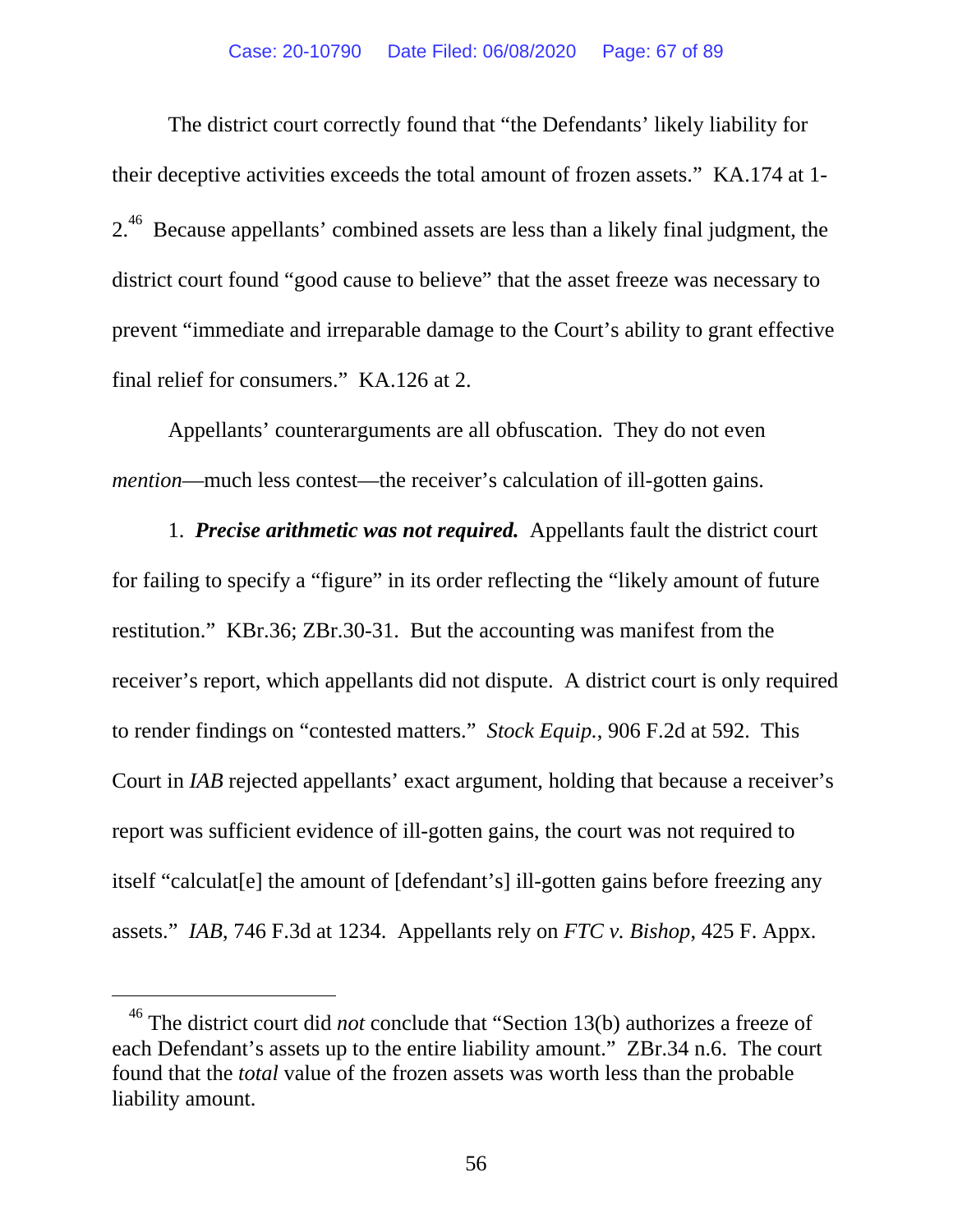The district court correctly found that "the Defendants' likely liability for their deceptive activities exceeds the total amount of frozen assets." KA.174 at 1-2.[46] Because appellants' combined assets are less than a likely final judgment, the district court found "good cause to believe" that the asset freeze was necessary to prevent "immediate and irreparable damage to the Court's ability to grant effective final relief for consumers." KA.126 at 2.

Appellants' counterarguments are all obfuscation. They do not even *mention*—much less contest—the receiver's calculation of ill-gotten gains.

1. ***Precise arithmetic was not required.*** Appellants fault the district court for failing to specify a "figure" in its order reflecting the "likely amount of future restitution." KBr.36; ZBr.30-31. But the accounting was manifest from the receiver's report, which appellants did not dispute. A district court is only required to render findings on "contested matters." *Stock Equip.*, 906 F.2d at 592. This Court in *IAB* rejected appellants' exact argument, holding that because a receiver's report was sufficient evidence of ill-gotten gains, the court was not required to itself "calculat[e] the amount of [defendant's] ill-gotten gains before freezing any assets." *IAB*, 746 F.3d at 1234. Appellants rely on *FTC v. Bishop*, 425 F. Appx.

[46] The district court did *not* conclude that "Section 13(b) authorizes a freeze of each Defendant's assets up to the entire liability amount." ZBr.34 n.6. The court found that the *total* value of the frozen assets was worth less than the probable liability amount.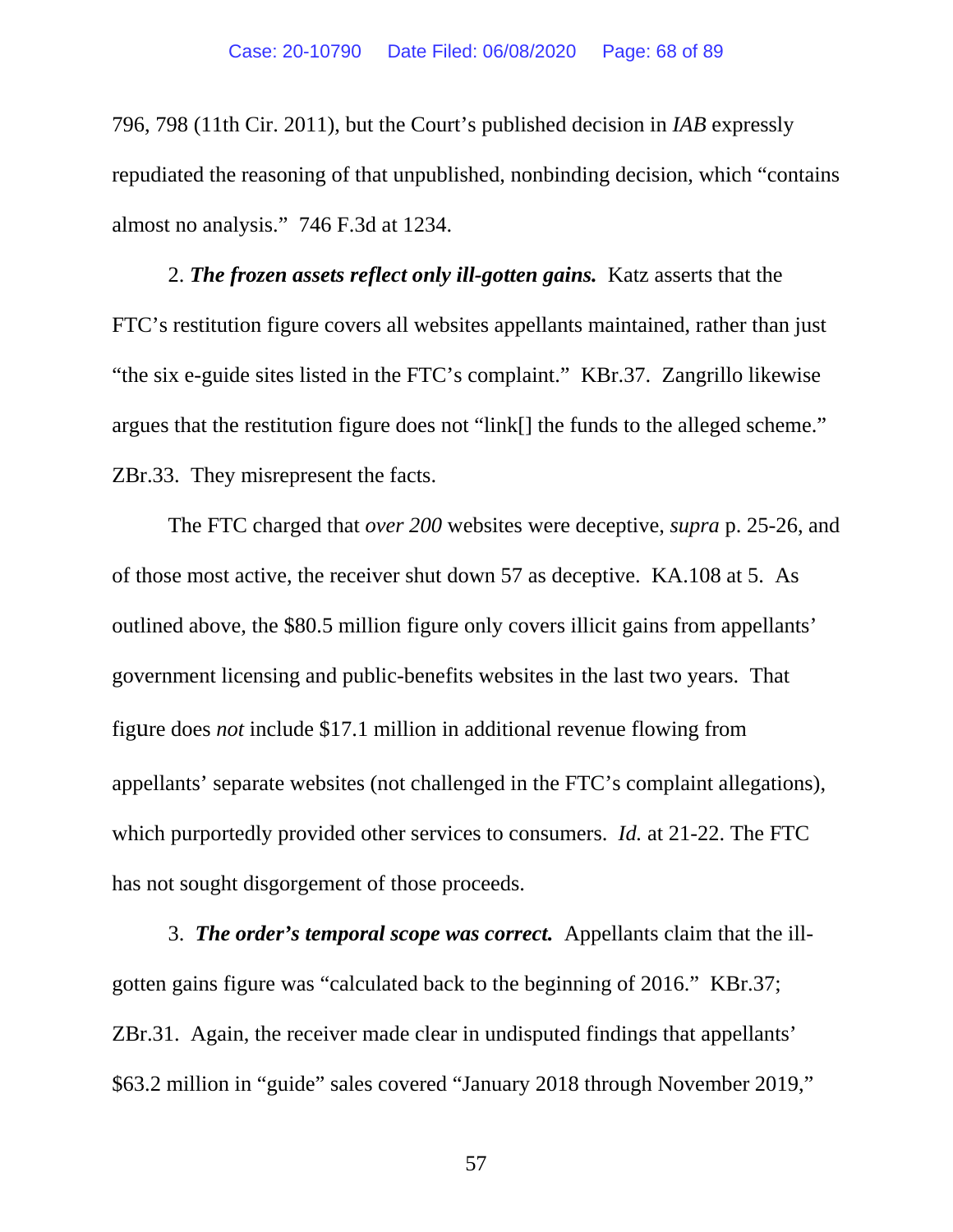796, 798 (11th Cir. 2011), but the Court's published decision in *IAB* expressly repudiated the reasoning of that unpublished, nonbinding decision, which "contains almost no analysis." 746 F.3d at 1234.

2. ***The frozen assets reflect only ill-gotten gains.*** Katz asserts that the FTC's restitution figure covers all websites appellants maintained, rather than just "the six e-guide sites listed in the FTC's complaint." KBr.37. Zangrillo likewise argues that the restitution figure does not "link[] the funds to the alleged scheme." ZBr.33. They misrepresent the facts.

The FTC charged that *over 200* websites were deceptive, *supra* p. 25-26, and of those most active, the receiver shut down 57 as deceptive. KA.108 at 5. As outlined above, the $80.5 million figure only covers illicit gains from appellants' government licensing and public-benefits websites in the last two years. That figure does *not* include $17.1 million in additional revenue flowing from appellants' separate websites (not challenged in the FTC's complaint allegations), which purportedly provided other services to consumers. *Id.* at 21-22. The FTC has not sought disgorgement of those proceeds.

3. ***The order's temporal scope was correct.*** Appellants claim that the ill-gotten gains figure was "calculated back to the beginning of 2016." KBr.37; ZBr.31. Again, the receiver made clear in undisputed findings that appellants' $63.2 million in "guide" sales covered "January 2018 through November 2019,"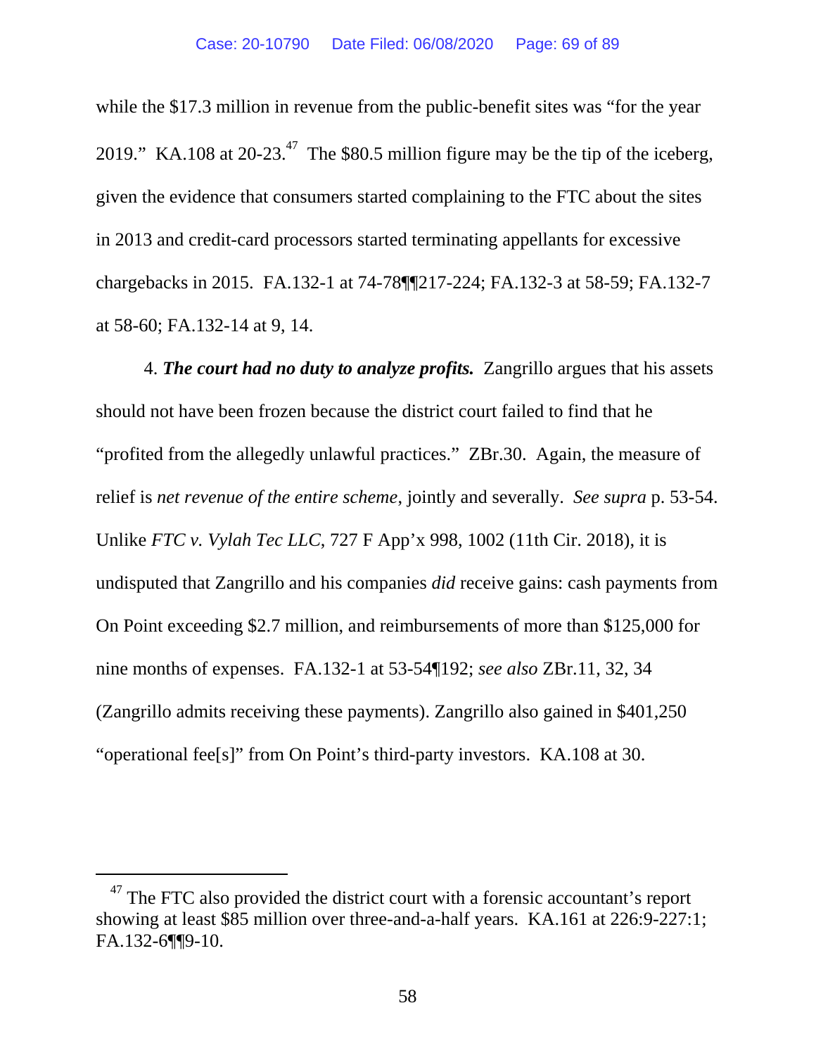while the $17.3 million in revenue from the public-benefit sites was "for the year 2019." KA.108 at 20-23.[47] The $80.5 million figure may be the tip of the iceberg, given the evidence that consumers started complaining to the FTC about the sites in 2013 and credit-card processors started terminating appellants for excessive chargebacks in 2015. FA.132-1 at 74-78¶¶217-224; FA.132-3 at 58-59; FA.132-7 at 58-60; FA.132-14 at 9, 14.

4. ***The court had no duty to analyze profits.*** Zangrillo argues that his assets should not have been frozen because the district court failed to find that he "profited from the allegedly unlawful practices." ZBr.30. Again, the measure of relief is *net revenue of the entire scheme*, jointly and severally. *See supra* p. 53-54. Unlike *FTC v. Vylah Tec LLC*, 727 F App'x 998, 1002 (11th Cir. 2018), it is undisputed that Zangrillo and his companies *did* receive gains: cash payments from On Point exceeding $2.7 million, and reimbursements of more than $125,000 for nine months of expenses. FA.132-1 at 53-54¶192; *see also* ZBr.11, 32, 34 (Zangrillo admits receiving these payments). Zangrillo also gained in $401,250 "operational fee[s]" from On Point's third-party investors. KA.108 at 30.

---

[47] The FTC also provided the district court with a forensic accountant's report showing at least $85 million over three-and-a-half years. KA.161 at 226:9-227:1; FA.132-6¶¶9-10.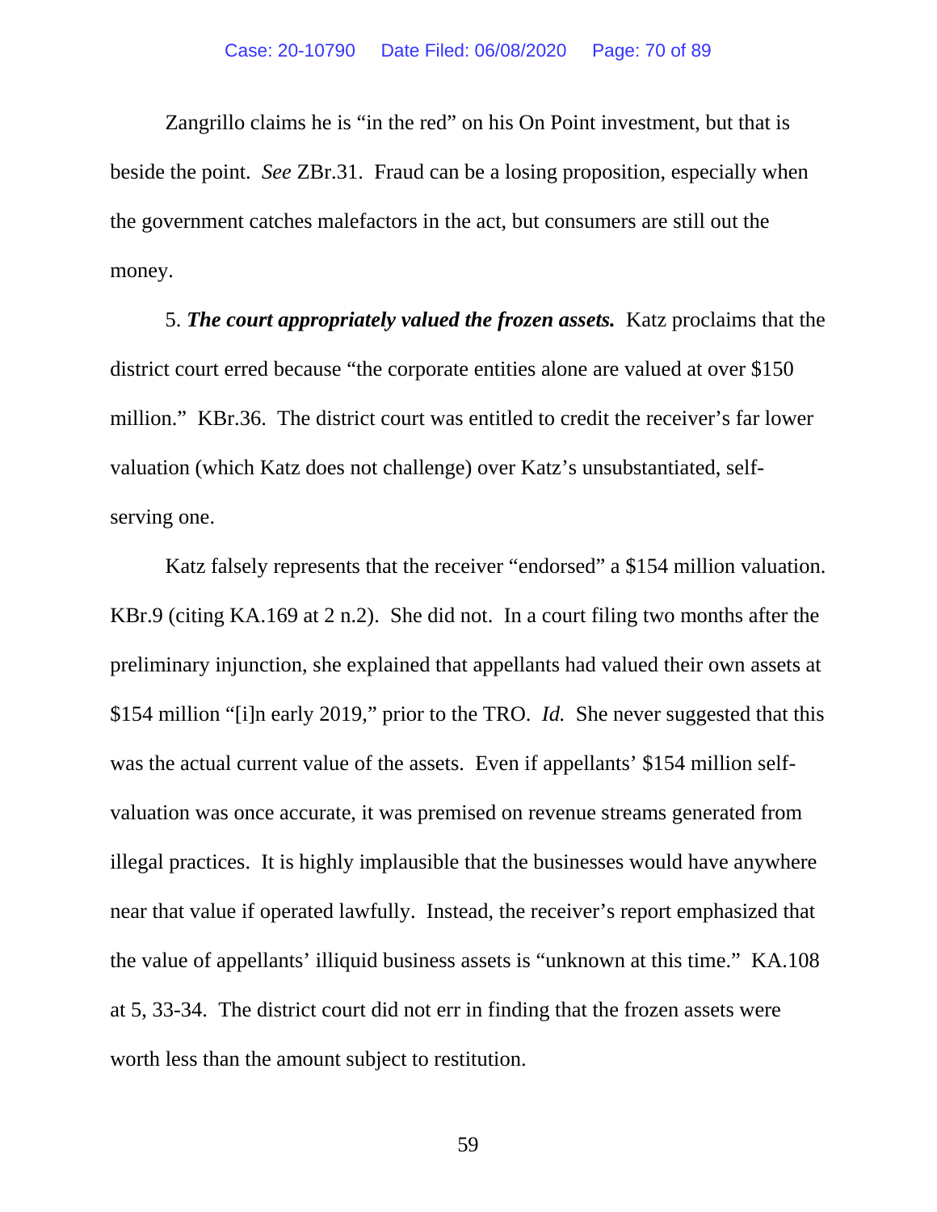Zangrillo claims he is "in the red" on his On Point investment, but that is beside the point. *See* ZBr.31. Fraud can be a losing proposition, especially when the government catches malefactors in the act, but consumers are still out the money.

5. ***The court appropriately valued the frozen assets.*** Katz proclaims that the district court erred because "the corporate entities alone are valued at over $150 million." KBr.36. The district court was entitled to credit the receiver's far lower valuation (which Katz does not challenge) over Katz's unsubstantiated, self-serving one.

Katz falsely represents that the receiver "endorsed" a $154 million valuation. KBr.9 (citing KA.169 at 2 n.2). She did not. In a court filing two months after the preliminary injunction, she explained that appellants had valued their own assets at $154 million "[i]n early 2019," prior to the TRO. *Id.* She never suggested that this was the actual current value of the assets. Even if appellants' $154 million self-valuation was once accurate, it was premised on revenue streams generated from illegal practices. It is highly implausible that the businesses would have anywhere near that value if operated lawfully. Instead, the receiver's report emphasized that the value of appellants' illiquid business assets is "unknown at this time." KA.108 at 5, 33-34. The district court did not err in finding that the frozen assets were worth less than the amount subject to restitution.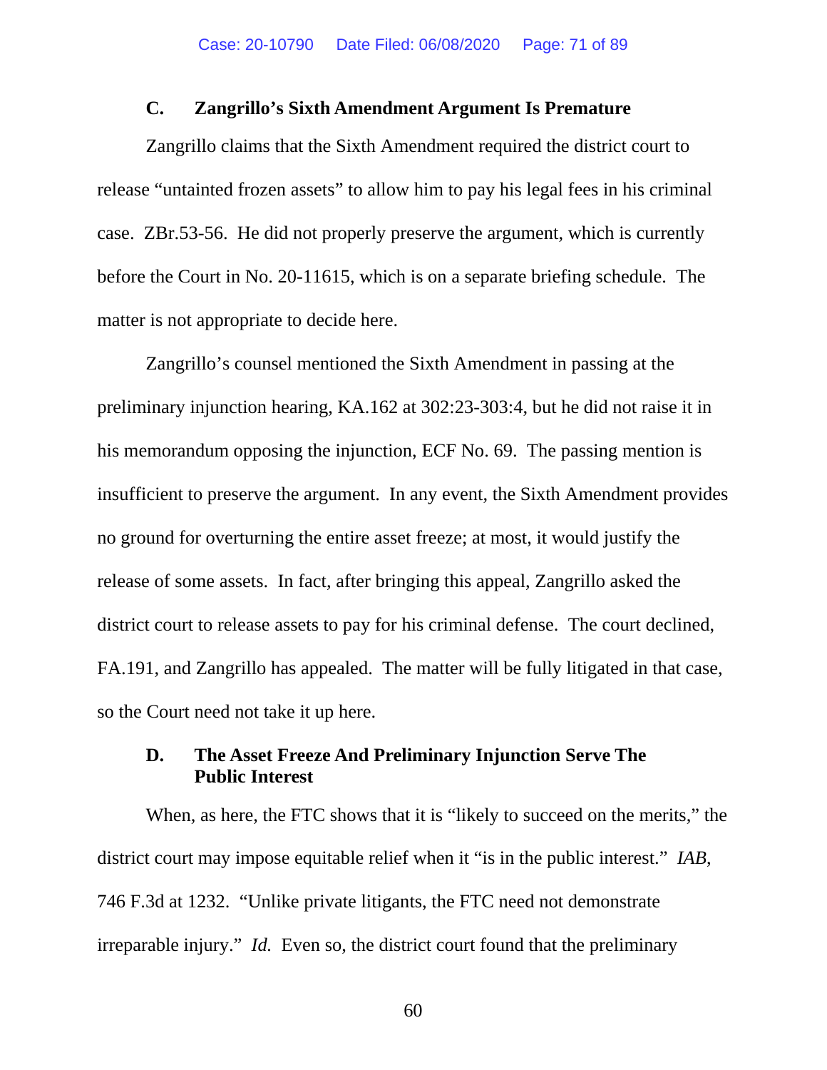### C. Zangrillo's Sixth Amendment Argument Is Premature

Zangrillo claims that the Sixth Amendment required the district court to release "untainted frozen assets" to allow him to pay his legal fees in his criminal case. ZBr.53-56. He did not properly preserve the argument, which is currently before the Court in No. 20-11615, which is on a separate briefing schedule. The matter is not appropriate to decide here.

Zangrillo's counsel mentioned the Sixth Amendment in passing at the preliminary injunction hearing, KA.162 at 302:23-303:4, but he did not raise it in his memorandum opposing the injunction, ECF No. 69. The passing mention is insufficient to preserve the argument. In any event, the Sixth Amendment provides no ground for overturning the entire asset freeze; at most, it would justify the release of some assets. In fact, after bringing this appeal, Zangrillo asked the district court to release assets to pay for his criminal defense. The court declined, FA.191, and Zangrillo has appealed. The matter will be fully litigated in that case, so the Court need not take it up here.

### D. The Asset Freeze And Preliminary Injunction Serve The Public Interest

When, as here, the FTC shows that it is "likely to succeed on the merits," the district court may impose equitable relief when it "is in the public interest." *IAB*, 746 F.3d at 1232. "Unlike private litigants, the FTC need not demonstrate irreparable injury." *Id.* Even so, the district court found that the preliminary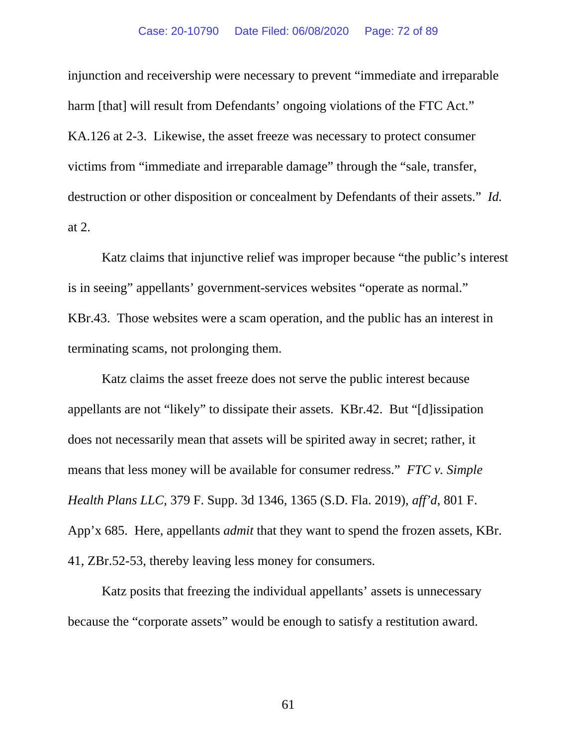injunction and receivership were necessary to prevent "immediate and irreparable harm [that] will result from Defendants' ongoing violations of the FTC Act." KA.126 at 2-3. Likewise, the asset freeze was necessary to protect consumer victims from "immediate and irreparable damage" through the "sale, transfer, destruction or other disposition or concealment by Defendants of their assets." *Id.* at 2.

Katz claims that injunctive relief was improper because "the public's interest is in seeing" appellants' government-services websites "operate as normal." KBr.43. Those websites were a scam operation, and the public has an interest in terminating scams, not prolonging them.

Katz claims the asset freeze does not serve the public interest because appellants are not "likely" to dissipate their assets. KBr.42. But "[d]issipation does not necessarily mean that assets will be spirited away in secret; rather, it means that less money will be available for consumer redress." *FTC v. Simple Health Plans LLC*, 379 F. Supp. 3d 1346, 1365 (S.D. Fla. 2019), *aff'd*, 801 F. App'x 685. Here, appellants *admit* that they want to spend the frozen assets, KBr. 41, ZBr.52-53, thereby leaving less money for consumers.

Katz posits that freezing the individual appellants' assets is unnecessary because the "corporate assets" would be enough to satisfy a restitution award.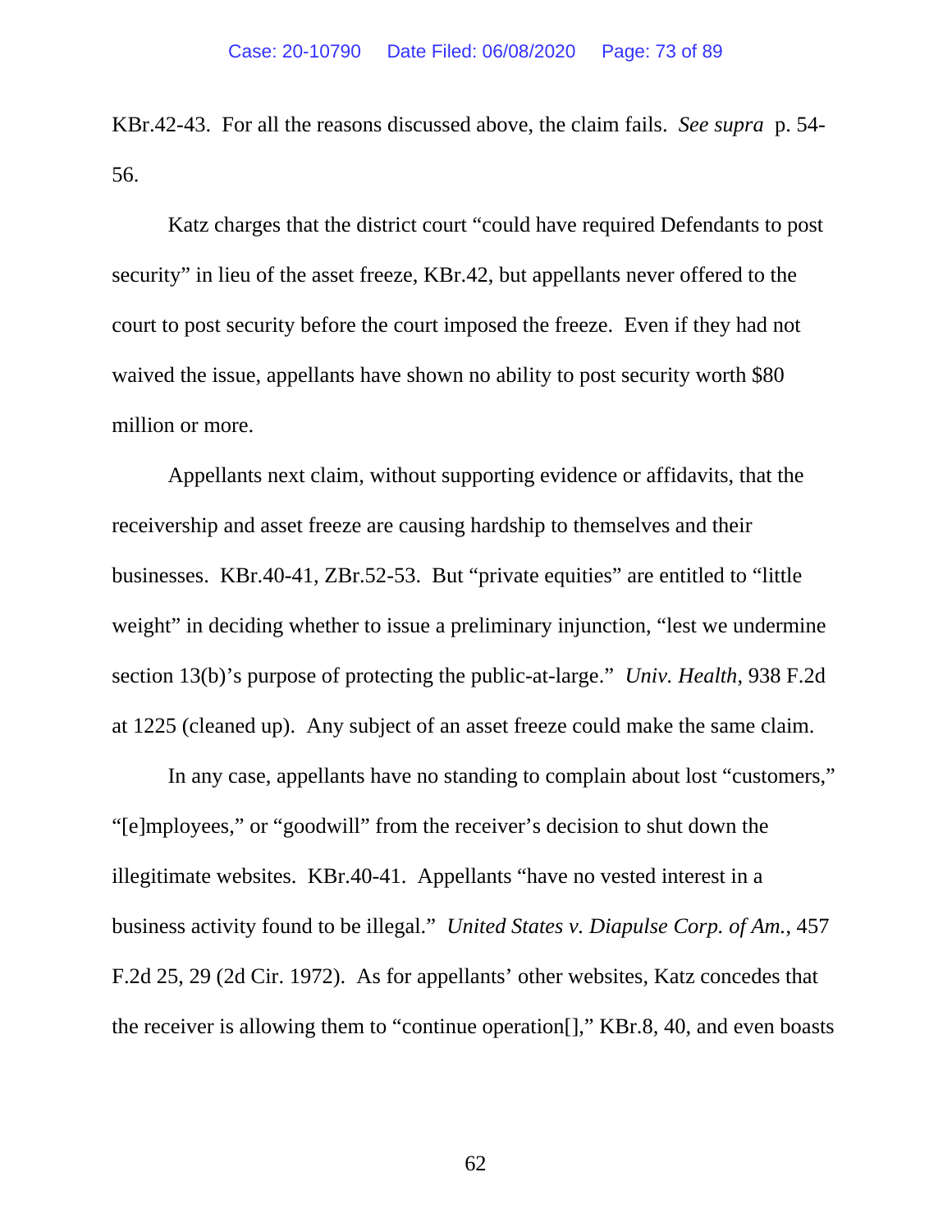KBr.42-43. For all the reasons discussed above, the claim fails. *See supra* p. 54-56.

Katz charges that the district court "could have required Defendants to post security" in lieu of the asset freeze, KBr.42, but appellants never offered to the court to post security before the court imposed the freeze. Even if they had not waived the issue, appellants have shown no ability to post security worth $80 million or more.

Appellants next claim, without supporting evidence or affidavits, that the receivership and asset freeze are causing hardship to themselves and their businesses. KBr.40-41, ZBr.52-53. But "private equities" are entitled to "little weight" in deciding whether to issue a preliminary injunction, "lest we undermine section 13(b)'s purpose of protecting the public-at-large." *Univ. Health*, 938 F.2d at 1225 (cleaned up). Any subject of an asset freeze could make the same claim.

In any case, appellants have no standing to complain about lost "customers," "[e]mployees," or "goodwill" from the receiver's decision to shut down the illegitimate websites. KBr.40-41. Appellants "have no vested interest in a business activity found to be illegal." *United States v. Diapulse Corp. of Am.*, 457 F.2d 25, 29 (2d Cir. 1972). As for appellants' other websites, Katz concedes that the receiver is allowing them to "continue operation[]," KBr.8, 40, and even boasts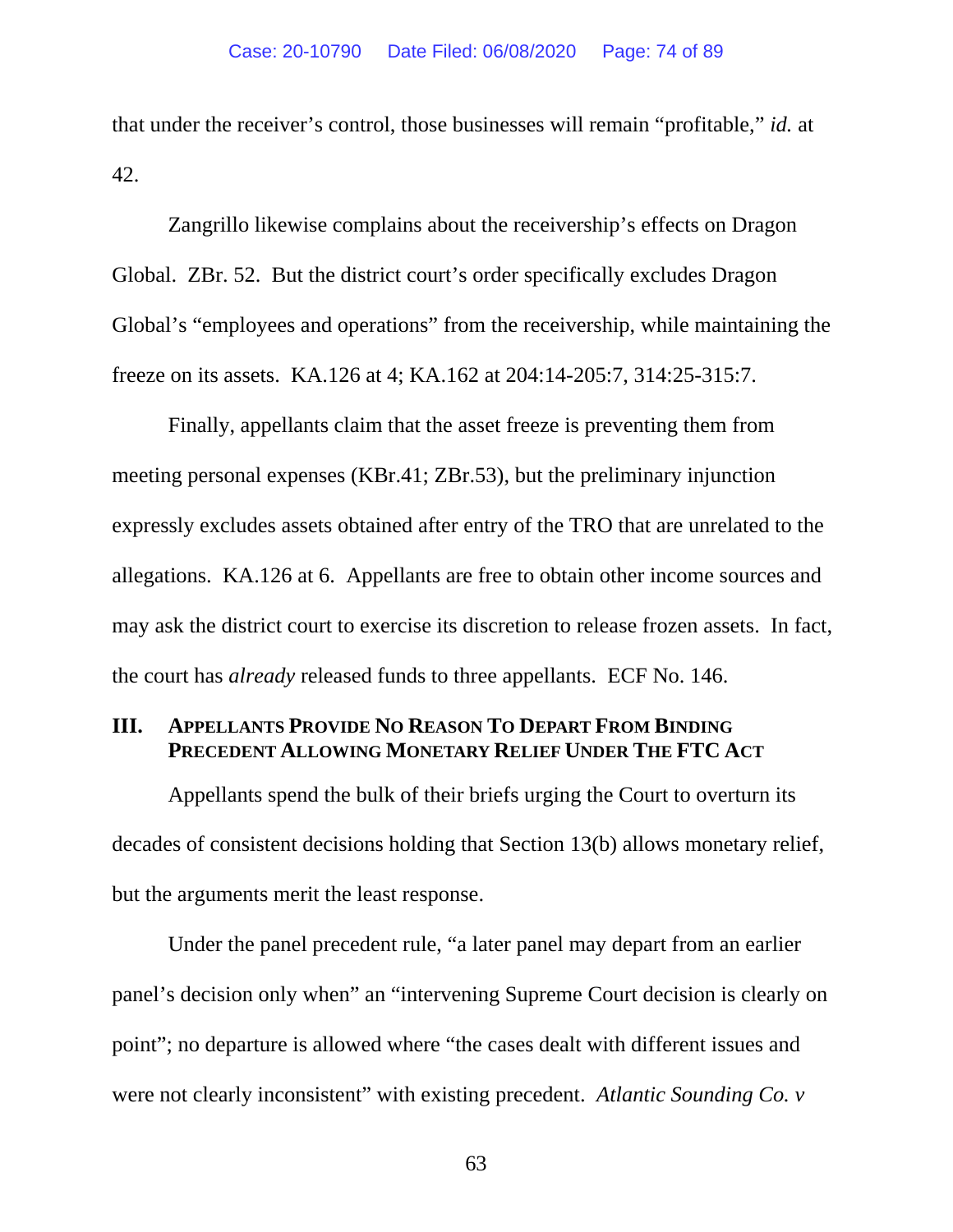that under the receiver's control, those businesses will remain "profitable," *id.* at 42.

Zangrillo likewise complains about the receivership's effects on Dragon Global. ZBr. 52. But the district court's order specifically excludes Dragon Global's "employees and operations" from the receivership, while maintaining the freeze on its assets. KA.126 at 4; KA.162 at 204:14-205:7, 314:25-315:7.

Finally, appellants claim that the asset freeze is preventing them from meeting personal expenses (KBr.41; ZBr.53), but the preliminary injunction expressly excludes assets obtained after entry of the TRO that are unrelated to the allegations. KA.126 at 6. Appellants are free to obtain other income sources and may ask the district court to exercise its discretion to release frozen assets. In fact, the court has *already* released funds to three appellants. ECF No. 146.

## III. Appellants Provide No Reason To Depart From Binding Precedent Allowing Monetary Relief Under The FTC Act

Appellants spend the bulk of their briefs urging the Court to overturn its decades of consistent decisions holding that Section 13(b) allows monetary relief, but the arguments merit the least response.

Under the panel precedent rule, "a later panel may depart from an earlier panel's decision only when" an "intervening Supreme Court decision is clearly on point"; no departure is allowed where "the cases dealt with different issues and were not clearly inconsistent" with existing precedent. *Atlantic Sounding Co. v*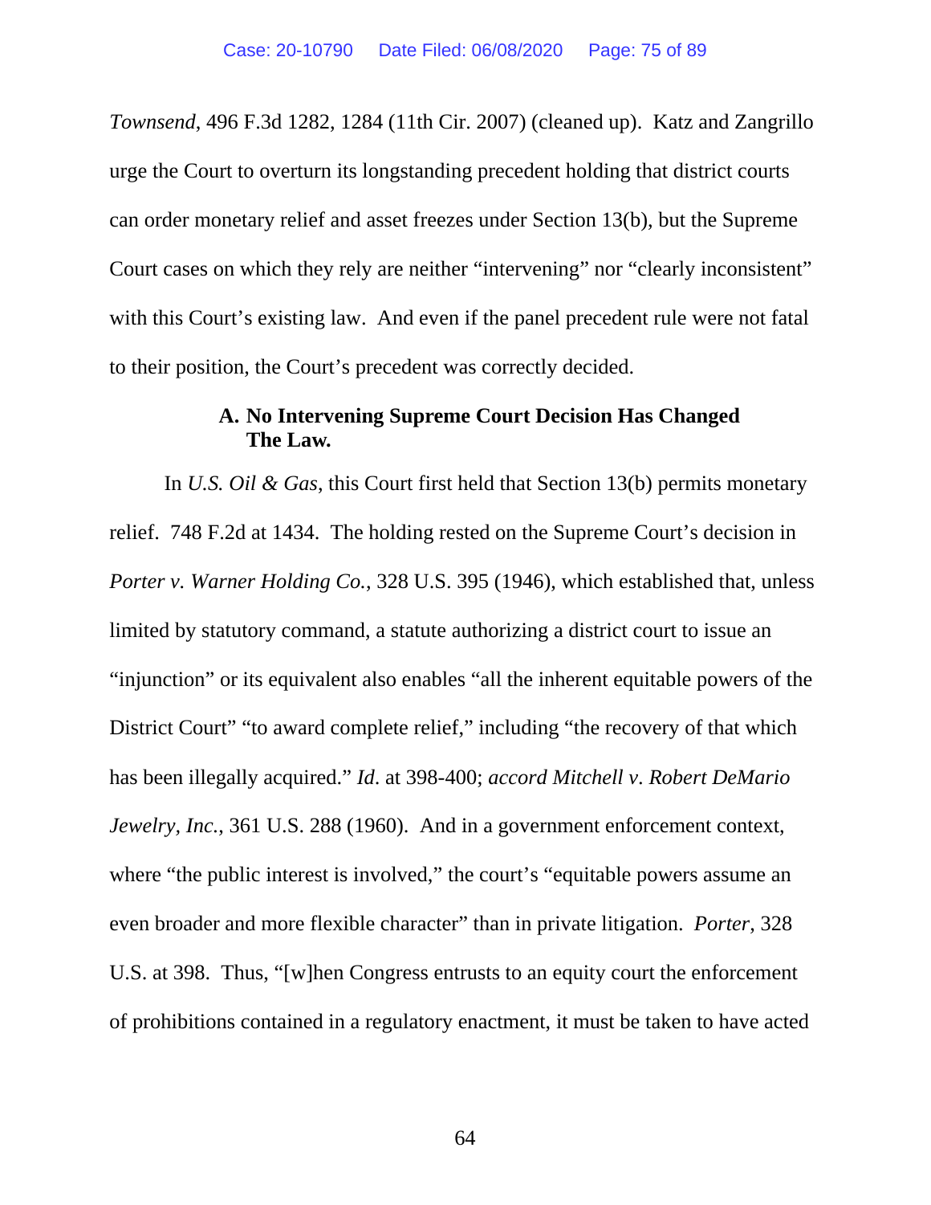*Townsend*, 496 F.3d 1282, 1284 (11th Cir. 2007) (cleaned up). Katz and Zangrillo urge the Court to overturn its longstanding precedent holding that district courts can order monetary relief and asset freezes under Section 13(b), but the Supreme Court cases on which they rely are neither "intervening" nor "clearly inconsistent" with this Court's existing law. And even if the panel precedent rule were not fatal to their position, the Court's precedent was correctly decided.

### A. No Intervening Supreme Court Decision Has Changed The Law.

In *U.S. Oil & Gas*, this Court first held that Section 13(b) permits monetary relief. 748 F.2d at 1434. The holding rested on the Supreme Court's decision in *Porter v. Warner Holding Co.*, 328 U.S. 395 (1946), which established that, unless limited by statutory command, a statute authorizing a district court to issue an "injunction" or its equivalent also enables "all the inherent equitable powers of the District Court" "to award complete relief," including "the recovery of that which has been illegally acquired." *Id*. at 398-400; *accord Mitchell v. Robert DeMario Jewelry, Inc.*, 361 U.S. 288 (1960). And in a government enforcement context, where "the public interest is involved," the court's "equitable powers assume an even broader and more flexible character" than in private litigation. *Porter*, 328 U.S. at 398. Thus, "[w]hen Congress entrusts to an equity court the enforcement of prohibitions contained in a regulatory enactment, it must be taken to have acted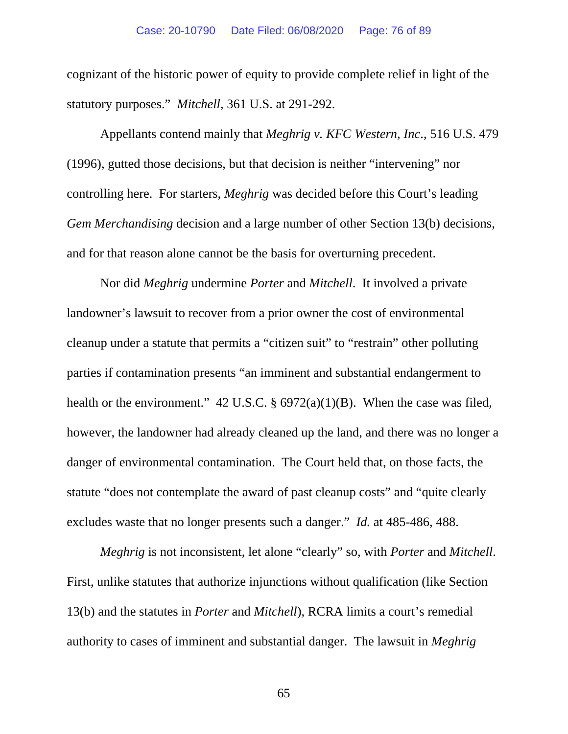cognizant of the historic power of equity to provide complete relief in light of the statutory purposes." *Mitchell*, 361 U.S. at 291-292.

Appellants contend mainly that *Meghrig v. KFC Western, Inc*., 516 U.S. 479 (1996), gutted those decisions, but that decision is neither "intervening" nor controlling here. For starters, *Meghrig* was decided before this Court's leading *Gem Merchandising* decision and a large number of other Section 13(b) decisions, and for that reason alone cannot be the basis for overturning precedent.

Nor did *Meghrig* undermine *Porter* and *Mitchell*. It involved a private landowner's lawsuit to recover from a prior owner the cost of environmental cleanup under a statute that permits a "citizen suit" to "restrain" other polluting parties if contamination presents "an imminent and substantial endangerment to health or the environment." 42 U.S.C. § 6972(a)(1)(B). When the case was filed, however, the landowner had already cleaned up the land, and there was no longer a danger of environmental contamination. The Court held that, on those facts, the statute "does not contemplate the award of past cleanup costs" and "quite clearly excludes waste that no longer presents such a danger." *Id.* at 485-486, 488.

*Meghrig* is not inconsistent, let alone "clearly" so, with *Porter* and *Mitchell*. First, unlike statutes that authorize injunctions without qualification (like Section 13(b) and the statutes in *Porter* and *Mitchell*), RCRA limits a court's remedial authority to cases of imminent and substantial danger. The lawsuit in *Meghrig*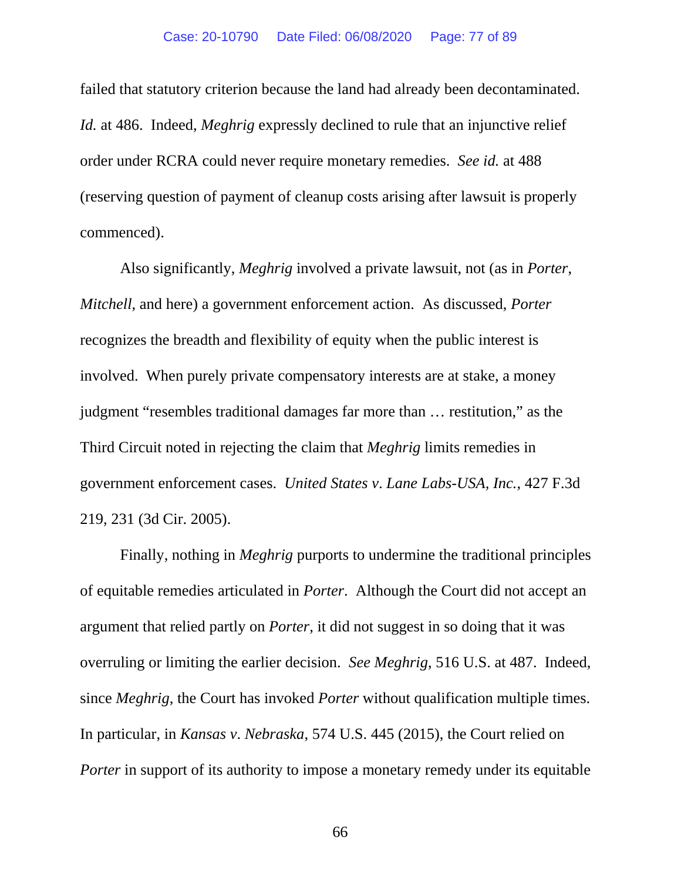failed that statutory criterion because the land had already been decontaminated. *Id.* at 486. Indeed, *Meghrig* expressly declined to rule that an injunctive relief order under RCRA could never require monetary remedies. *See id.* at 488 (reserving question of payment of cleanup costs arising after lawsuit is properly commenced).

Also significantly, *Meghrig* involved a private lawsuit, not (as in *Porter*, *Mitchell*, and here) a government enforcement action. As discussed, *Porter* recognizes the breadth and flexibility of equity when the public interest is involved. When purely private compensatory interests are at stake, a money judgment "resembles traditional damages far more than … restitution," as the Third Circuit noted in rejecting the claim that *Meghrig* limits remedies in government enforcement cases. *United States v. Lane Labs-USA, Inc.*, 427 F.3d 219, 231 (3d Cir. 2005).

Finally, nothing in *Meghrig* purports to undermine the traditional principles of equitable remedies articulated in *Porter*. Although the Court did not accept an argument that relied partly on *Porter*, it did not suggest in so doing that it was overruling or limiting the earlier decision. *See Meghrig*, 516 U.S. at 487. Indeed, since *Meghrig*, the Court has invoked *Porter* without qualification multiple times. In particular, in *Kansas v. Nebraska*, 574 U.S. 445 (2015), the Court relied on *Porter* in support of its authority to impose a monetary remedy under its equitable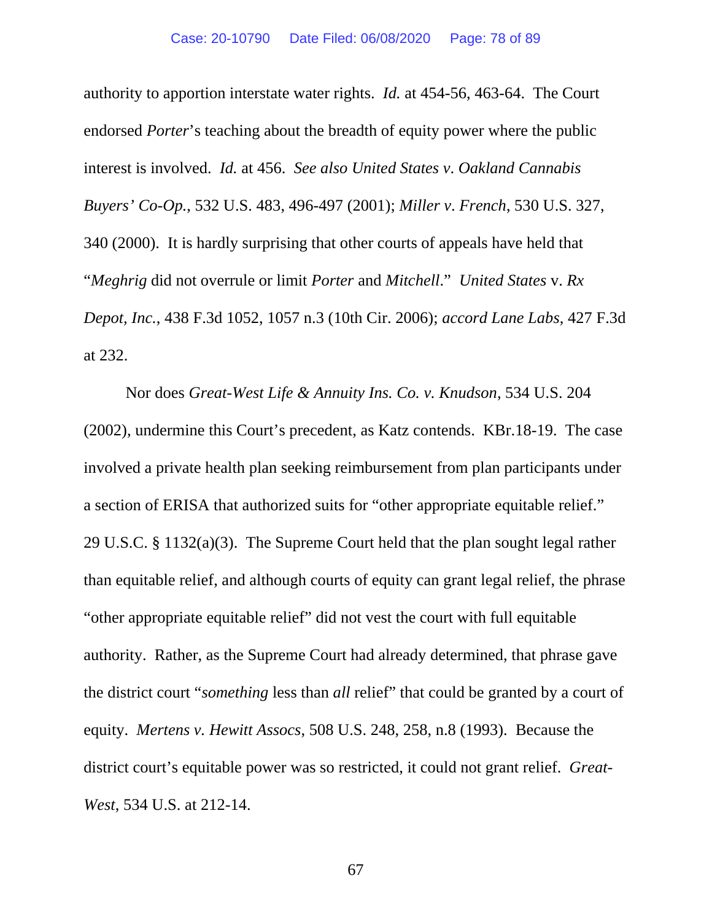authority to apportion interstate water rights. *Id.* at 454-56, 463-64. The Court endorsed *Porter*'s teaching about the breadth of equity power where the public interest is involved. *Id.* at 456. *See also United States v. Oakland Cannabis Buyers' Co-Op.*, 532 U.S. 483, 496-497 (2001); *Miller v. French*, 530 U.S. 327, 340 (2000). It is hardly surprising that other courts of appeals have held that "*Meghrig* did not overrule or limit *Porter* and *Mitchell*." *United States* v. *Rx Depot, Inc.*, 438 F.3d 1052, 1057 n.3 (10th Cir. 2006); *accord Lane Labs*, 427 F.3d at 232.

Nor does *Great-West Life & Annuity Ins. Co. v. Knudson*, 534 U.S. 204 (2002), undermine this Court's precedent, as Katz contends. KBr.18-19. The case involved a private health plan seeking reimbursement from plan participants under a section of ERISA that authorized suits for "other appropriate equitable relief." 29 U.S.C. § 1132(a)(3). The Supreme Court held that the plan sought legal rather than equitable relief, and although courts of equity can grant legal relief, the phrase "other appropriate equitable relief" did not vest the court with full equitable authority. Rather, as the Supreme Court had already determined, that phrase gave the district court "*something* less than *all* relief" that could be granted by a court of equity. *Mertens v. Hewitt Assocs*, 508 U.S. 248, 258, n.8 (1993). Because the district court's equitable power was so restricted, it could not grant relief. *Great-West*, 534 U.S. at 212-14.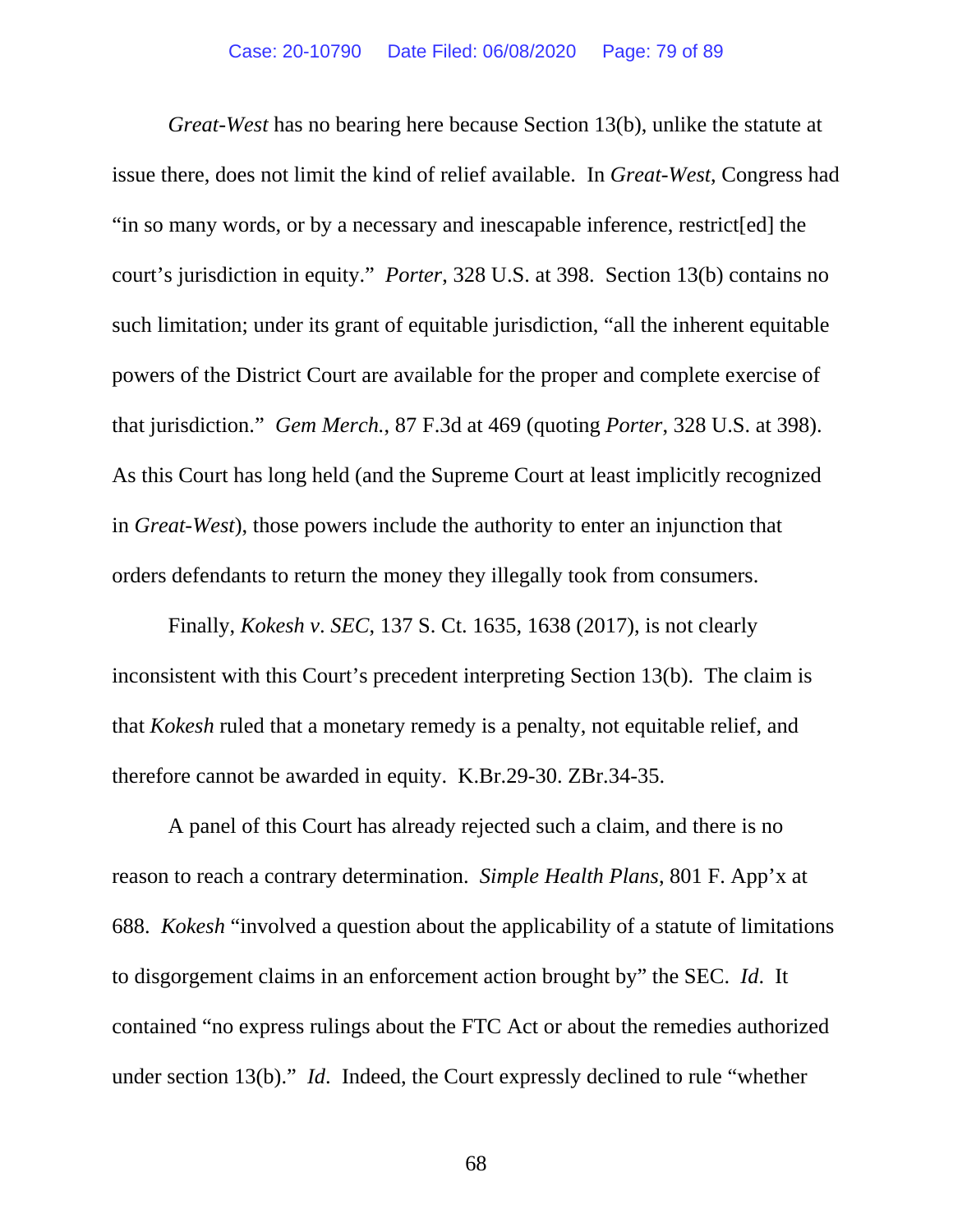*Great-West* has no bearing here because Section 13(b), unlike the statute at issue there, does not limit the kind of relief available. In *Great-West*, Congress had "in so many words, or by a necessary and inescapable inference, restrict[ed] the court's jurisdiction in equity." *Porter*, 328 U.S. at 398. Section 13(b) contains no such limitation; under its grant of equitable jurisdiction, "all the inherent equitable powers of the District Court are available for the proper and complete exercise of that jurisdiction." *Gem Merch.*, 87 F.3d at 469 (quoting *Porter*, 328 U.S. at 398). As this Court has long held (and the Supreme Court at least implicitly recognized in *Great-West*), those powers include the authority to enter an injunction that orders defendants to return the money they illegally took from consumers.

Finally, *Kokesh v. SEC*, 137 S. Ct. 1635, 1638 (2017), is not clearly inconsistent with this Court's precedent interpreting Section 13(b). The claim is that *Kokesh* ruled that a monetary remedy is a penalty, not equitable relief, and therefore cannot be awarded in equity. K.Br.29-30. ZBr.34-35.

A panel of this Court has already rejected such a claim, and there is no reason to reach a contrary determination. *Simple Health Plans*, 801 F. App'x at 688. *Kokesh* "involved a question about the applicability of a statute of limitations to disgorgement claims in an enforcement action brought by" the SEC. *Id*. It contained "no express rulings about the FTC Act or about the remedies authorized under section 13(b)." *Id*. Indeed, the Court expressly declined to rule "whether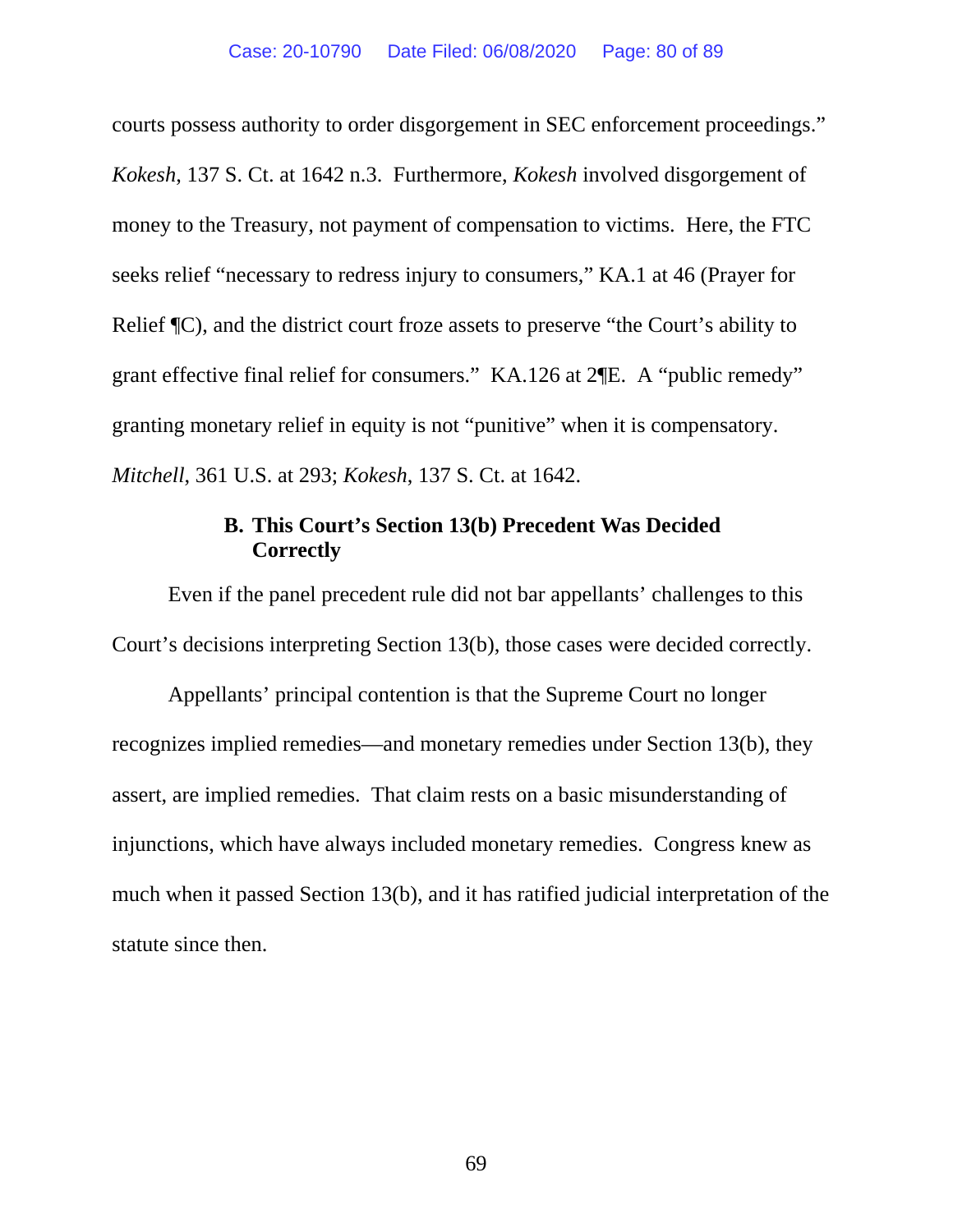courts possess authority to order disgorgement in SEC enforcement proceedings." *Kokesh*, 137 S. Ct. at 1642 n.3. Furthermore, *Kokesh* involved disgorgement of money to the Treasury, not payment of compensation to victims. Here, the FTC seeks relief "necessary to redress injury to consumers," KA.1 at 46 (Prayer for Relief ¶C), and the district court froze assets to preserve "the Court's ability to grant effective final relief for consumers." KA.126 at 2¶E. A "public remedy" granting monetary relief in equity is not "punitive" when it is compensatory. *Mitchell*, 361 U.S. at 293; *Kokesh*, 137 S. Ct. at 1642.

### B. This Court's Section 13(b) Precedent Was Decided Correctly

Even if the panel precedent rule did not bar appellants' challenges to this Court's decisions interpreting Section 13(b), those cases were decided correctly.

Appellants' principal contention is that the Supreme Court no longer recognizes implied remedies—and monetary remedies under Section 13(b), they assert, are implied remedies. That claim rests on a basic misunderstanding of injunctions, which have always included monetary remedies. Congress knew as much when it passed Section 13(b), and it has ratified judicial interpretation of the statute since then.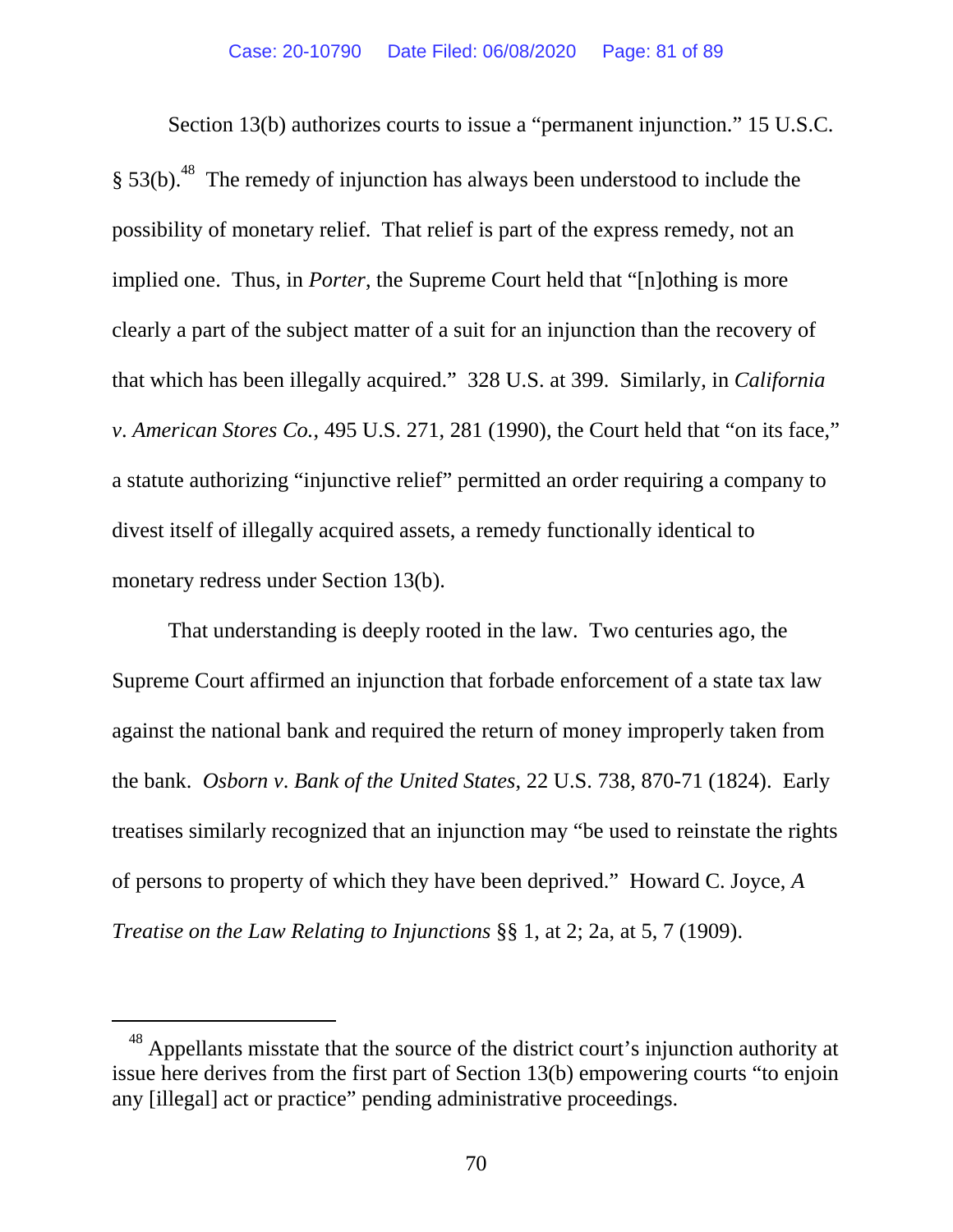Section 13(b) authorizes courts to issue a "permanent injunction." 15 U.S.C. § 53(b).[48] The remedy of injunction has always been understood to include the possibility of monetary relief. That relief is part of the express remedy, not an implied one. Thus, in *Porter*, the Supreme Court held that "[n]othing is more clearly a part of the subject matter of a suit for an injunction than the recovery of that which has been illegally acquired." 328 U.S. at 399. Similarly, in *California v. American Stores Co.*, 495 U.S. 271, 281 (1990), the Court held that "on its face," a statute authorizing "injunctive relief" permitted an order requiring a company to divest itself of illegally acquired assets, a remedy functionally identical to monetary redress under Section 13(b).

That understanding is deeply rooted in the law. Two centuries ago, the Supreme Court affirmed an injunction that forbade enforcement of a state tax law against the national bank and required the return of money improperly taken from the bank. *Osborn v. Bank of the United States*, 22 U.S. 738, 870-71 (1824). Early treatises similarly recognized that an injunction may "be used to reinstate the rights of persons to property of which they have been deprived." Howard C. Joyce, *A Treatise on the Law Relating to Injunctions* §§ 1, at 2; 2a, at 5, 7 (1909).

---

[48] Appellants misstate that the source of the district court's injunction authority at issue here derives from the first part of Section 13(b) empowering courts "to enjoin any [illegal] act or practice" pending administrative proceedings.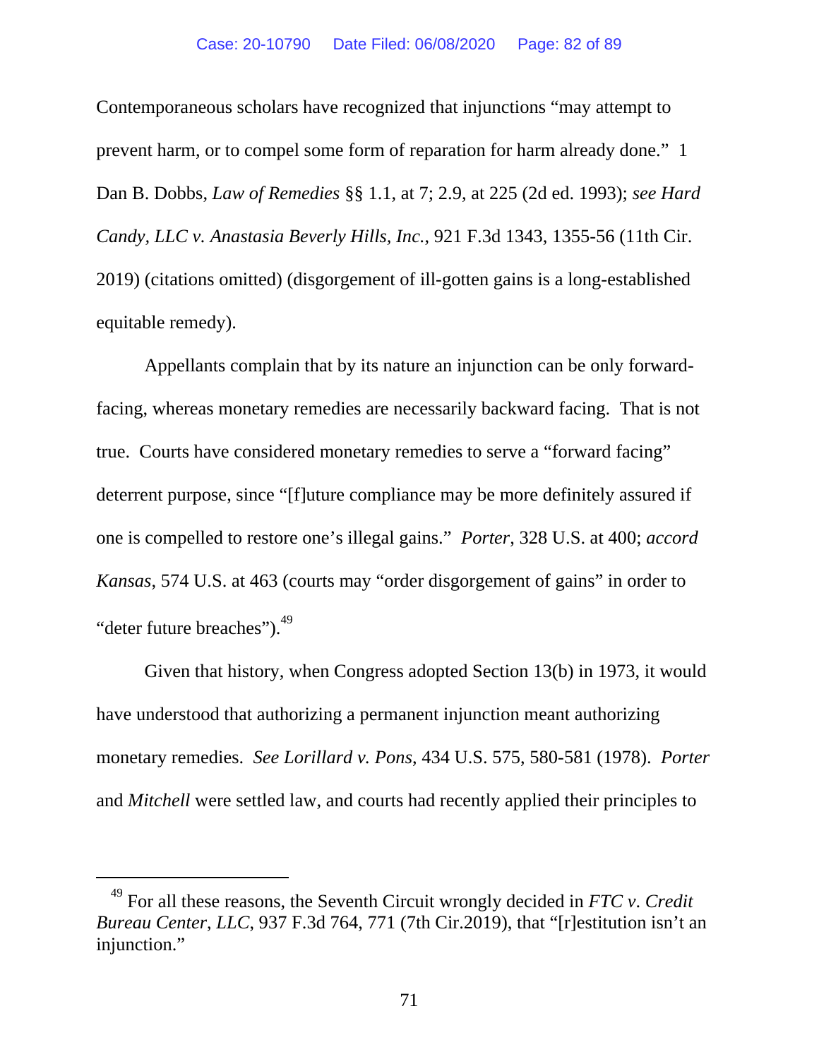Contemporaneous scholars have recognized that injunctions "may attempt to prevent harm, or to compel some form of reparation for harm already done." 1 Dan B. Dobbs, *Law of Remedies* §§ 1.1, at 7; 2.9, at 225 (2d ed. 1993); *see Hard Candy, LLC v. Anastasia Beverly Hills, Inc.*, 921 F.3d 1343, 1355-56 (11th Cir. 2019) (citations omitted) (disgorgement of ill-gotten gains is a long-established equitable remedy).

Appellants complain that by its nature an injunction can be only forward-facing, whereas monetary remedies are necessarily backward facing. That is not true. Courts have considered monetary remedies to serve a "forward facing" deterrent purpose, since "[f]uture compliance may be more definitely assured if one is compelled to restore one's illegal gains." *Porter*, 328 U.S. at 400; *accord Kansas*, 574 U.S. at 463 (courts may "order disgorgement of gains" in order to "deter future breaches").[49]

Given that history, when Congress adopted Section 13(b) in 1973, it would have understood that authorizing a permanent injunction meant authorizing monetary remedies. *See Lorillard v. Pons*, 434 U.S. 575, 580-581 (1978). *Porter* and *Mitchell* were settled law, and courts had recently applied their principles to

---

[49] For all these reasons, the Seventh Circuit wrongly decided in *FTC v. Credit Bureau Center, LLC*, 937 F.3d 764, 771 (7th Cir.2019), that "[r]estitution isn't an injunction."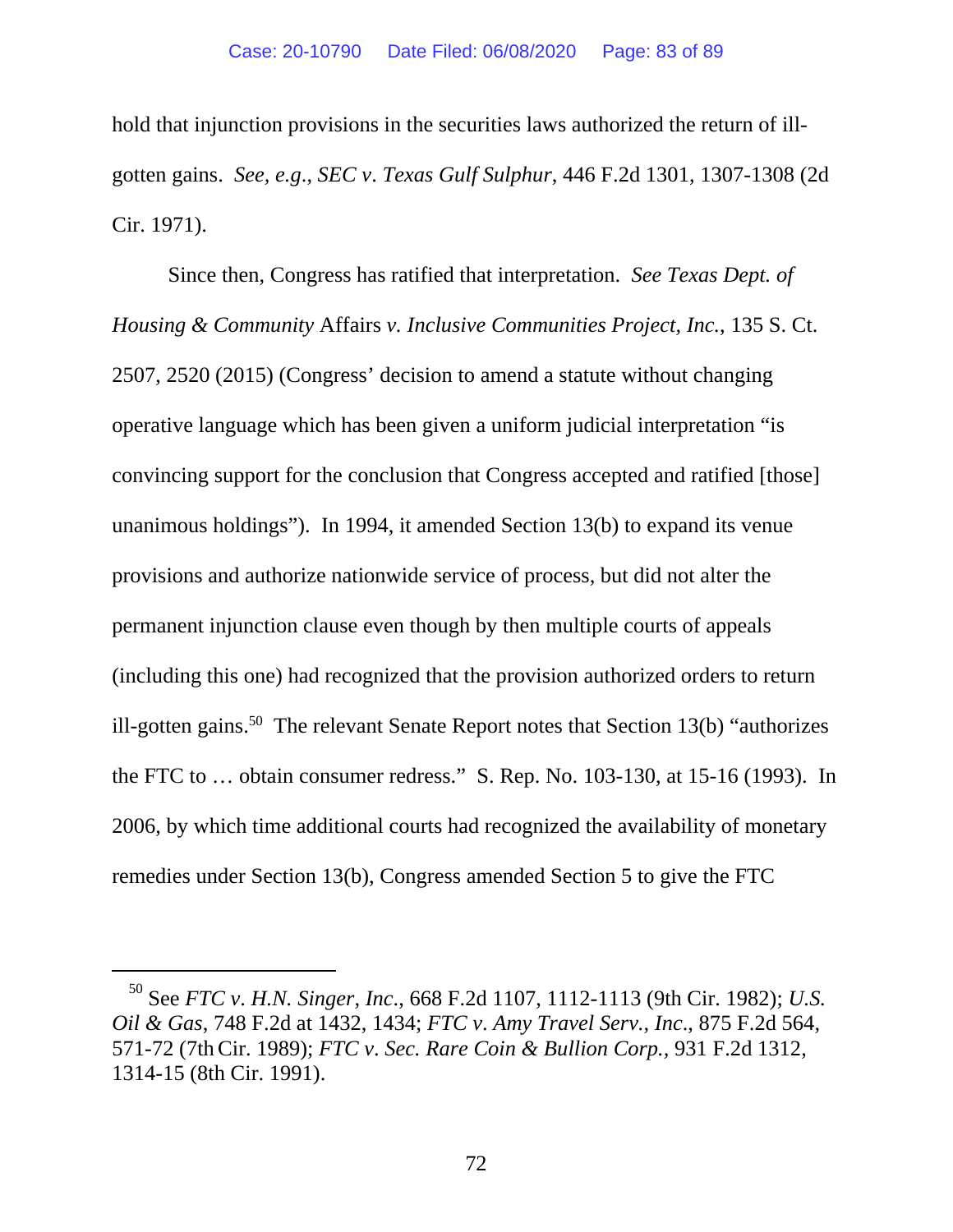hold that injunction provisions in the securities laws authorized the return of ill-gotten gains. *See, e.g.*, *SEC v. Texas Gulf Sulphur*, 446 F.2d 1301, 1307-1308 (2d Cir. 1971).

Since then, Congress has ratified that interpretation. *See Texas Dept. of Housing & Community* Affairs *v. Inclusive Communities Project, Inc.*, 135 S. Ct. 2507, 2520 (2015) (Congress' decision to amend a statute without changing operative language which has been given a uniform judicial interpretation "is convincing support for the conclusion that Congress accepted and ratified [those] unanimous holdings"). In 1994, it amended Section 13(b) to expand its venue provisions and authorize nationwide service of process, but did not alter the permanent injunction clause even though by then multiple courts of appeals (including this one) had recognized that the provision authorized orders to return ill-gotten gains.[50] The relevant Senate Report notes that Section 13(b) "authorizes the FTC to … obtain consumer redress." S. Rep. No. 103-130, at 15-16 (1993). In 2006, by which time additional courts had recognized the availability of monetary remedies under Section 13(b), Congress amended Section 5 to give the FTC

[50] See *FTC v. H.N. Singer, Inc.*, 668 F.2d 1107, 1112-1113 (9th Cir. 1982); *U.S. Oil & Gas*, 748 F.2d at 1432, 1434; *FTC v. Amy Travel Serv., Inc.*, 875 F.2d 564, 571-72 (7th Cir. 1989); *FTC v. Sec. Rare Coin & Bullion Corp.*, 931 F.2d 1312, 1314-15 (8th Cir. 1991).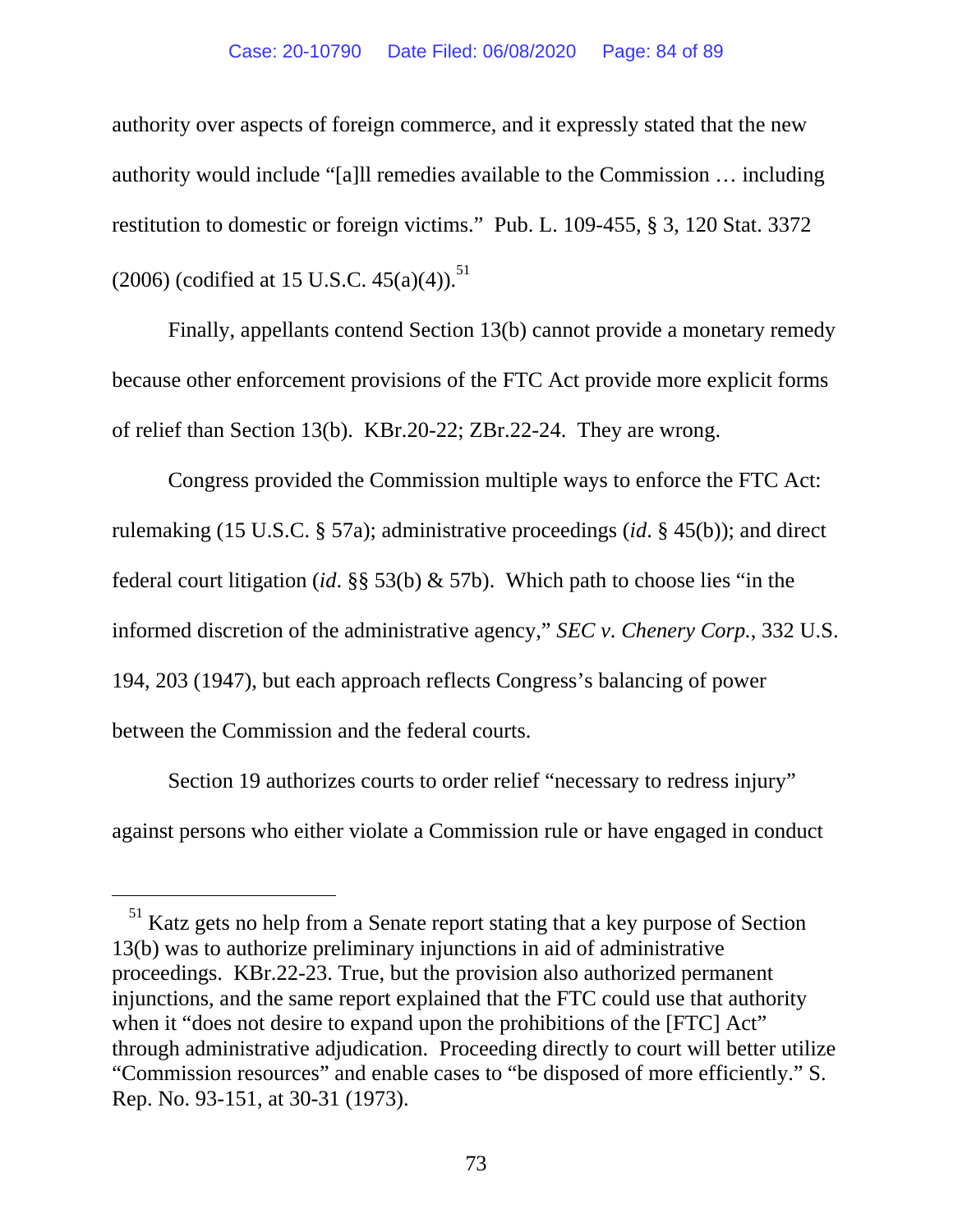authority over aspects of foreign commerce, and it expressly stated that the new authority would include "[a]ll remedies available to the Commission … including restitution to domestic or foreign victims." Pub. L. 109-455, § 3, 120 Stat. 3372 (2006) (codified at 15 U.S.C. 45(a)(4)).[51]

Finally, appellants contend Section 13(b) cannot provide a monetary remedy because other enforcement provisions of the FTC Act provide more explicit forms of relief than Section 13(b). KBr.20-22; ZBr.22-24. They are wrong.

Congress provided the Commission multiple ways to enforce the FTC Act: rulemaking (15 U.S.C. § 57a); administrative proceedings (*id*. § 45(b)); and direct federal court litigation (*id*. §§ 53(b) & 57b). Which path to choose lies "in the informed discretion of the administrative agency," *SEC v. Chenery Corp.*, 332 U.S. 194, 203 (1947), but each approach reflects Congress's balancing of power between the Commission and the federal courts.

Section 19 authorizes courts to order relief "necessary to redress injury" against persons who either violate a Commission rule or have engaged in conduct

---

[51] Katz gets no help from a Senate report stating that a key purpose of Section 13(b) was to authorize preliminary injunctions in aid of administrative proceedings. KBr.22-23. True, but the provision also authorized permanent injunctions, and the same report explained that the FTC could use that authority when it "does not desire to expand upon the prohibitions of the [FTC] Act" through administrative adjudication. Proceeding directly to court will better utilize "Commission resources" and enable cases to "be disposed of more efficiently." S. Rep. No. 93-151, at 30-31 (1973).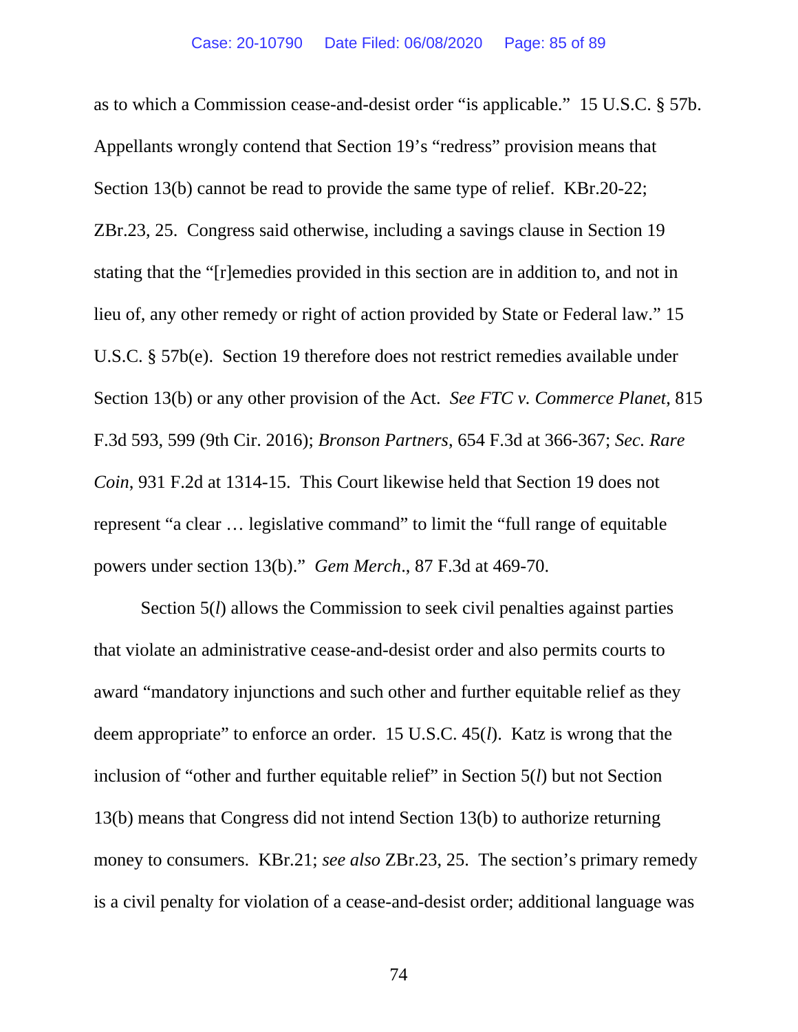as to which a Commission cease-and-desist order "is applicable." 15 U.S.C. § 57b. Appellants wrongly contend that Section 19's "redress" provision means that Section 13(b) cannot be read to provide the same type of relief. KBr.20-22; ZBr.23, 25. Congress said otherwise, including a savings clause in Section 19 stating that the "[r]emedies provided in this section are in addition to, and not in lieu of, any other remedy or right of action provided by State or Federal law." 15 U.S.C. § 57b(e). Section 19 therefore does not restrict remedies available under Section 13(b) or any other provision of the Act. *See FTC v. Commerce Planet*, 815 F.3d 593, 599 (9th Cir. 2016); *Bronson Partners*, 654 F.3d at 366-367; *Sec. Rare Coin*, 931 F.2d at 1314-15. This Court likewise held that Section 19 does not represent "a clear … legislative command" to limit the "full range of equitable powers under section 13(b)." *Gem Merch*., 87 F.3d at 469-70.

Section 5(*l*) allows the Commission to seek civil penalties against parties that violate an administrative cease-and-desist order and also permits courts to award "mandatory injunctions and such other and further equitable relief as they deem appropriate" to enforce an order. 15 U.S.C. 45(*l*). Katz is wrong that the inclusion of "other and further equitable relief" in Section 5(*l*) but not Section 13(b) means that Congress did not intend Section 13(b) to authorize returning money to consumers. KBr.21; *see also* ZBr.23, 25. The section's primary remedy is a civil penalty for violation of a cease-and-desist order; additional language was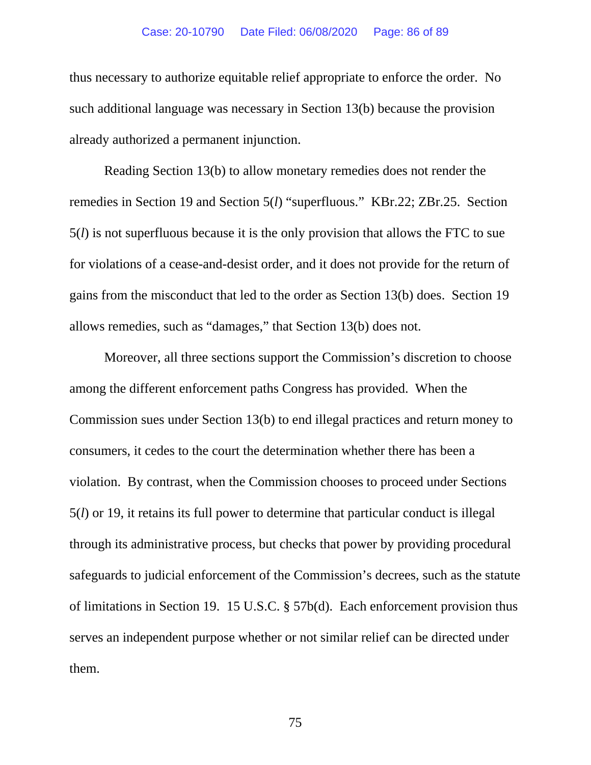thus necessary to authorize equitable relief appropriate to enforce the order. No such additional language was necessary in Section 13(b) because the provision already authorized a permanent injunction.

Reading Section 13(b) to allow monetary remedies does not render the remedies in Section 19 and Section 5(*l*) "superfluous." KBr.22; ZBr.25. Section 5(*l*) is not superfluous because it is the only provision that allows the FTC to sue for violations of a cease-and-desist order, and it does not provide for the return of gains from the misconduct that led to the order as Section 13(b) does. Section 19 allows remedies, such as "damages," that Section 13(b) does not.

Moreover, all three sections support the Commission's discretion to choose among the different enforcement paths Congress has provided. When the Commission sues under Section 13(b) to end illegal practices and return money to consumers, it cedes to the court the determination whether there has been a violation. By contrast, when the Commission chooses to proceed under Sections 5(*l*) or 19, it retains its full power to determine that particular conduct is illegal through its administrative process, but checks that power by providing procedural safeguards to judicial enforcement of the Commission's decrees, such as the statute of limitations in Section 19. 15 U.S.C. § 57b(d). Each enforcement provision thus serves an independent purpose whether or not similar relief can be directed under them.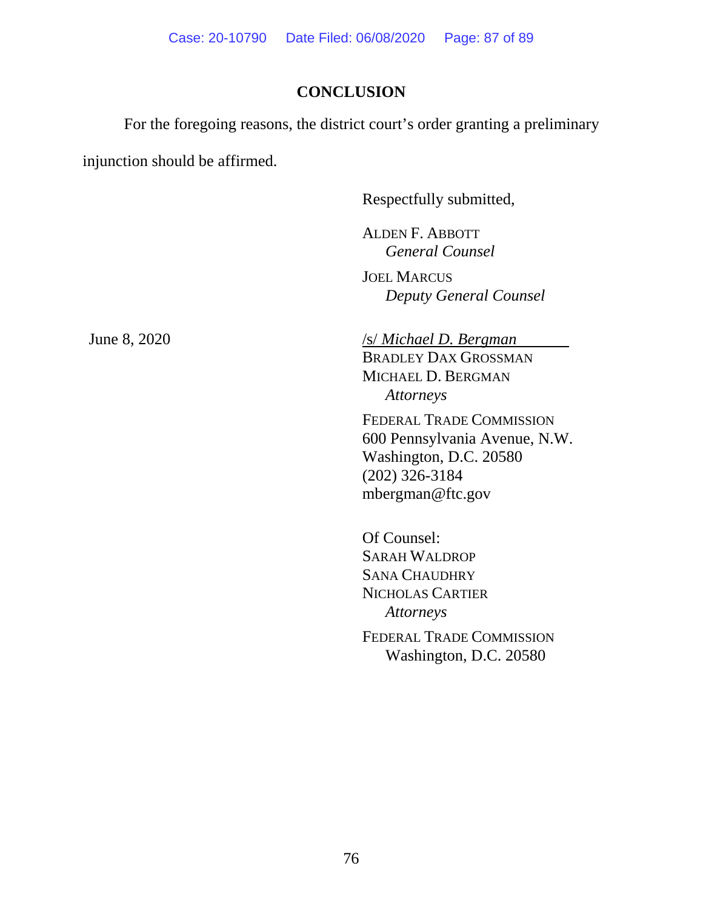## CONCLUSION

For the foregoing reasons, the district court's order granting a preliminary injunction should be affirmed.

Respectfully submitted,

ALDEN F. ABBOTT
*General Counsel*

JOEL MARCUS
*Deputy General Counsel*

June 8, 2020

/s/ *Michael D. Bergman*
BRADLEY DAX GROSSMAN
MICHAEL D. BERGMAN
*Attorneys*

FEDERAL TRADE COMMISSION
600 Pennsylvania Avenue, N.W.
Washington, D.C. 20580
(202) 326-3184
mbergman@ftc.gov

Of Counsel:
SARAH WALDROP
SANA CHAUDHRY
NICHOLAS CARTIER
*Attorneys*

FEDERAL TRADE COMMISSION
Washington, D.C. 20580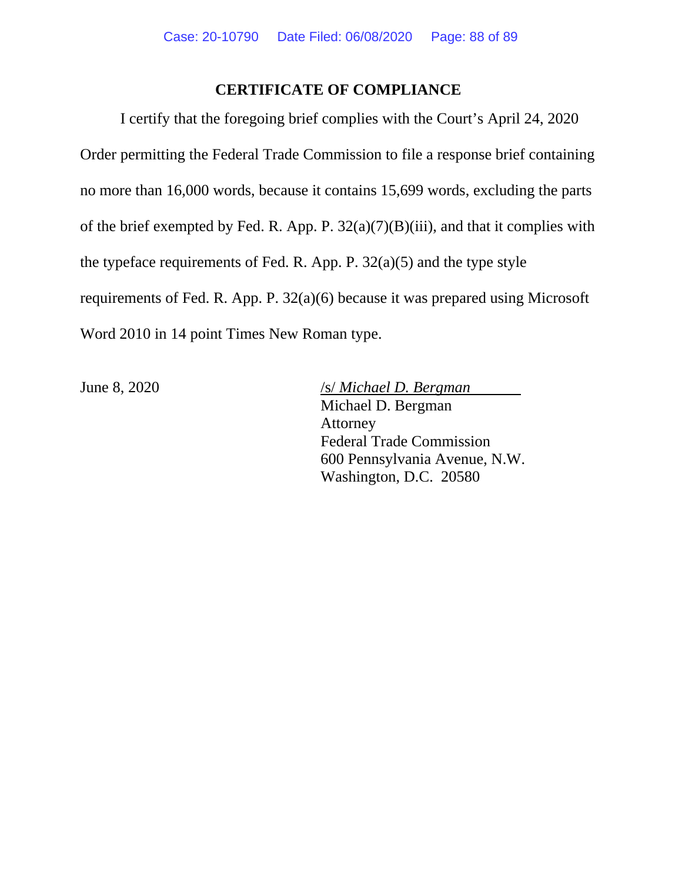## CERTIFICATE OF COMPLIANCE

I certify that the foregoing brief complies with the Court's April 24, 2020 Order permitting the Federal Trade Commission to file a response brief containing no more than 16,000 words, because it contains 15,699 words, excluding the parts of the brief exempted by Fed. R. App. P. 32(a)(7)(B)(iii), and that it complies with the typeface requirements of Fed. R. App. P. 32(a)(5) and the type style requirements of Fed. R. App. P. 32(a)(6) because it was prepared using Microsoft Word 2010 in 14 point Times New Roman type.

June 8, 2020

/s/ *Michael D. Bergman*  
Michael D. Bergman  
Attorney  
Federal Trade Commission  
600 Pennsylvania Avenue, N.W.  
Washington, D.C. 20580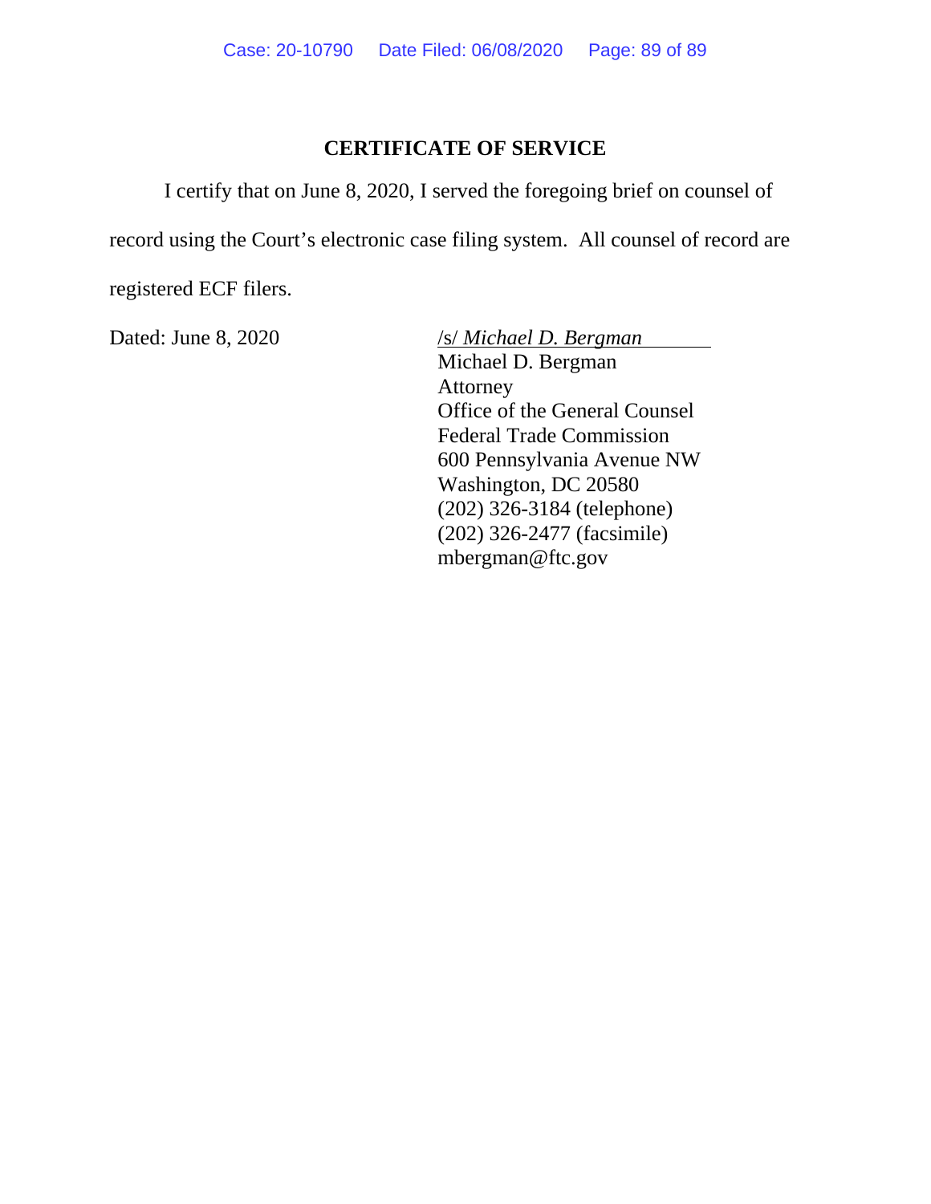## CERTIFICATE OF SERVICE

I certify that on June 8, 2020, I served the foregoing brief on counsel of record using the Court's electronic case filing system. All counsel of record are registered ECF filers.

Dated: June 8, 2020

/s/ *Michael D. Bergman*
Michael D. Bergman
Attorney
Office of the General Counsel
Federal Trade Commission
600 Pennsylvania Avenue NW
Washington, DC 20580
(202) 326-3184 (telephone)
(202) 326-2477 (facsimile)
mbergman@ftc.gov